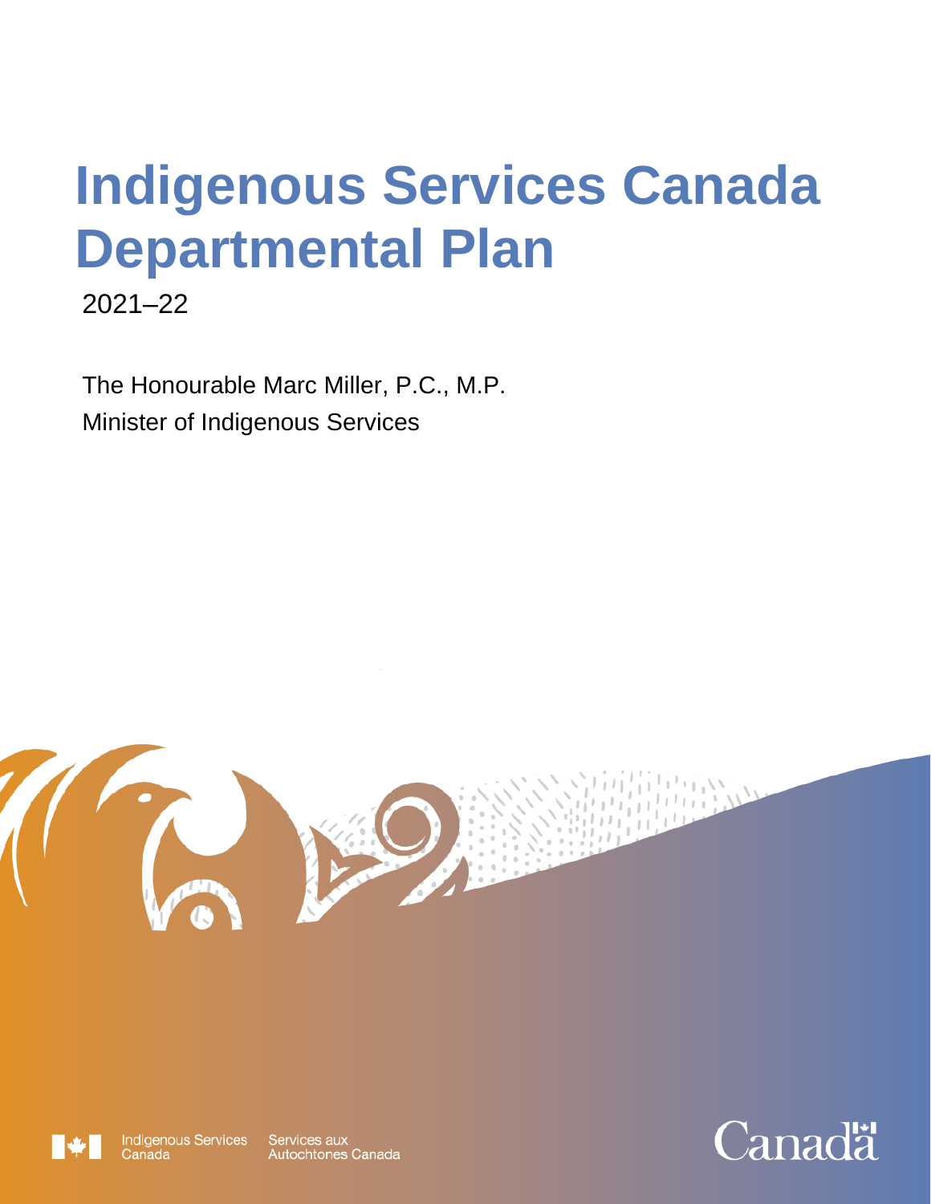# Indigenous Services Canada Departmental Plan

2021–22

The Honourable Marc Miller, P.C., M.P.
Minister of Indigenous Services

Indigenous Services Canada | Services aux Autochtones Canada

Canada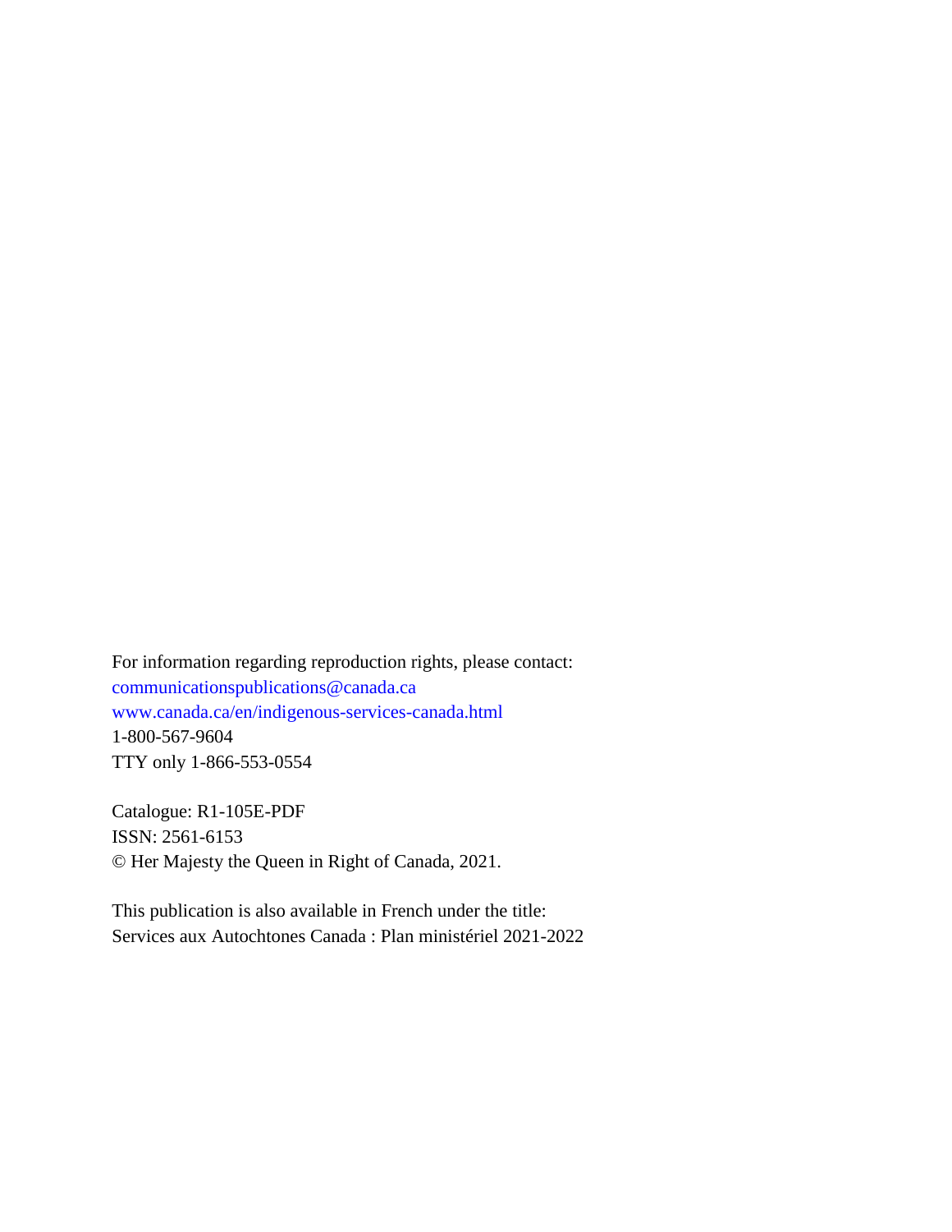For information regarding reproduction rights, please contact:
communicationspublications@canada.ca
www.canada.ca/en/indigenous-services-canada.html
1-800-567-9604
TTY only 1-866-553-0554

Catalogue: R1-105E-PDF
ISSN: 2561-6153
© Her Majesty the Queen in Right of Canada, 2021.

This publication is also available in French under the title:
Services aux Autochtones Canada : Plan ministériel 2021-2022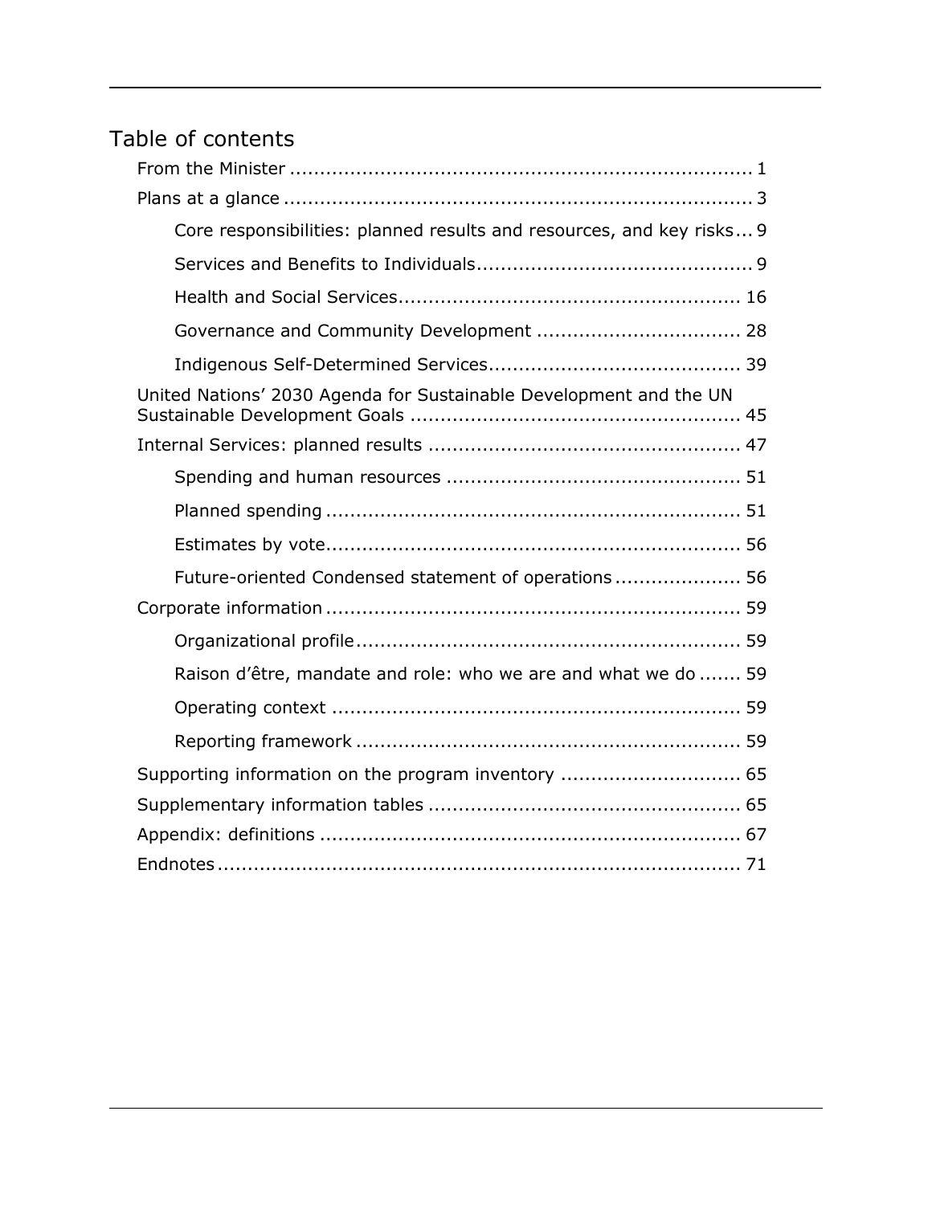# Table of contents

- From the Minister ........................................................................... 1
- Plans at a glance ............................................................................. 3
  - Core responsibilities: planned results and resources, and key risks... 9
  - Services and Benefits to Individuals............................................. 9
  - Health and Social Services......................................................... 16
  - Governance and Community Development .................................. 28
  - Indigenous Self-Determined Services......................................... 39
- United Nations' 2030 Agenda for Sustainable Development and the UN Sustainable Development Goals ...................................................... 45
- Internal Services: planned results ................................................... 47
  - Spending and human resources ................................................ 51
  - Planned spending .................................................................... 51
  - Estimates by vote.................................................................... 56
  - Future-oriented Condensed statement of operations ..................... 56
- Corporate information .................................................................... 59
  - Organizational profile................................................................ 59
  - Raison d'être, mandate and role: who we are and what we do ....... 59
  - Operating context .................................................................... 59
  - Reporting framework ................................................................ 59
- Supporting information on the program inventory .............................. 65
- Supplementary information tables ................................................... 65
- Appendix: definitions ..................................................................... 67
- Endnotes ....................................................................................... 71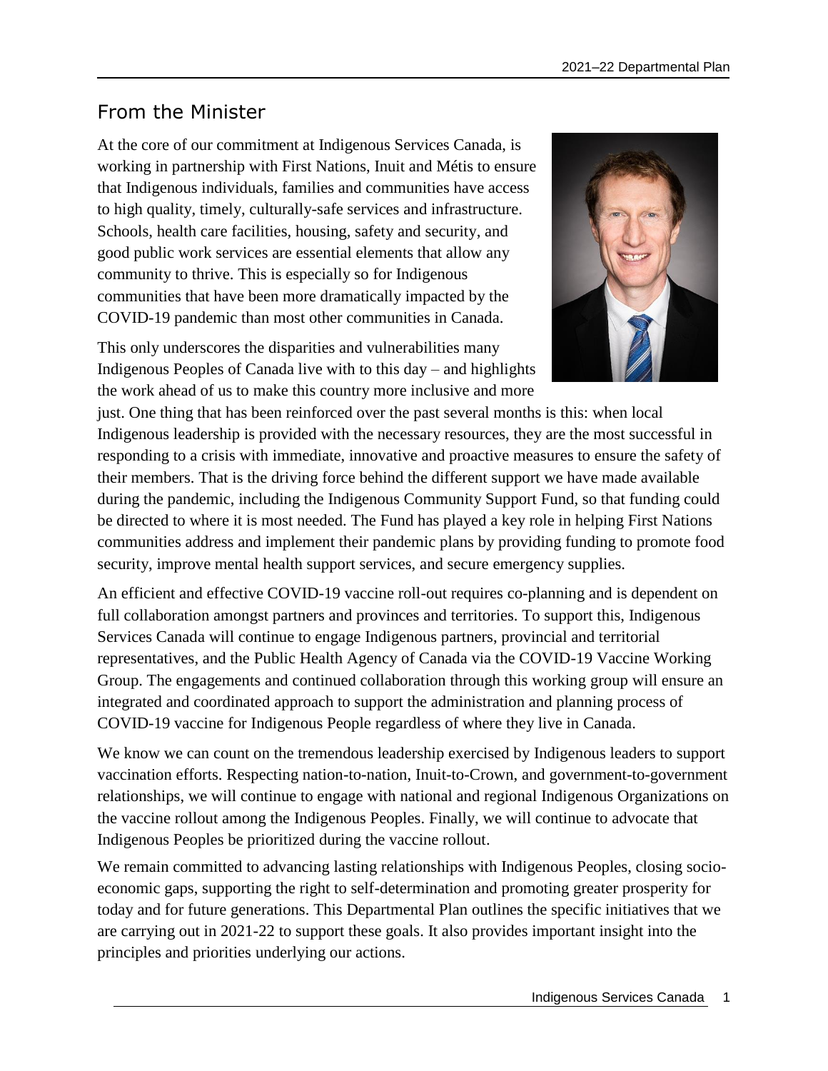## From the Minister

At the core of our commitment at Indigenous Services Canada, is working in partnership with First Nations, Inuit and Métis to ensure that Indigenous individuals, families and communities have access to high quality, timely, culturally-safe services and infrastructure. Schools, health care facilities, housing, safety and security, and good public work services are essential elements that allow any community to thrive. This is especially so for Indigenous communities that have been more dramatically impacted by the COVID-19 pandemic than most other communities in Canada.

This only underscores the disparities and vulnerabilities many Indigenous Peoples of Canada live with to this day – and highlights the work ahead of us to make this country more inclusive and more just. One thing that has been reinforced over the past several months is this: when local Indigenous leadership is provided with the necessary resources, they are the most successful in responding to a crisis with immediate, innovative and proactive measures to ensure the safety of their members. That is the driving force behind the different support we have made available during the pandemic, including the Indigenous Community Support Fund, so that funding could be directed to where it is most needed. The Fund has played a key role in helping First Nations communities address and implement their pandemic plans by providing funding to promote food security, improve mental health support services, and secure emergency supplies.

An efficient and effective COVID-19 vaccine roll-out requires co-planning and is dependent on full collaboration amongst partners and provinces and territories. To support this, Indigenous Services Canada will continue to engage Indigenous partners, provincial and territorial representatives, and the Public Health Agency of Canada via the COVID-19 Vaccine Working Group. The engagements and continued collaboration through this working group will ensure an integrated and coordinated approach to support the administration and planning process of COVID-19 vaccine for Indigenous People regardless of where they live in Canada.

We know we can count on the tremendous leadership exercised by Indigenous leaders to support vaccination efforts. Respecting nation-to-nation, Inuit-to-Crown, and government-to-government relationships, we will continue to engage with national and regional Indigenous Organizations on the vaccine rollout among the Indigenous Peoples. Finally, we will continue to advocate that Indigenous Peoples be prioritized during the vaccine rollout.

We remain committed to advancing lasting relationships with Indigenous Peoples, closing socio-economic gaps, supporting the right to self-determination and promoting greater prosperity for today and for future generations. This Departmental Plan outlines the specific initiatives that we are carrying out in 2021-22 to support these goals. It also provides important insight into the principles and priorities underlying our actions.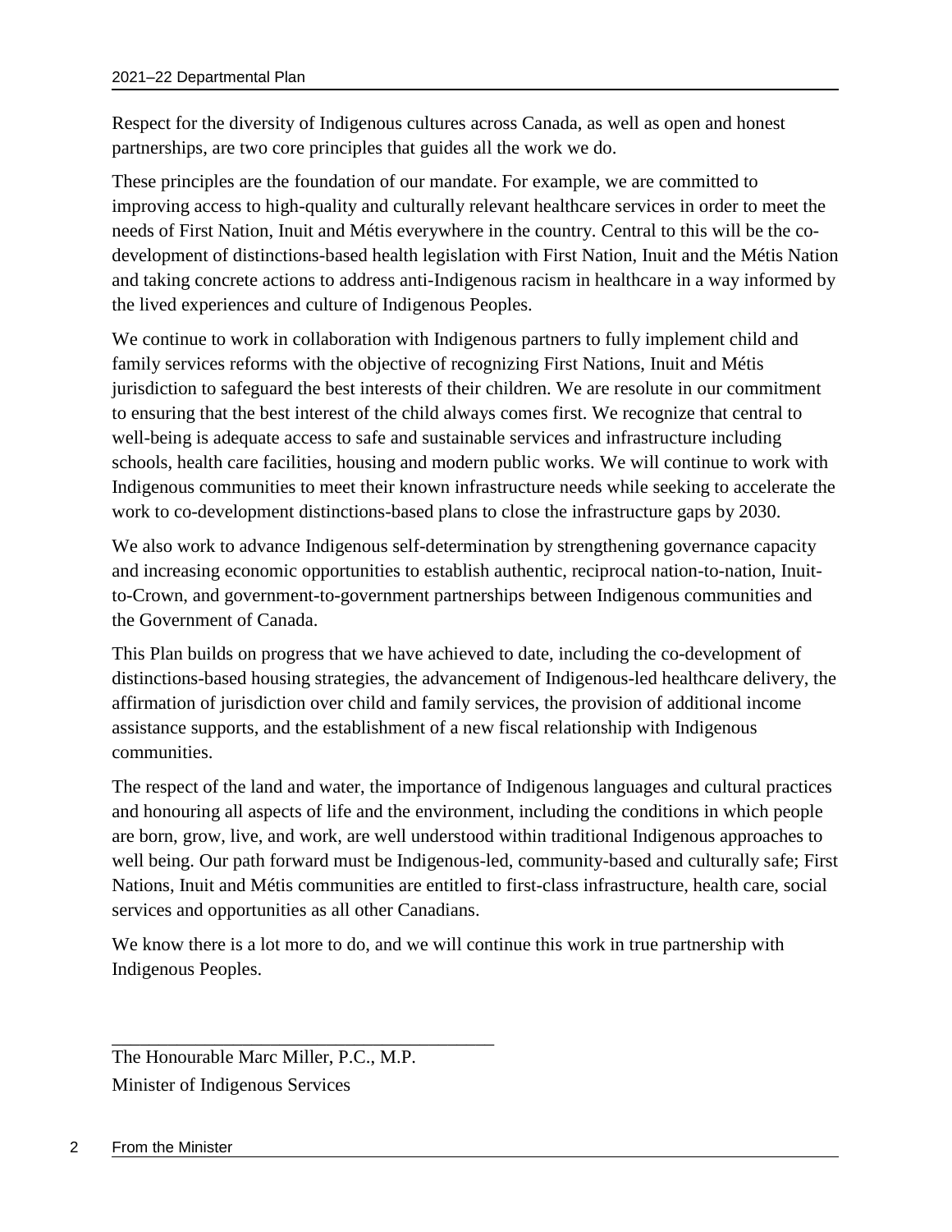Respect for the diversity of Indigenous cultures across Canada, as well as open and honest partnerships, are two core principles that guides all the work we do.

These principles are the foundation of our mandate. For example, we are committed to improving access to high-quality and culturally relevant healthcare services in order to meet the needs of First Nation, Inuit and Métis everywhere in the country. Central to this will be the co-development of distinctions-based health legislation with First Nation, Inuit and the Métis Nation and taking concrete actions to address anti-Indigenous racism in healthcare in a way informed by the lived experiences and culture of Indigenous Peoples.

We continue to work in collaboration with Indigenous partners to fully implement child and family services reforms with the objective of recognizing First Nations, Inuit and Métis jurisdiction to safeguard the best interests of their children. We are resolute in our commitment to ensuring that the best interest of the child always comes first. We recognize that central to well-being is adequate access to safe and sustainable services and infrastructure including schools, health care facilities, housing and modern public works. We will continue to work with Indigenous communities to meet their known infrastructure needs while seeking to accelerate the work to co-development distinctions-based plans to close the infrastructure gaps by 2030.

We also work to advance Indigenous self-determination by strengthening governance capacity and increasing economic opportunities to establish authentic, reciprocal nation-to-nation, Inuit-to-Crown, and government-to-government partnerships between Indigenous communities and the Government of Canada.

This Plan builds on progress that we have achieved to date, including the co-development of distinctions-based housing strategies, the advancement of Indigenous-led healthcare delivery, the affirmation of jurisdiction over child and family services, the provision of additional income assistance supports, and the establishment of a new fiscal relationship with Indigenous communities.

The respect of the land and water, the importance of Indigenous languages and cultural practices and honouring all aspects of life and the environment, including the conditions in which people are born, grow, live, and work, are well understood within traditional Indigenous approaches to well being. Our path forward must be Indigenous-led, community-based and culturally safe; First Nations, Inuit and Métis communities are entitled to first-class infrastructure, health care, social services and opportunities as all other Canadians.

We know there is a lot more to do, and we will continue this work in true partnership with Indigenous Peoples.

\_\_\_\_\_\_\_\_\_\_\_\_\_\_\_\_\_\_\_\_\_\_\_\_\_\_\_\_\_\_\_\_\_\_\_\_\_\_\_\_

The Honourable Marc Miller, P.C., M.P.

Minister of Indigenous Services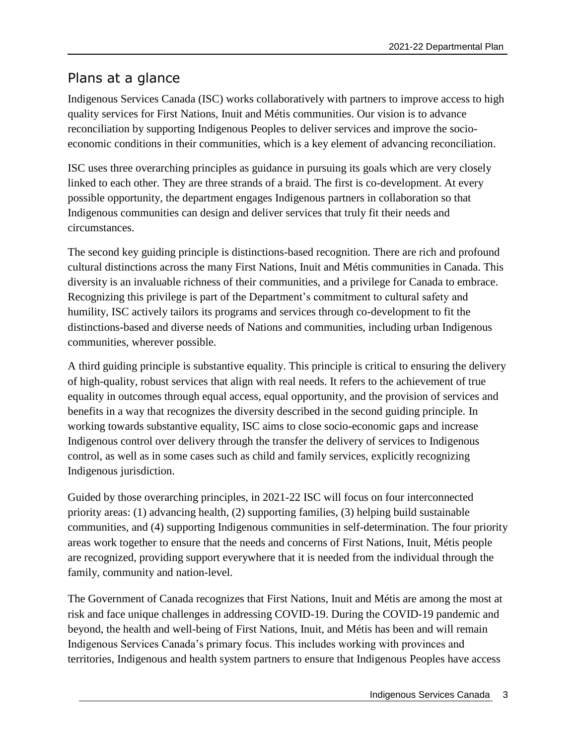## Plans at a glance

Indigenous Services Canada (ISC) works collaboratively with partners to improve access to high quality services for First Nations, Inuit and Métis communities. Our vision is to advance reconciliation by supporting Indigenous Peoples to deliver services and improve the socio-economic conditions in their communities, which is a key element of advancing reconciliation.

ISC uses three overarching principles as guidance in pursuing its goals which are very closely linked to each other. They are three strands of a braid. The first is co-development. At every possible opportunity, the department engages Indigenous partners in collaboration so that Indigenous communities can design and deliver services that truly fit their needs and circumstances.

The second key guiding principle is distinctions-based recognition. There are rich and profound cultural distinctions across the many First Nations, Inuit and Métis communities in Canada. This diversity is an invaluable richness of their communities, and a privilege for Canada to embrace. Recognizing this privilege is part of the Department's commitment to cultural safety and humility, ISC actively tailors its programs and services through co-development to fit the distinctions-based and diverse needs of Nations and communities, including urban Indigenous communities, wherever possible.

A third guiding principle is substantive equality. This principle is critical to ensuring the delivery of high-quality, robust services that align with real needs. It refers to the achievement of true equality in outcomes through equal access, equal opportunity, and the provision of services and benefits in a way that recognizes the diversity described in the second guiding principle. In working towards substantive equality, ISC aims to close socio-economic gaps and increase Indigenous control over delivery through the transfer the delivery of services to Indigenous control, as well as in some cases such as child and family services, explicitly recognizing Indigenous jurisdiction.

Guided by those overarching principles, in 2021-22 ISC will focus on four interconnected priority areas: (1) advancing health, (2) supporting families, (3) helping build sustainable communities, and (4) supporting Indigenous communities in self-determination. The four priority areas work together to ensure that the needs and concerns of First Nations, Inuit, Métis people are recognized, providing support everywhere that it is needed from the individual through the family, community and nation-level.

The Government of Canada recognizes that First Nations, Inuit and Métis are among the most at risk and face unique challenges in addressing COVID-19. During the COVID-19 pandemic and beyond, the health and well-being of First Nations, Inuit, and Métis has been and will remain Indigenous Services Canada's primary focus. This includes working with provinces and territories, Indigenous and health system partners to ensure that Indigenous Peoples have access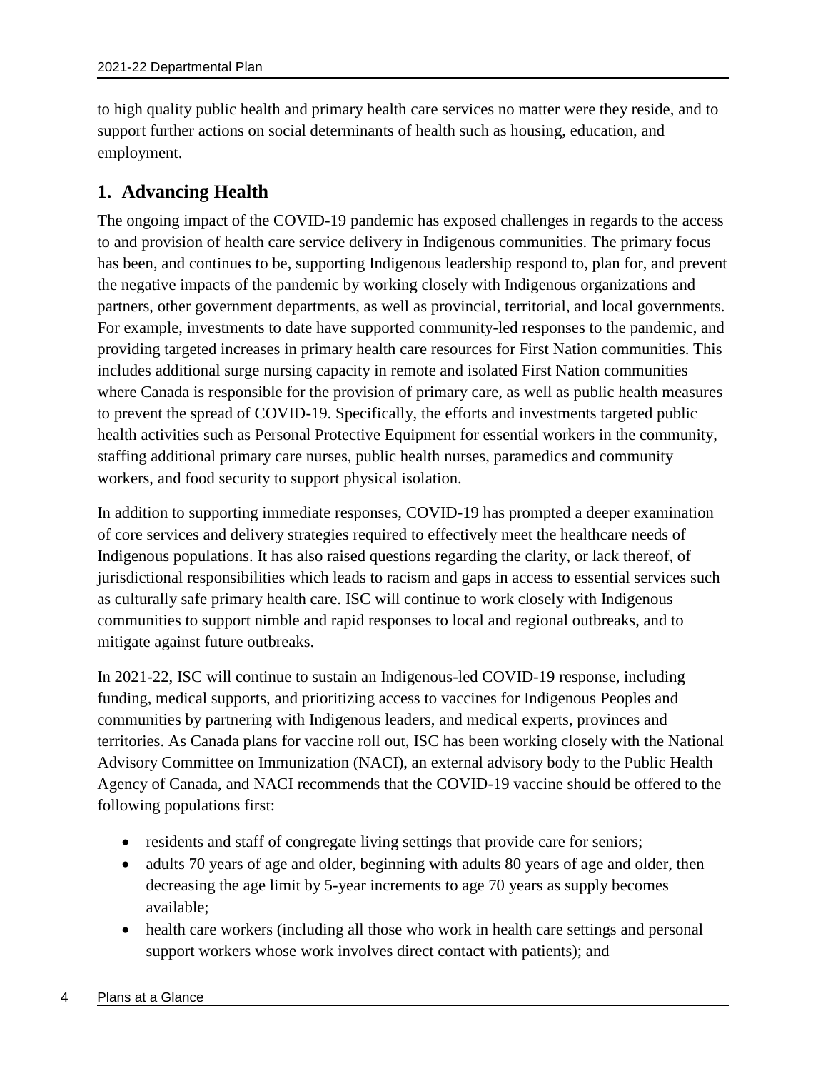to high quality public health and primary health care services no matter were they reside, and to support further actions on social determinants of health such as housing, education, and employment.

## 1. Advancing Health

The ongoing impact of the COVID-19 pandemic has exposed challenges in regards to the access to and provision of health care service delivery in Indigenous communities. The primary focus has been, and continues to be, supporting Indigenous leadership respond to, plan for, and prevent the negative impacts of the pandemic by working closely with Indigenous organizations and partners, other government departments, as well as provincial, territorial, and local governments. For example, investments to date have supported community-led responses to the pandemic, and providing targeted increases in primary health care resources for First Nation communities. This includes additional surge nursing capacity in remote and isolated First Nation communities where Canada is responsible for the provision of primary care, as well as public health measures to prevent the spread of COVID-19. Specifically, the efforts and investments targeted public health activities such as Personal Protective Equipment for essential workers in the community, staffing additional primary care nurses, public health nurses, paramedics and community workers, and food security to support physical isolation.

In addition to supporting immediate responses, COVID-19 has prompted a deeper examination of core services and delivery strategies required to effectively meet the healthcare needs of Indigenous populations. It has also raised questions regarding the clarity, or lack thereof, of jurisdictional responsibilities which leads to racism and gaps in access to essential services such as culturally safe primary health care. ISC will continue to work closely with Indigenous communities to support nimble and rapid responses to local and regional outbreaks, and to mitigate against future outbreaks.

In 2021-22, ISC will continue to sustain an Indigenous-led COVID-19 response, including funding, medical supports, and prioritizing access to vaccines for Indigenous Peoples and communities by partnering with Indigenous leaders, and medical experts, provinces and territories. As Canada plans for vaccine roll out, ISC has been working closely with the National Advisory Committee on Immunization (NACI), an external advisory body to the Public Health Agency of Canada, and NACI recommends that the COVID-19 vaccine should be offered to the following populations first:

- residents and staff of congregate living settings that provide care for seniors;
- adults 70 years of age and older, beginning with adults 80 years of age and older, then decreasing the age limit by 5-year increments to age 70 years as supply becomes available;
- health care workers (including all those who work in health care settings and personal support workers whose work involves direct contact with patients); and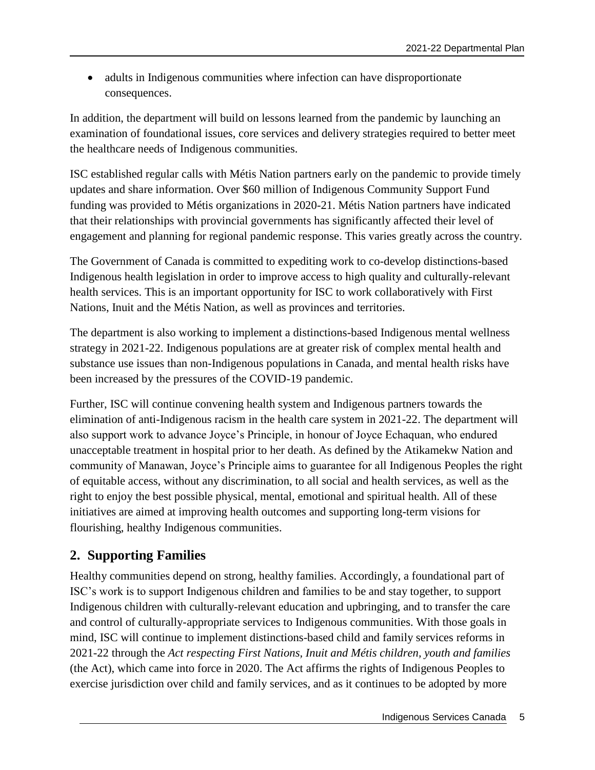- adults in Indigenous communities where infection can have disproportionate consequences.

In addition, the department will build on lessons learned from the pandemic by launching an examination of foundational issues, core services and delivery strategies required to better meet the healthcare needs of Indigenous communities.

ISC established regular calls with Métis Nation partners early on the pandemic to provide timely updates and share information. Over $60 million of Indigenous Community Support Fund funding was provided to Métis organizations in 2020-21. Métis Nation partners have indicated that their relationships with provincial governments has significantly affected their level of engagement and planning for regional pandemic response. This varies greatly across the country.

The Government of Canada is committed to expediting work to co-develop distinctions-based Indigenous health legislation in order to improve access to high quality and culturally-relevant health services. This is an important opportunity for ISC to work collaboratively with First Nations, Inuit and the Métis Nation, as well as provinces and territories.

The department is also working to implement a distinctions-based Indigenous mental wellness strategy in 2021-22. Indigenous populations are at greater risk of complex mental health and substance use issues than non-Indigenous populations in Canada, and mental health risks have been increased by the pressures of the COVID-19 pandemic.

Further, ISC will continue convening health system and Indigenous partners towards the elimination of anti-Indigenous racism in the health care system in 2021-22. The department will also support work to advance Joyce's Principle, in honour of Joyce Echaquan, who endured unacceptable treatment in hospital prior to her death. As defined by the Atikamekw Nation and community of Manawan, Joyce's Principle aims to guarantee for all Indigenous Peoples the right of equitable access, without any discrimination, to all social and health services, as well as the right to enjoy the best possible physical, mental, emotional and spiritual health. All of these initiatives are aimed at improving health outcomes and supporting long-term visions for flourishing, healthy Indigenous communities.

## 2. Supporting Families

Healthy communities depend on strong, healthy families. Accordingly, a foundational part of ISC's work is to support Indigenous children and families to be and stay together, to support Indigenous children with culturally-relevant education and upbringing, and to transfer the care and control of culturally-appropriate services to Indigenous communities. With those goals in mind, ISC will continue to implement distinctions-based child and family services reforms in 2021-22 through the *Act respecting First Nations, Inuit and Métis children, youth and families* (the Act), which came into force in 2020. The Act affirms the rights of Indigenous Peoples to exercise jurisdiction over child and family services, and as it continues to be adopted by more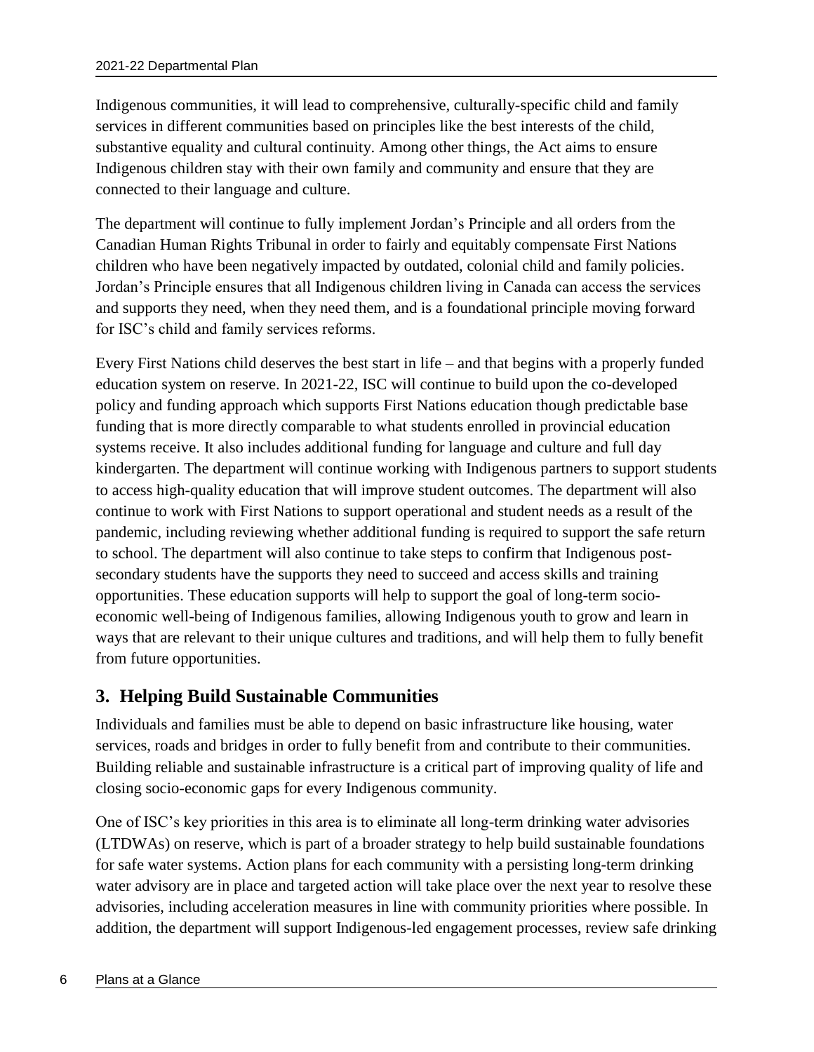Indigenous communities, it will lead to comprehensive, culturally-specific child and family services in different communities based on principles like the best interests of the child, substantive equality and cultural continuity. Among other things, the Act aims to ensure Indigenous children stay with their own family and community and ensure that they are connected to their language and culture.

The department will continue to fully implement Jordan's Principle and all orders from the Canadian Human Rights Tribunal in order to fairly and equitably compensate First Nations children who have been negatively impacted by outdated, colonial child and family policies. Jordan's Principle ensures that all Indigenous children living in Canada can access the services and supports they need, when they need them, and is a foundational principle moving forward for ISC's child and family services reforms.

Every First Nations child deserves the best start in life – and that begins with a properly funded education system on reserve. In 2021-22, ISC will continue to build upon the co-developed policy and funding approach which supports First Nations education though predictable base funding that is more directly comparable to what students enrolled in provincial education systems receive. It also includes additional funding for language and culture and full day kindergarten. The department will continue working with Indigenous partners to support students to access high-quality education that will improve student outcomes. The department will also continue to work with First Nations to support operational and student needs as a result of the pandemic, including reviewing whether additional funding is required to support the safe return to school. The department will also continue to take steps to confirm that Indigenous post-secondary students have the supports they need to succeed and access skills and training opportunities. These education supports will help to support the goal of long-term socio-economic well-being of Indigenous families, allowing Indigenous youth to grow and learn in ways that are relevant to their unique cultures and traditions, and will help them to fully benefit from future opportunities.

## 3. Helping Build Sustainable Communities

Individuals and families must be able to depend on basic infrastructure like housing, water services, roads and bridges in order to fully benefit from and contribute to their communities. Building reliable and sustainable infrastructure is a critical part of improving quality of life and closing socio-economic gaps for every Indigenous community.

One of ISC's key priorities in this area is to eliminate all long-term drinking water advisories (LTDWAs) on reserve, which is part of a broader strategy to help build sustainable foundations for safe water systems. Action plans for each community with a persisting long-term drinking water advisory are in place and targeted action will take place over the next year to resolve these advisories, including acceleration measures in line with community priorities where possible. In addition, the department will support Indigenous-led engagement processes, review safe drinking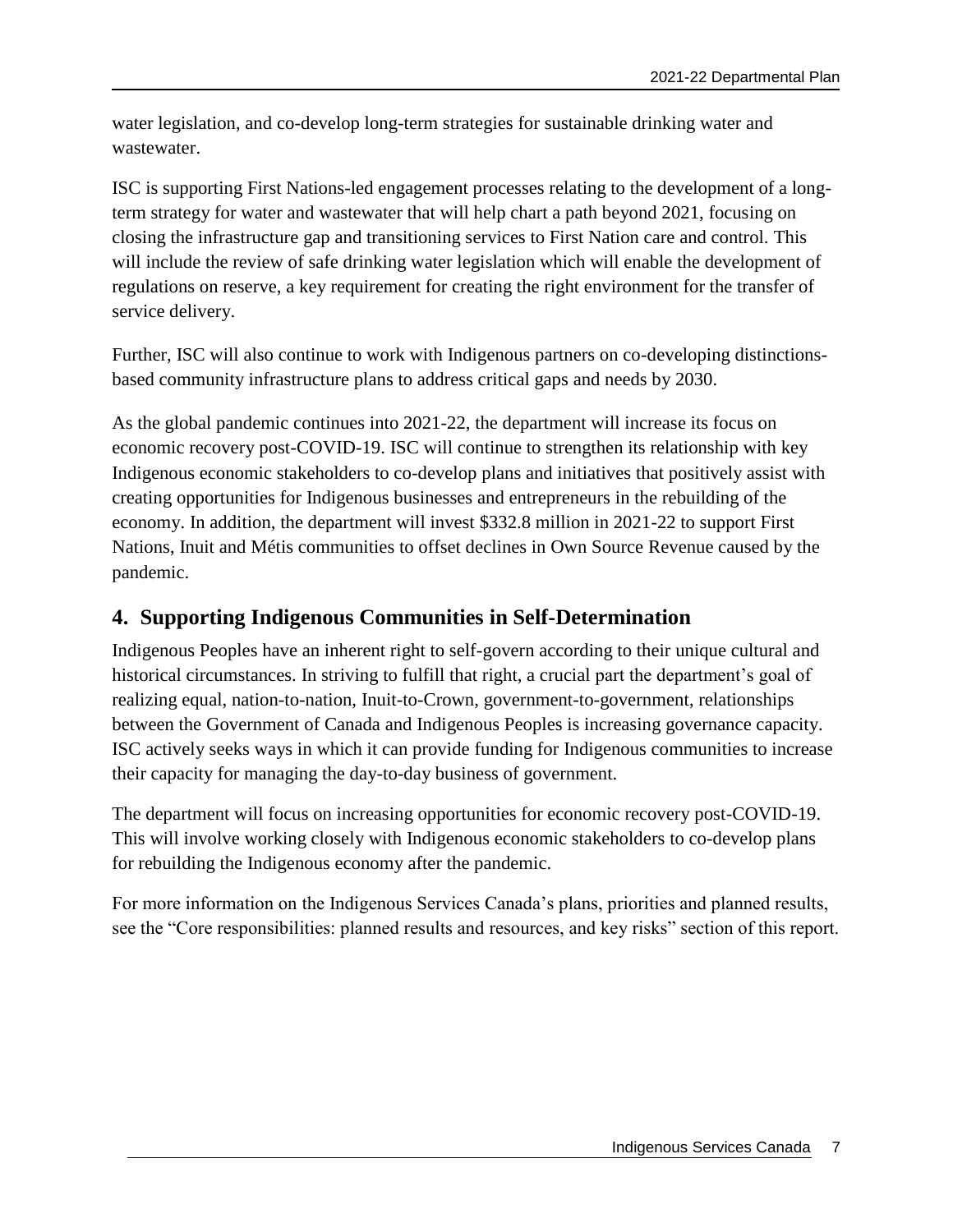water legislation, and co-develop long-term strategies for sustainable drinking water and wastewater.

ISC is supporting First Nations-led engagement processes relating to the development of a long-term strategy for water and wastewater that will help chart a path beyond 2021, focusing on closing the infrastructure gap and transitioning services to First Nation care and control. This will include the review of safe drinking water legislation which will enable the development of regulations on reserve, a key requirement for creating the right environment for the transfer of service delivery.

Further, ISC will also continue to work with Indigenous partners on co-developing distinctions-based community infrastructure plans to address critical gaps and needs by 2030.

As the global pandemic continues into 2021-22, the department will increase its focus on economic recovery post-COVID-19. ISC will continue to strengthen its relationship with key Indigenous economic stakeholders to co-develop plans and initiatives that positively assist with creating opportunities for Indigenous businesses and entrepreneurs in the rebuilding of the economy. In addition, the department will invest $332.8 million in 2021-22 to support First Nations, Inuit and Métis communities to offset declines in Own Source Revenue caused by the pandemic.

## 4. Supporting Indigenous Communities in Self-Determination

Indigenous Peoples have an inherent right to self-govern according to their unique cultural and historical circumstances. In striving to fulfill that right, a crucial part the department's goal of realizing equal, nation-to-nation, Inuit-to-Crown, government-to-government, relationships between the Government of Canada and Indigenous Peoples is increasing governance capacity. ISC actively seeks ways in which it can provide funding for Indigenous communities to increase their capacity for managing the day-to-day business of government.

The department will focus on increasing opportunities for economic recovery post-COVID-19. This will involve working closely with Indigenous economic stakeholders to co-develop plans for rebuilding the Indigenous economy after the pandemic.

For more information on the Indigenous Services Canada's plans, priorities and planned results, see the "Core responsibilities: planned results and resources, and key risks" section of this report.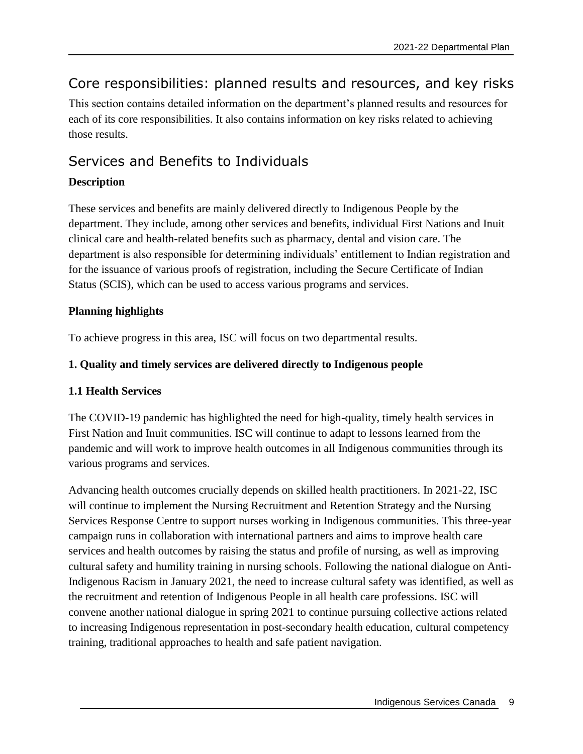## Core responsibilities: planned results and resources, and key risks

This section contains detailed information on the department's planned results and resources for each of its core responsibilities. It also contains information on key risks related to achieving those results.

## Services and Benefits to Individuals

### Description

These services and benefits are mainly delivered directly to Indigenous People by the department. They include, among other services and benefits, individual First Nations and Inuit clinical care and health-related benefits such as pharmacy, dental and vision care. The department is also responsible for determining individuals' entitlement to Indian registration and for the issuance of various proofs of registration, including the Secure Certificate of Indian Status (SCIS), which can be used to access various programs and services.

### Planning highlights

To achieve progress in this area, ISC will focus on two departmental results.

#### 1. Quality and timely services are delivered directly to Indigenous people

#### 1.1 Health Services

The COVID-19 pandemic has highlighted the need for high-quality, timely health services in First Nation and Inuit communities. ISC will continue to adapt to lessons learned from the pandemic and will work to improve health outcomes in all Indigenous communities through its various programs and services.

Advancing health outcomes crucially depends on skilled health practitioners. In 2021-22, ISC will continue to implement the Nursing Recruitment and Retention Strategy and the Nursing Services Response Centre to support nurses working in Indigenous communities. This three-year campaign runs in collaboration with international partners and aims to improve health care services and health outcomes by raising the status and profile of nursing, as well as improving cultural safety and humility training in nursing schools. Following the national dialogue on Anti-Indigenous Racism in January 2021, the need to increase cultural safety was identified, as well as the recruitment and retention of Indigenous People in all health care professions. ISC will convene another national dialogue in spring 2021 to continue pursuing collective actions related to increasing Indigenous representation in post-secondary health education, cultural competency training, traditional approaches to health and safe patient navigation.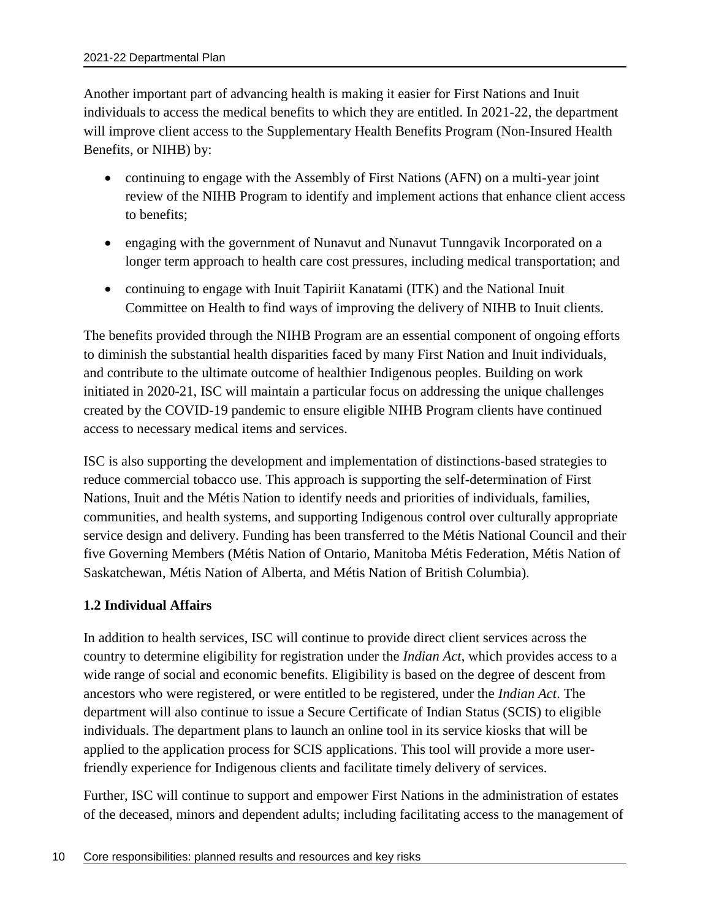Another important part of advancing health is making it easier for First Nations and Inuit individuals to access the medical benefits to which they are entitled. In 2021-22, the department will improve client access to the Supplementary Health Benefits Program (Non-Insured Health Benefits, or NIHB) by:

- continuing to engage with the Assembly of First Nations (AFN) on a multi-year joint review of the NIHB Program to identify and implement actions that enhance client access to benefits;
- engaging with the government of Nunavut and Nunavut Tunngavik Incorporated on a longer term approach to health care cost pressures, including medical transportation; and
- continuing to engage with Inuit Tapiriit Kanatami (ITK) and the National Inuit Committee on Health to find ways of improving the delivery of NIHB to Inuit clients.

The benefits provided through the NIHB Program are an essential component of ongoing efforts to diminish the substantial health disparities faced by many First Nation and Inuit individuals, and contribute to the ultimate outcome of healthier Indigenous peoples. Building on work initiated in 2020-21, ISC will maintain a particular focus on addressing the unique challenges created by the COVID-19 pandemic to ensure eligible NIHB Program clients have continued access to necessary medical items and services.

ISC is also supporting the development and implementation of distinctions-based strategies to reduce commercial tobacco use. This approach is supporting the self-determination of First Nations, Inuit and the Métis Nation to identify needs and priorities of individuals, families, communities, and health systems, and supporting Indigenous control over culturally appropriate service design and delivery. Funding has been transferred to the Métis National Council and their five Governing Members (Métis Nation of Ontario, Manitoba Métis Federation, Métis Nation of Saskatchewan, Métis Nation of Alberta, and Métis Nation of British Columbia).

### 1.2 Individual Affairs

In addition to health services, ISC will continue to provide direct client services across the country to determine eligibility for registration under the *Indian Act*, which provides access to a wide range of social and economic benefits. Eligibility is based on the degree of descent from ancestors who were registered, or were entitled to be registered, under the *Indian Act*. The department will also continue to issue a Secure Certificate of Indian Status (SCIS) to eligible individuals. The department plans to launch an online tool in its service kiosks that will be applied to the application process for SCIS applications. This tool will provide a more user-friendly experience for Indigenous clients and facilitate timely delivery of services.

Further, ISC will continue to support and empower First Nations in the administration of estates of the deceased, minors and dependent adults; including facilitating access to the management of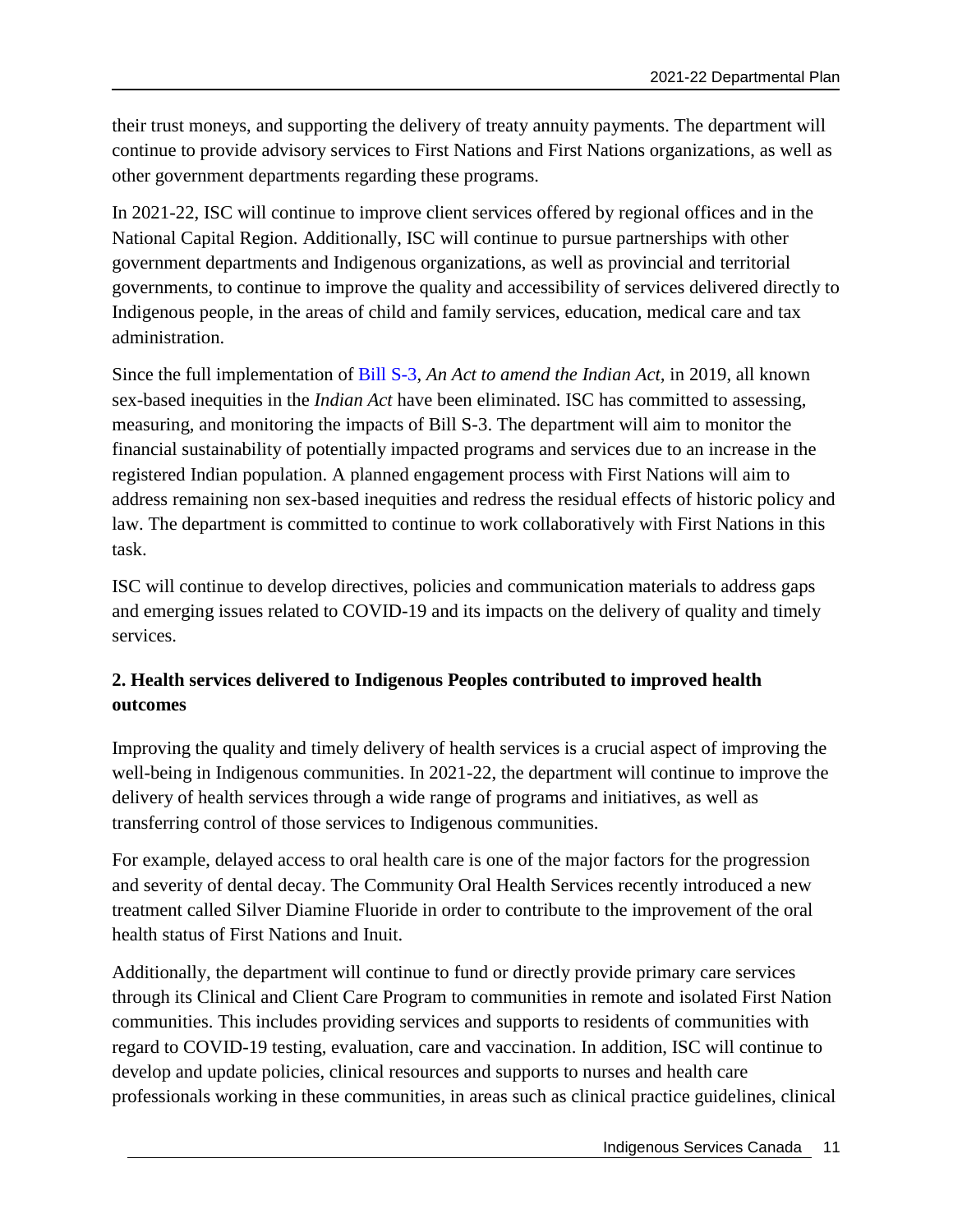their trust moneys, and supporting the delivery of treaty annuity payments. The department will continue to provide advisory services to First Nations and First Nations organizations, as well as other government departments regarding these programs.

In 2021-22, ISC will continue to improve client services offered by regional offices and in the National Capital Region. Additionally, ISC will continue to pursue partnerships with other government departments and Indigenous organizations, as well as provincial and territorial governments, to continue to improve the quality and accessibility of services delivered directly to Indigenous people, in the areas of child and family services, education, medical care and tax administration.

Since the full implementation of Bill S-3, *An Act to amend the Indian Act,* in 2019, all known sex-based inequities in the *Indian Act* have been eliminated. ISC has committed to assessing, measuring, and monitoring the impacts of Bill S-3. The department will aim to monitor the financial sustainability of potentially impacted programs and services due to an increase in the registered Indian population. A planned engagement process with First Nations will aim to address remaining non sex-based inequities and redress the residual effects of historic policy and law. The department is committed to continue to work collaboratively with First Nations in this task.

ISC will continue to develop directives, policies and communication materials to address gaps and emerging issues related to COVID-19 and its impacts on the delivery of quality and timely services.

**2. Health services delivered to Indigenous Peoples contributed to improved health outcomes**

Improving the quality and timely delivery of health services is a crucial aspect of improving the well-being in Indigenous communities. In 2021-22, the department will continue to improve the delivery of health services through a wide range of programs and initiatives, as well as transferring control of those services to Indigenous communities.

For example, delayed access to oral health care is one of the major factors for the progression and severity of dental decay. The Community Oral Health Services recently introduced a new treatment called Silver Diamine Fluoride in order to contribute to the improvement of the oral health status of First Nations and Inuit.

Additionally, the department will continue to fund or directly provide primary care services through its Clinical and Client Care Program to communities in remote and isolated First Nation communities. This includes providing services and supports to residents of communities with regard to COVID-19 testing, evaluation, care and vaccination. In addition, ISC will continue to develop and update policies, clinical resources and supports to nurses and health care professionals working in these communities, in areas such as clinical practice guidelines, clinical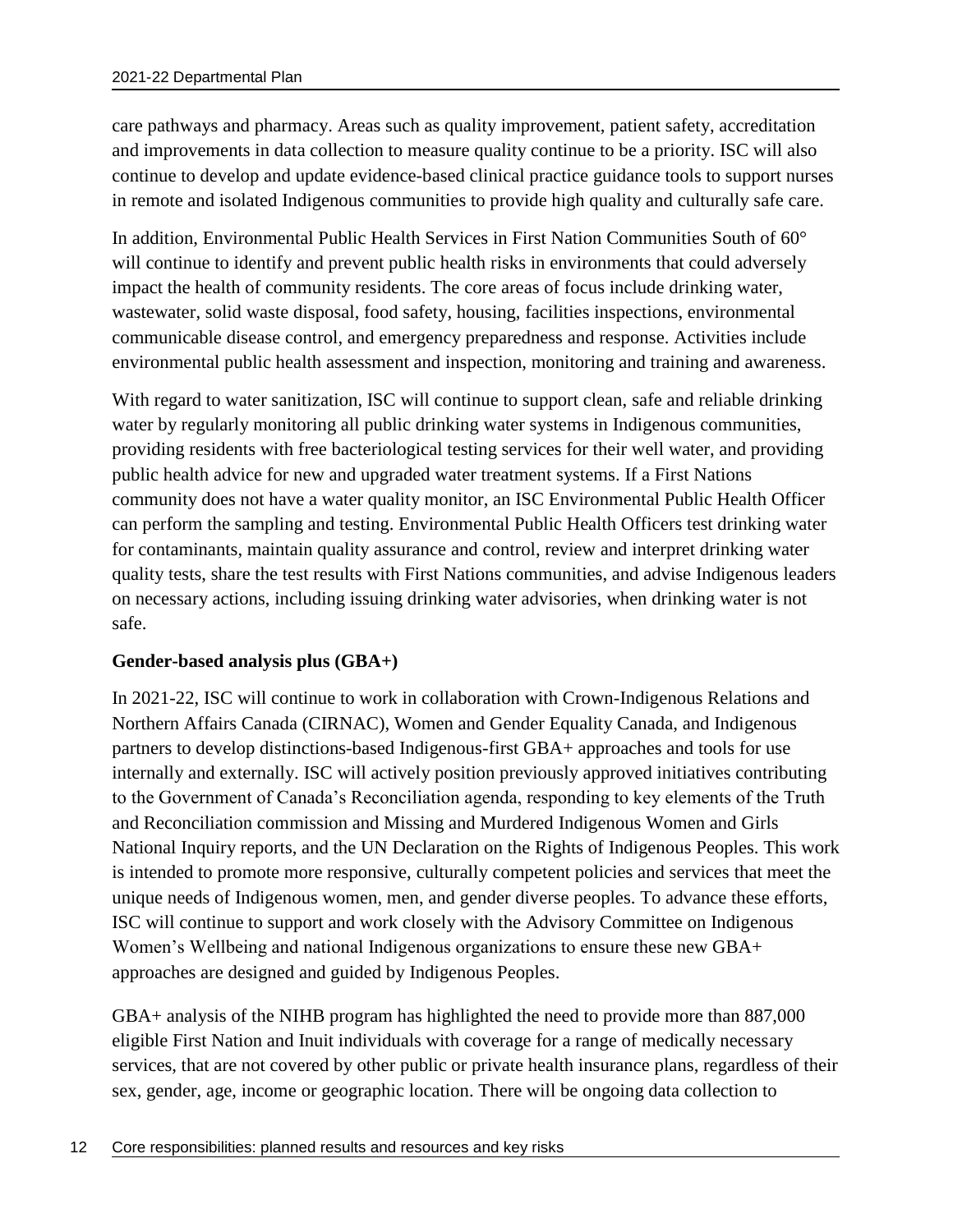care pathways and pharmacy. Areas such as quality improvement, patient safety, accreditation and improvements in data collection to measure quality continue to be a priority. ISC will also continue to develop and update evidence-based clinical practice guidance tools to support nurses in remote and isolated Indigenous communities to provide high quality and culturally safe care.

In addition, Environmental Public Health Services in First Nation Communities South of 60° will continue to identify and prevent public health risks in environments that could adversely impact the health of community residents. The core areas of focus include drinking water, wastewater, solid waste disposal, food safety, housing, facilities inspections, environmental communicable disease control, and emergency preparedness and response. Activities include environmental public health assessment and inspection, monitoring and training and awareness.

With regard to water sanitization, ISC will continue to support clean, safe and reliable drinking water by regularly monitoring all public drinking water systems in Indigenous communities, providing residents with free bacteriological testing services for their well water, and providing public health advice for new and upgraded water treatment systems. If a First Nations community does not have a water quality monitor, an ISC Environmental Public Health Officer can perform the sampling and testing. Environmental Public Health Officers test drinking water for contaminants, maintain quality assurance and control, review and interpret drinking water quality tests, share the test results with First Nations communities, and advise Indigenous leaders on necessary actions, including issuing drinking water advisories, when drinking water is not safe.

**Gender-based analysis plus (GBA+)**

In 2021-22, ISC will continue to work in collaboration with Crown-Indigenous Relations and Northern Affairs Canada (CIRNAC), Women and Gender Equality Canada, and Indigenous partners to develop distinctions-based Indigenous-first GBA+ approaches and tools for use internally and externally. ISC will actively position previously approved initiatives contributing to the Government of Canada's Reconciliation agenda, responding to key elements of the Truth and Reconciliation commission and Missing and Murdered Indigenous Women and Girls National Inquiry reports, and the UN Declaration on the Rights of Indigenous Peoples. This work is intended to promote more responsive, culturally competent policies and services that meet the unique needs of Indigenous women, men, and gender diverse peoples. To advance these efforts, ISC will continue to support and work closely with the Advisory Committee on Indigenous Women's Wellbeing and national Indigenous organizations to ensure these new GBA+ approaches are designed and guided by Indigenous Peoples.

GBA+ analysis of the NIHB program has highlighted the need to provide more than 887,000 eligible First Nation and Inuit individuals with coverage for a range of medically necessary services, that are not covered by other public or private health insurance plans, regardless of their sex, gender, age, income or geographic location. There will be ongoing data collection to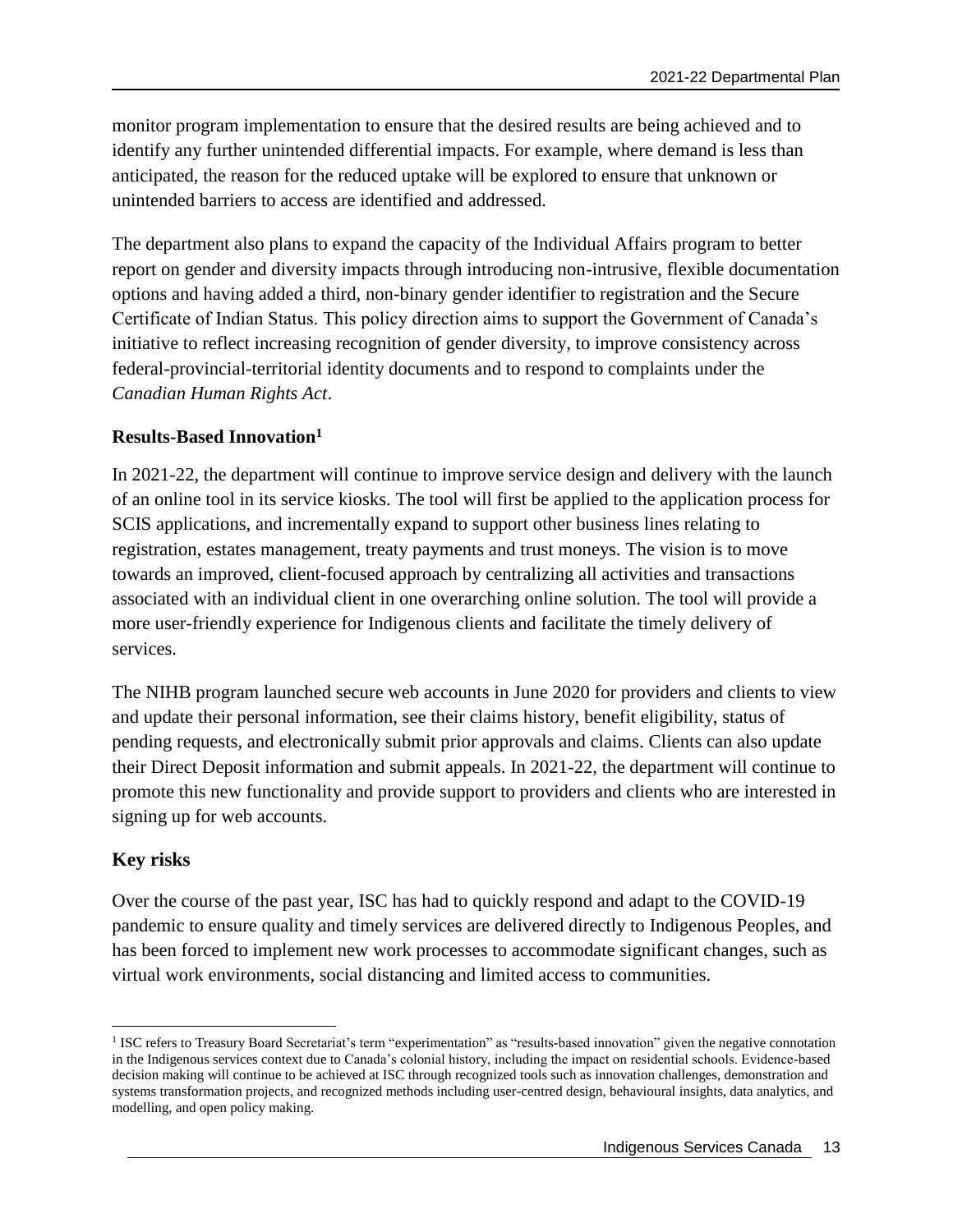monitor program implementation to ensure that the desired results are being achieved and to identify any further unintended differential impacts. For example, where demand is less than anticipated, the reason for the reduced uptake will be explored to ensure that unknown or unintended barriers to access are identified and addressed.

The department also plans to expand the capacity of the Individual Affairs program to better report on gender and diversity impacts through introducing non-intrusive, flexible documentation options and having added a third, non-binary gender identifier to registration and the Secure Certificate of Indian Status. This policy direction aims to support the Government of Canada's initiative to reflect increasing recognition of gender diversity, to improve consistency across federal-provincial-territorial identity documents and to respond to complaints under the *Canadian Human Rights Act*.

### Results-Based Innovation[1]

In 2021-22, the department will continue to improve service design and delivery with the launch of an online tool in its service kiosks. The tool will first be applied to the application process for SCIS applications, and incrementally expand to support other business lines relating to registration, estates management, treaty payments and trust moneys. The vision is to move towards an improved, client-focused approach by centralizing all activities and transactions associated with an individual client in one overarching online solution. The tool will provide a more user-friendly experience for Indigenous clients and facilitate the timely delivery of services.

The NIHB program launched secure web accounts in June 2020 for providers and clients to view and update their personal information, see their claims history, benefit eligibility, status of pending requests, and electronically submit prior approvals and claims. Clients can also update their Direct Deposit information and submit appeals. In 2021-22, the department will continue to promote this new functionality and provide support to providers and clients who are interested in signing up for web accounts.

### Key risks

Over the course of the past year, ISC has had to quickly respond and adapt to the COVID-19 pandemic to ensure quality and timely services are delivered directly to Indigenous Peoples, and has been forced to implement new work processes to accommodate significant changes, such as virtual work environments, social distancing and limited access to communities.

---

[1] ISC refers to Treasury Board Secretariat's term "experimentation" as "results-based innovation" given the negative connotation in the Indigenous services context due to Canada's colonial history, including the impact on residential schools. Evidence-based decision making will continue to be achieved at ISC through recognized tools such as innovation challenges, demonstration and systems transformation projects, and recognized methods including user-centred design, behavioural insights, data analytics, and modelling, and open policy making.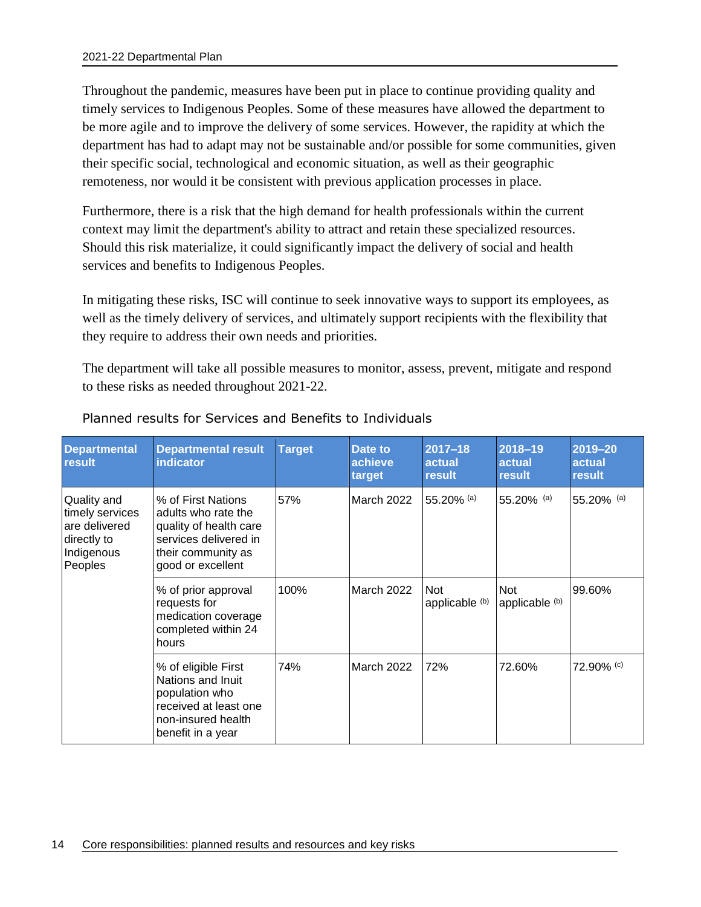Throughout the pandemic, measures have been put in place to continue providing quality and timely services to Indigenous Peoples. Some of these measures have allowed the department to be more agile and to improve the delivery of some services. However, the rapidity at which the department has had to adapt may not be sustainable and/or possible for some communities, given their specific social, technological and economic situation, as well as their geographic remoteness, nor would it be consistent with previous application processes in place.

Furthermore, there is a risk that the high demand for health professionals within the current context may limit the department's ability to attract and retain these specialized resources. Should this risk materialize, it could significantly impact the delivery of social and health services and benefits to Indigenous Peoples.

In mitigating these risks, ISC will continue to seek innovative ways to support its employees, as well as the timely delivery of services, and ultimately support recipients with the flexibility that they require to address their own needs and priorities.

The department will take all possible measures to monitor, assess, prevent, mitigate and respond to these risks as needed throughout 2021-22.

### Planned results for Services and Benefits to Individuals

| Departmental result | Departmental result indicator | Target | Date to achieve target | 2017–18 actual result | 2018–19 actual result | 2019–20 actual result |
|---|---|---|---|---|---|---|
| Quality and timely services are delivered directly to Indigenous Peoples | % of First Nations adults who rate the quality of health care services delivered in their community as good or excellent | 57% | March 2022 | 55.20% [(a)] | 55.20% [(a)] | 55.20% [(a)] |
| | % of prior approval requests for medication coverage completed within 24 hours | 100% | March 2022 | Not applicable [(b)] | Not applicable [(b)] | 99.60% |
| | % of eligible First Nations and Inuit population who received at least one non-insured health benefit in a year | 74% | March 2022 | 72% | 72.60% | 72.90% [(c)] |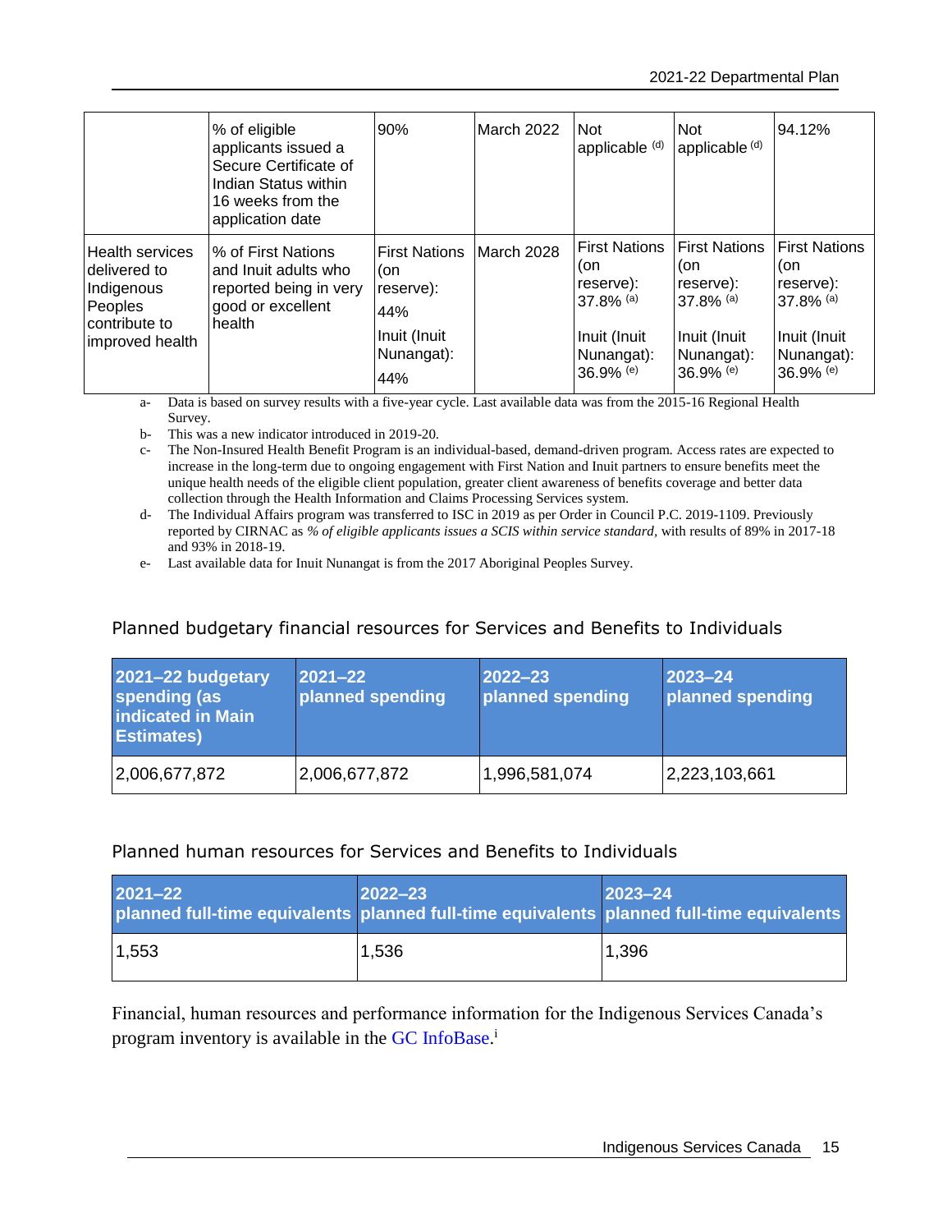|  | % of eligible applicants issued a Secure Certificate of Indian Status within 16 weeks from the application date | 90% | March 2022 | Not applicable [d] | Not applicable [d] | 94.12% |
|---|---|---|---|---|---|---|
| Health services delivered to Indigenous Peoples contribute to improved health | % of First Nations and Inuit adults who reported being in very good or excellent health | First Nations (on reserve): 44%<br>Inuit (Inuit Nunangat): 44% | March 2028 | First Nations (on reserve): 37.8% [a]<br>Inuit (Inuit Nunangat): 36.9% [e] | First Nations (on reserve): 37.8% [a]<br>Inuit (Inuit Nunangat): 36.9% [e] | First Nations (on reserve): 37.8% [a]<br>Inuit (Inuit Nunangat): 36.9% [e] |

a- Data is based on survey results with a five-year cycle. Last available data was from the 2015-16 Regional Health Survey.

b- This was a new indicator introduced in 2019-20.

c- The Non-Insured Health Benefit Program is an individual-based, demand-driven program. Access rates are expected to increase in the long-term due to ongoing engagement with First Nation and Inuit partners to ensure benefits meet the unique health needs of the eligible client population, greater client awareness of benefits coverage and better data collection through the Health Information and Claims Processing Services system.

d- The Individual Affairs program was transferred to ISC in 2019 as per Order in Council P.C. 2019-1109. Previously reported by CIRNAC as *% of eligible applicants issues a SCIS within service standard*, with results of 89% in 2017-18 and 93% in 2018-19.

e- Last available data for Inuit Nunangat is from the 2017 Aboriginal Peoples Survey.

### Planned budgetary financial resources for Services and Benefits to Individuals

| 2021–22 budgetary spending (as indicated in Main Estimates) | 2021–22 planned spending | 2022–23 planned spending | 2023–24 planned spending |
|---|---|---|---|
| 2,006,677,872 | 2,006,677,872 | 1,996,581,074 | 2,223,103,661 |

### Planned human resources for Services and Benefits to Individuals

| 2021–22 planned full-time equivalents | 2022–23 planned full-time equivalents | 2023–24 planned full-time equivalents |
|---|---|---|
| 1,553 | 1,536 | 1,396 |

Financial, human resources and performance information for the Indigenous Services Canada's program inventory is available in the GC InfoBase.[i]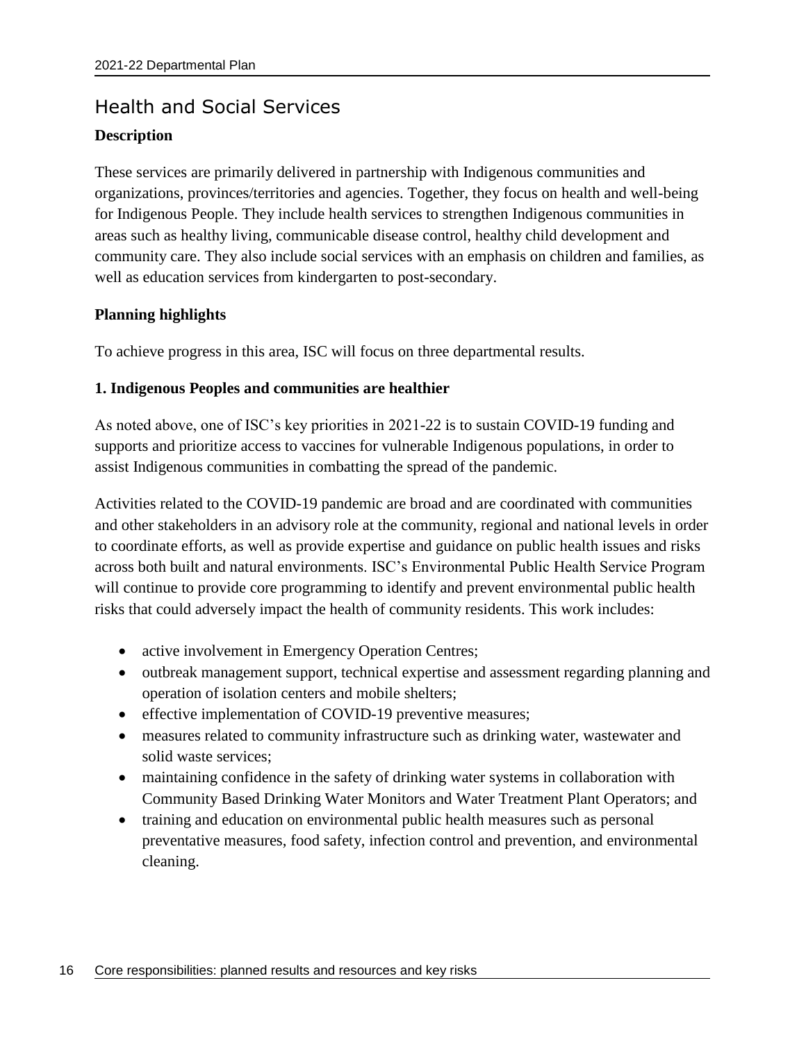## Health and Social Services

**Description**

These services are primarily delivered in partnership with Indigenous communities and organizations, provinces/territories and agencies. Together, they focus on health and well-being for Indigenous People. They include health services to strengthen Indigenous communities in areas such as healthy living, communicable disease control, healthy child development and community care. They also include social services with an emphasis on children and families, as well as education services from kindergarten to post-secondary.

**Planning highlights**

To achieve progress in this area, ISC will focus on three departmental results.

**1. Indigenous Peoples and communities are healthier**

As noted above, one of ISC's key priorities in 2021-22 is to sustain COVID-19 funding and supports and prioritize access to vaccines for vulnerable Indigenous populations, in order to assist Indigenous communities in combatting the spread of the pandemic.

Activities related to the COVID-19 pandemic are broad and are coordinated with communities and other stakeholders in an advisory role at the community, regional and national levels in order to coordinate efforts, as well as provide expertise and guidance on public health issues and risks across both built and natural environments. ISC's Environmental Public Health Service Program will continue to provide core programming to identify and prevent environmental public health risks that could adversely impact the health of community residents. This work includes:

- active involvement in Emergency Operation Centres;
- outbreak management support, technical expertise and assessment regarding planning and operation of isolation centers and mobile shelters;
- effective implementation of COVID-19 preventive measures;
- measures related to community infrastructure such as drinking water, wastewater and solid waste services;
- maintaining confidence in the safety of drinking water systems in collaboration with Community Based Drinking Water Monitors and Water Treatment Plant Operators; and
- training and education on environmental public health measures such as personal preventative measures, food safety, infection control and prevention, and environmental cleaning.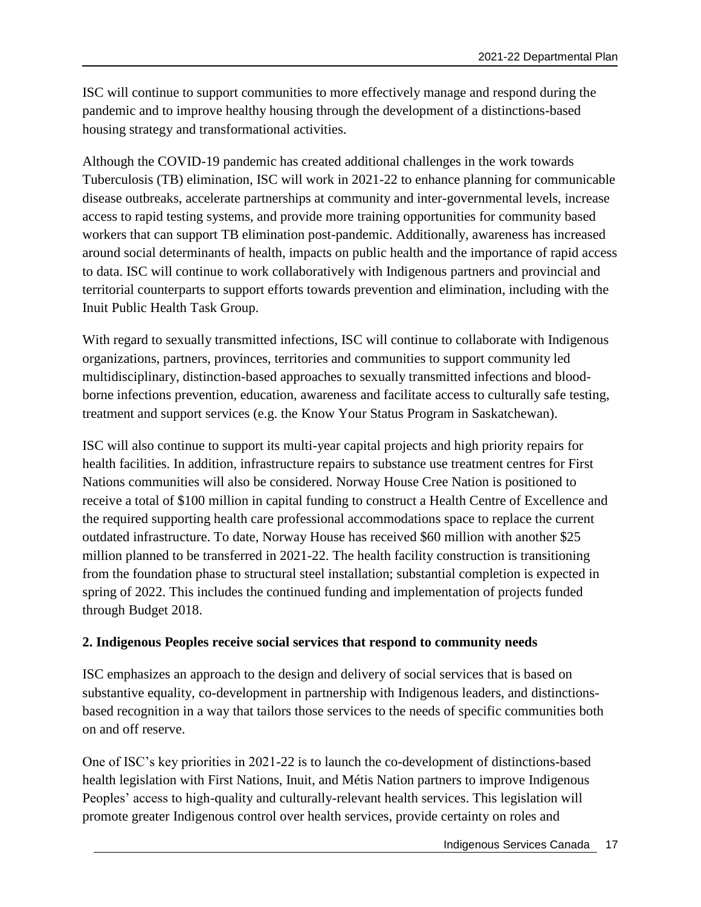ISC will continue to support communities to more effectively manage and respond during the pandemic and to improve healthy housing through the development of a distinctions-based housing strategy and transformational activities.

Although the COVID-19 pandemic has created additional challenges in the work towards Tuberculosis (TB) elimination, ISC will work in 2021-22 to enhance planning for communicable disease outbreaks, accelerate partnerships at community and inter-governmental levels, increase access to rapid testing systems, and provide more training opportunities for community based workers that can support TB elimination post-pandemic. Additionally, awareness has increased around social determinants of health, impacts on public health and the importance of rapid access to data. ISC will continue to work collaboratively with Indigenous partners and provincial and territorial counterparts to support efforts towards prevention and elimination, including with the Inuit Public Health Task Group.

With regard to sexually transmitted infections, ISC will continue to collaborate with Indigenous organizations, partners, provinces, territories and communities to support community led multidisciplinary, distinction-based approaches to sexually transmitted infections and blood-borne infections prevention, education, awareness and facilitate access to culturally safe testing, treatment and support services (e.g. the Know Your Status Program in Saskatchewan).

ISC will also continue to support its multi-year capital projects and high priority repairs for health facilities. In addition, infrastructure repairs to substance use treatment centres for First Nations communities will also be considered. Norway House Cree Nation is positioned to receive a total of $100 million in capital funding to construct a Health Centre of Excellence and the required supporting health care professional accommodations space to replace the current outdated infrastructure. To date, Norway House has received $60 million with another $25 million planned to be transferred in 2021-22. The health facility construction is transitioning from the foundation phase to structural steel installation; substantial completion is expected in spring of 2022. This includes the continued funding and implementation of projects funded through Budget 2018.

**2. Indigenous Peoples receive social services that respond to community needs**

ISC emphasizes an approach to the design and delivery of social services that is based on substantive equality, co-development in partnership with Indigenous leaders, and distinctions-based recognition in a way that tailors those services to the needs of specific communities both on and off reserve.

One of ISC's key priorities in 2021-22 is to launch the co-development of distinctions-based health legislation with First Nations, Inuit, and Métis Nation partners to improve Indigenous Peoples' access to high-quality and culturally-relevant health services. This legislation will promote greater Indigenous control over health services, provide certainty on roles and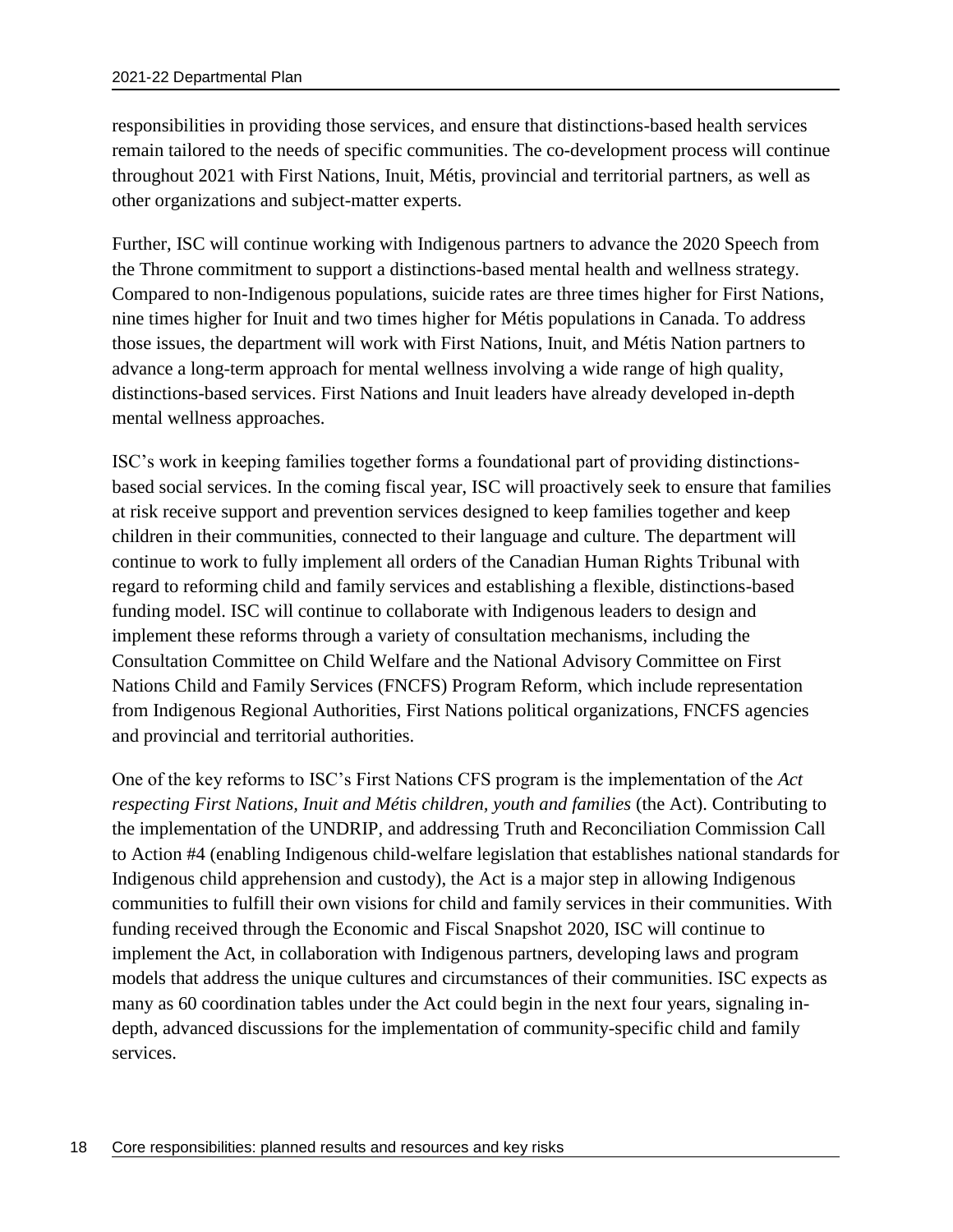responsibilities in providing those services, and ensure that distinctions-based health services remain tailored to the needs of specific communities. The co-development process will continue throughout 2021 with First Nations, Inuit, Métis, provincial and territorial partners, as well as other organizations and subject-matter experts.

Further, ISC will continue working with Indigenous partners to advance the 2020 Speech from the Throne commitment to support a distinctions-based mental health and wellness strategy. Compared to non-Indigenous populations, suicide rates are three times higher for First Nations, nine times higher for Inuit and two times higher for Métis populations in Canada. To address those issues, the department will work with First Nations, Inuit, and Métis Nation partners to advance a long-term approach for mental wellness involving a wide range of high quality, distinctions-based services. First Nations and Inuit leaders have already developed in-depth mental wellness approaches.

ISC's work in keeping families together forms a foundational part of providing distinctions-based social services. In the coming fiscal year, ISC will proactively seek to ensure that families at risk receive support and prevention services designed to keep families together and keep children in their communities, connected to their language and culture. The department will continue to work to fully implement all orders of the Canadian Human Rights Tribunal with regard to reforming child and family services and establishing a flexible, distinctions-based funding model. ISC will continue to collaborate with Indigenous leaders to design and implement these reforms through a variety of consultation mechanisms, including the Consultation Committee on Child Welfare and the National Advisory Committee on First Nations Child and Family Services (FNCFS) Program Reform, which include representation from Indigenous Regional Authorities, First Nations political organizations, FNCFS agencies and provincial and territorial authorities.

One of the key reforms to ISC's First Nations CFS program is the implementation of the *Act respecting First Nations, Inuit and Métis children, youth and families* (the Act). Contributing to the implementation of the UNDRIP, and addressing Truth and Reconciliation Commission Call to Action #4 (enabling Indigenous child-welfare legislation that establishes national standards for Indigenous child apprehension and custody), the Act is a major step in allowing Indigenous communities to fulfill their own visions for child and family services in their communities. With funding received through the Economic and Fiscal Snapshot 2020, ISC will continue to implement the Act, in collaboration with Indigenous partners, developing laws and program models that address the unique cultures and circumstances of their communities. ISC expects as many as 60 coordination tables under the Act could begin in the next four years, signaling in-depth, advanced discussions for the implementation of community-specific child and family services.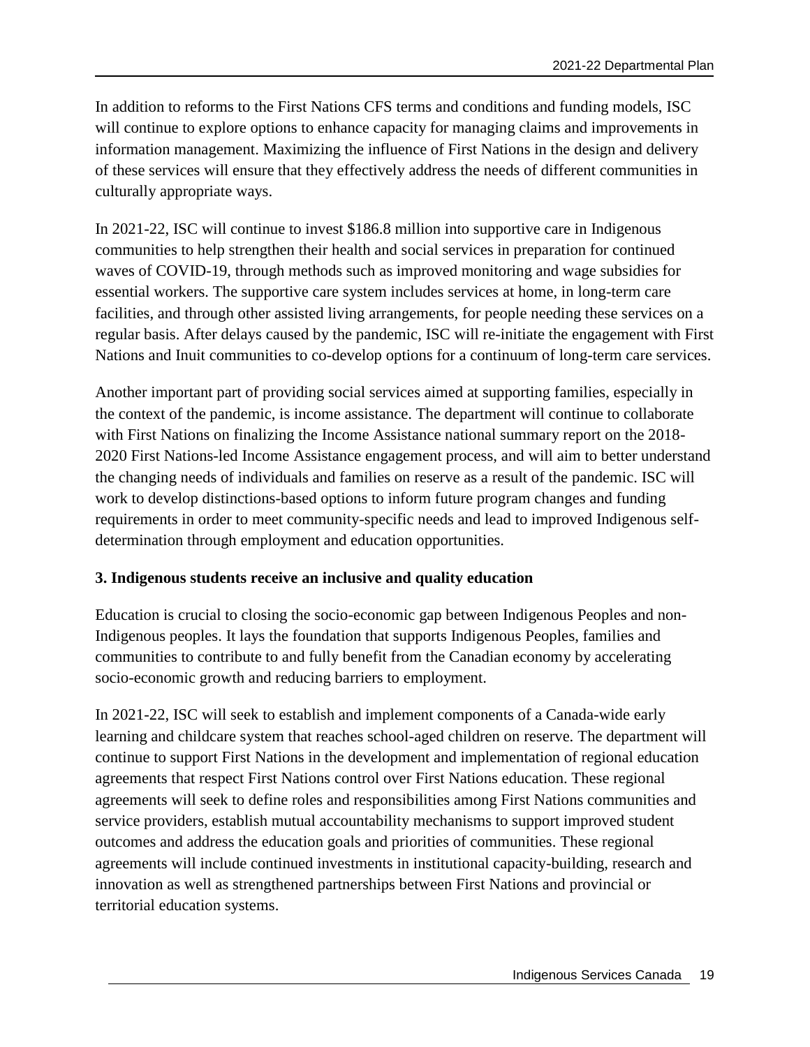In addition to reforms to the First Nations CFS terms and conditions and funding models, ISC will continue to explore options to enhance capacity for managing claims and improvements in information management. Maximizing the influence of First Nations in the design and delivery of these services will ensure that they effectively address the needs of different communities in culturally appropriate ways.

In 2021-22, ISC will continue to invest $186.8 million into supportive care in Indigenous communities to help strengthen their health and social services in preparation for continued waves of COVID-19, through methods such as improved monitoring and wage subsidies for essential workers. The supportive care system includes services at home, in long-term care facilities, and through other assisted living arrangements, for people needing these services on a regular basis. After delays caused by the pandemic, ISC will re-initiate the engagement with First Nations and Inuit communities to co-develop options for a continuum of long-term care services.

Another important part of providing social services aimed at supporting families, especially in the context of the pandemic, is income assistance. The department will continue to collaborate with First Nations on finalizing the Income Assistance national summary report on the 2018-2020 First Nations-led Income Assistance engagement process, and will aim to better understand the changing needs of individuals and families on reserve as a result of the pandemic. ISC will work to develop distinctions-based options to inform future program changes and funding requirements in order to meet community-specific needs and lead to improved Indigenous self-determination through employment and education opportunities.

### 3. Indigenous students receive an inclusive and quality education

Education is crucial to closing the socio-economic gap between Indigenous Peoples and non-Indigenous peoples. It lays the foundation that supports Indigenous Peoples, families and communities to contribute to and fully benefit from the Canadian economy by accelerating socio-economic growth and reducing barriers to employment.

In 2021-22, ISC will seek to establish and implement components of a Canada-wide early learning and childcare system that reaches school-aged children on reserve. The department will continue to support First Nations in the development and implementation of regional education agreements that respect First Nations control over First Nations education. These regional agreements will seek to define roles and responsibilities among First Nations communities and service providers, establish mutual accountability mechanisms to support improved student outcomes and address the education goals and priorities of communities. These regional agreements will include continued investments in institutional capacity-building, research and innovation as well as strengthened partnerships between First Nations and provincial or territorial education systems.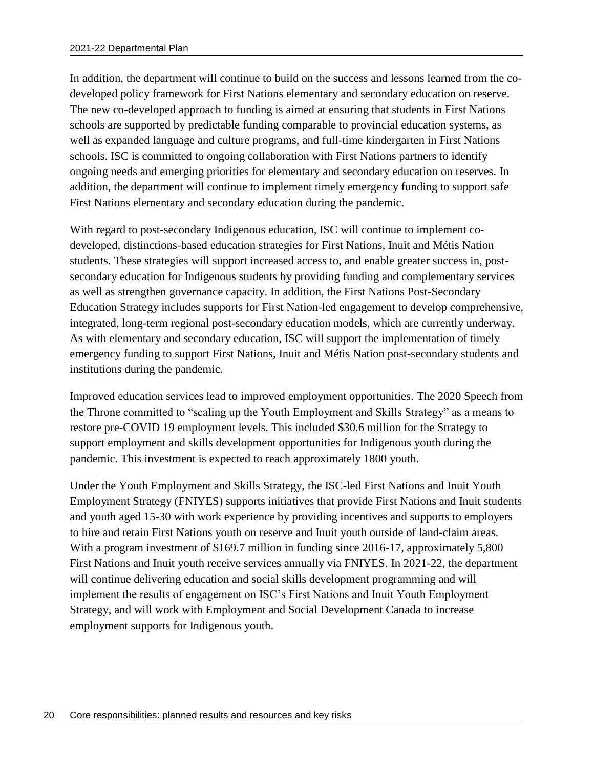In addition, the department will continue to build on the success and lessons learned from the co-developed policy framework for First Nations elementary and secondary education on reserve. The new co-developed approach to funding is aimed at ensuring that students in First Nations schools are supported by predictable funding comparable to provincial education systems, as well as expanded language and culture programs, and full-time kindergarten in First Nations schools. ISC is committed to ongoing collaboration with First Nations partners to identify ongoing needs and emerging priorities for elementary and secondary education on reserves. In addition, the department will continue to implement timely emergency funding to support safe First Nations elementary and secondary education during the pandemic.

With regard to post-secondary Indigenous education, ISC will continue to implement co-developed, distinctions-based education strategies for First Nations, Inuit and Métis Nation students. These strategies will support increased access to, and enable greater success in, post-secondary education for Indigenous students by providing funding and complementary services as well as strengthen governance capacity. In addition, the First Nations Post-Secondary Education Strategy includes supports for First Nation-led engagement to develop comprehensive, integrated, long-term regional post-secondary education models, which are currently underway. As with elementary and secondary education, ISC will support the implementation of timely emergency funding to support First Nations, Inuit and Métis Nation post-secondary students and institutions during the pandemic.

Improved education services lead to improved employment opportunities. The 2020 Speech from the Throne committed to "scaling up the Youth Employment and Skills Strategy" as a means to restore pre-COVID 19 employment levels. This included $30.6 million for the Strategy to support employment and skills development opportunities for Indigenous youth during the pandemic. This investment is expected to reach approximately 1800 youth.

Under the Youth Employment and Skills Strategy, the ISC-led First Nations and Inuit Youth Employment Strategy (FNIYES) supports initiatives that provide First Nations and Inuit students and youth aged 15-30 with work experience by providing incentives and supports to employers to hire and retain First Nations youth on reserve and Inuit youth outside of land-claim areas. With a program investment of $169.7 million in funding since 2016-17, approximately 5,800 First Nations and Inuit youth receive services annually via FNIYES. In 2021-22, the department will continue delivering education and social skills development programming and will implement the results of engagement on ISC's First Nations and Inuit Youth Employment Strategy, and will work with Employment and Social Development Canada to increase employment supports for Indigenous youth.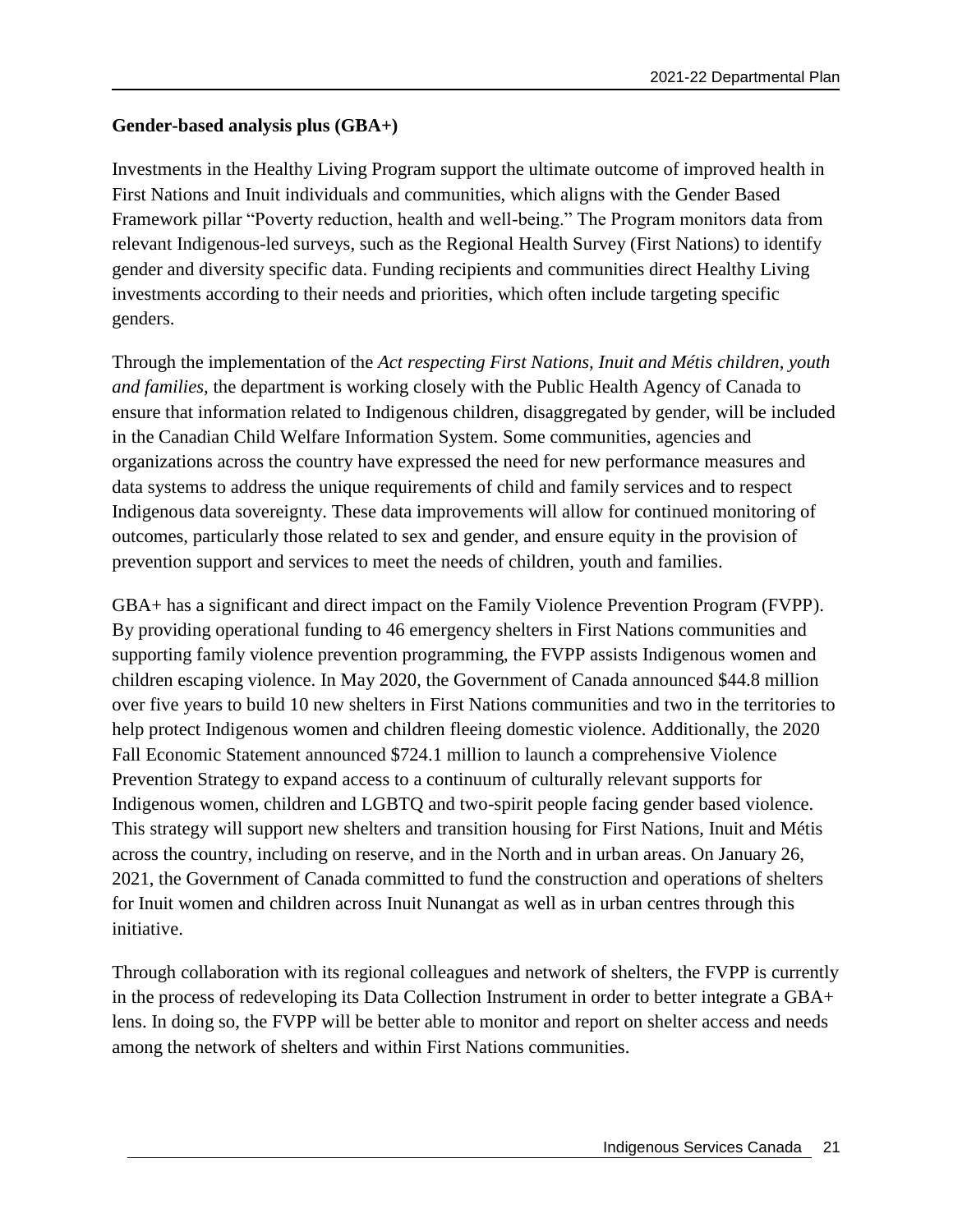**Gender-based analysis plus (GBA+)**

Investments in the Healthy Living Program support the ultimate outcome of improved health in First Nations and Inuit individuals and communities, which aligns with the Gender Based Framework pillar "Poverty reduction, health and well-being." The Program monitors data from relevant Indigenous-led surveys, such as the Regional Health Survey (First Nations) to identify gender and diversity specific data. Funding recipients and communities direct Healthy Living investments according to their needs and priorities, which often include targeting specific genders.

Through the implementation of the *Act respecting First Nations, Inuit and Métis children, youth and families*, the department is working closely with the Public Health Agency of Canada to ensure that information related to Indigenous children, disaggregated by gender, will be included in the Canadian Child Welfare Information System. Some communities, agencies and organizations across the country have expressed the need for new performance measures and data systems to address the unique requirements of child and family services and to respect Indigenous data sovereignty. These data improvements will allow for continued monitoring of outcomes, particularly those related to sex and gender, and ensure equity in the provision of prevention support and services to meet the needs of children, youth and families.

GBA+ has a significant and direct impact on the Family Violence Prevention Program (FVPP). By providing operational funding to 46 emergency shelters in First Nations communities and supporting family violence prevention programming, the FVPP assists Indigenous women and children escaping violence. In May 2020, the Government of Canada announced $44.8 million over five years to build 10 new shelters in First Nations communities and two in the territories to help protect Indigenous women and children fleeing domestic violence. Additionally, the 2020 Fall Economic Statement announced $724.1 million to launch a comprehensive Violence Prevention Strategy to expand access to a continuum of culturally relevant supports for Indigenous women, children and LGBTQ and two-spirit people facing gender based violence. This strategy will support new shelters and transition housing for First Nations, Inuit and Métis across the country, including on reserve, and in the North and in urban areas. On January 26, 2021, the Government of Canada committed to fund the construction and operations of shelters for Inuit women and children across Inuit Nunangat as well as in urban centres through this initiative.

Through collaboration with its regional colleagues and network of shelters, the FVPP is currently in the process of redeveloping its Data Collection Instrument in order to better integrate a GBA+ lens. In doing so, the FVPP will be better able to monitor and report on shelter access and needs among the network of shelters and within First Nations communities.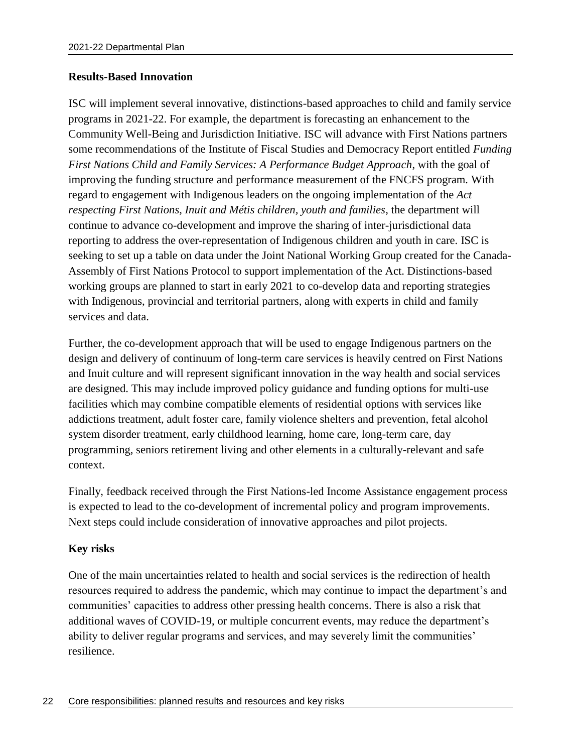**Results-Based Innovation**

ISC will implement several innovative, distinctions-based approaches to child and family service programs in 2021-22. For example, the department is forecasting an enhancement to the Community Well-Being and Jurisdiction Initiative. ISC will advance with First Nations partners some recommendations of the Institute of Fiscal Studies and Democracy Report entitled *Funding First Nations Child and Family Services: A Performance Budget Approach*, with the goal of improving the funding structure and performance measurement of the FNCFS program. With regard to engagement with Indigenous leaders on the ongoing implementation of the *Act respecting First Nations, Inuit and Métis children, youth and families*, the department will continue to advance co-development and improve the sharing of inter-jurisdictional data reporting to address the over-representation of Indigenous children and youth in care. ISC is seeking to set up a table on data under the Joint National Working Group created for the Canada-Assembly of First Nations Protocol to support implementation of the Act. Distinctions-based working groups are planned to start in early 2021 to co-develop data and reporting strategies with Indigenous, provincial and territorial partners, along with experts in child and family services and data.

Further, the co-development approach that will be used to engage Indigenous partners on the design and delivery of continuum of long-term care services is heavily centred on First Nations and Inuit culture and will represent significant innovation in the way health and social services are designed. This may include improved policy guidance and funding options for multi-use facilities which may combine compatible elements of residential options with services like addictions treatment, adult foster care, family violence shelters and prevention, fetal alcohol system disorder treatment, early childhood learning, home care, long-term care, day programming, seniors retirement living and other elements in a culturally-relevant and safe context.

Finally, feedback received through the First Nations-led Income Assistance engagement process is expected to lead to the co-development of incremental policy and program improvements. Next steps could include consideration of innovative approaches and pilot projects.

**Key risks**

One of the main uncertainties related to health and social services is the redirection of health resources required to address the pandemic, which may continue to impact the department's and communities' capacities to address other pressing health concerns. There is also a risk that additional waves of COVID-19, or multiple concurrent events, may reduce the department's ability to deliver regular programs and services, and may severely limit the communities' resilience.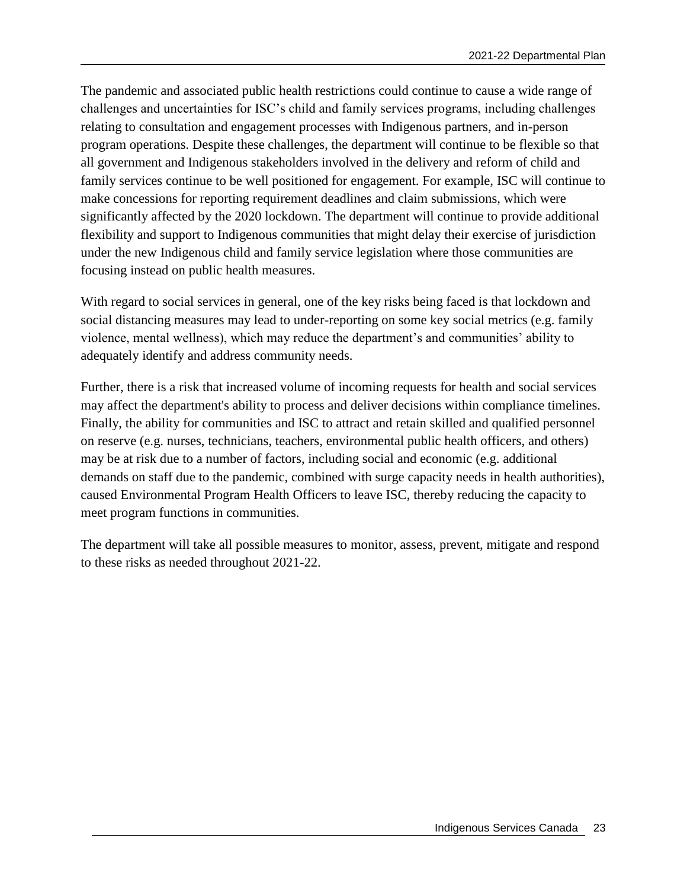The pandemic and associated public health restrictions could continue to cause a wide range of challenges and uncertainties for ISC's child and family services programs, including challenges relating to consultation and engagement processes with Indigenous partners, and in-person program operations. Despite these challenges, the department will continue to be flexible so that all government and Indigenous stakeholders involved in the delivery and reform of child and family services continue to be well positioned for engagement. For example, ISC will continue to make concessions for reporting requirement deadlines and claim submissions, which were significantly affected by the 2020 lockdown. The department will continue to provide additional flexibility and support to Indigenous communities that might delay their exercise of jurisdiction under the new Indigenous child and family service legislation where those communities are focusing instead on public health measures.

With regard to social services in general, one of the key risks being faced is that lockdown and social distancing measures may lead to under-reporting on some key social metrics (e.g. family violence, mental wellness), which may reduce the department's and communities' ability to adequately identify and address community needs.

Further, there is a risk that increased volume of incoming requests for health and social services may affect the department's ability to process and deliver decisions within compliance timelines. Finally, the ability for communities and ISC to attract and retain skilled and qualified personnel on reserve (e.g. nurses, technicians, teachers, environmental public health officers, and others) may be at risk due to a number of factors, including social and economic (e.g. additional demands on staff due to the pandemic, combined with surge capacity needs in health authorities), caused Environmental Program Health Officers to leave ISC, thereby reducing the capacity to meet program functions in communities.

The department will take all possible measures to monitor, assess, prevent, mitigate and respond to these risks as needed throughout 2021-22.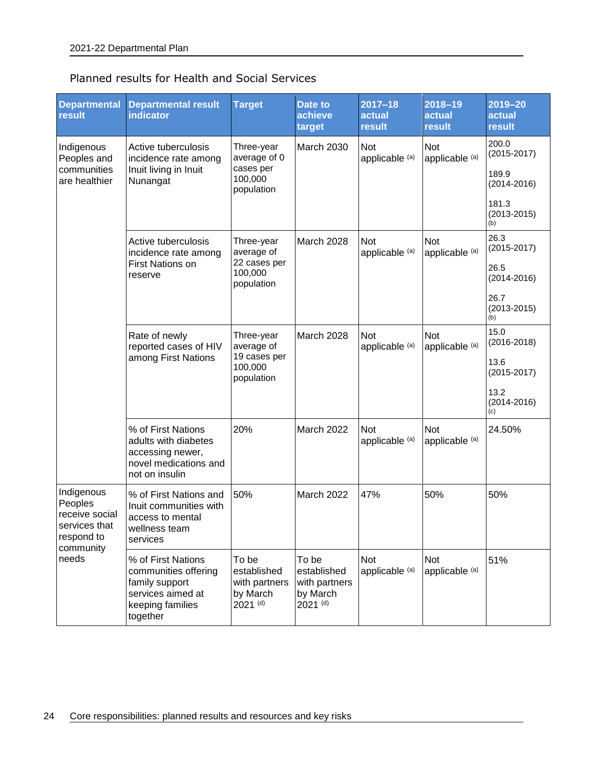Planned results for Health and Social Services

| Departmental result | Departmental result indicator | Target | Date to achieve target | 2017–18 actual result | 2018–19 actual result | 2019–20 actual result |
|---|---|---|---|---|---|---|
| Indigenous Peoples and communities are healthier | Active tuberculosis incidence rate among Inuit living in Inuit Nunangat | Three-year average of 0 cases per 100,000 population | March 2030 | Not applicable [(a)] | Not applicable [(a)] | 200.0 (2015-2017)<br>189.9 (2014-2016)<br>181.3 (2013-2015) [(b)] |
| | Active tuberculosis incidence rate among First Nations on reserve | Three-year average of 22 cases per 100,000 population | March 2028 | Not applicable [(a)] | Not applicable [(a)] | 26.3 (2015-2017)<br>26.5 (2014-2016)<br>26.7 (2013-2015) [(b)] |
| | Rate of newly reported cases of HIV among First Nations | Three-year average of 19 cases per 100,000 population | March 2028 | Not applicable [(a)] | Not applicable [(a)] | 15.0 (2016-2018)<br>13.6 (2015-2017)<br>13.2 (2014-2016) [(c)] |
| | % of First Nations adults with diabetes accessing newer, novel medications and not on insulin | 20% | March 2022 | Not applicable [(a)] | Not applicable [(a)] | 24.50% |
| Indigenous Peoples receive social services that respond to community needs | % of First Nations and Inuit communities with access to mental wellness team services | 50% | March 2022 | 47% | 50% | 50% |
| | % of First Nations communities offering family support services aimed at keeping families together | To be established with partners by March 2021 [(d)] | To be established with partners by March 2021 [(d)] | Not applicable [(a)] | Not applicable [(a)] | 51% |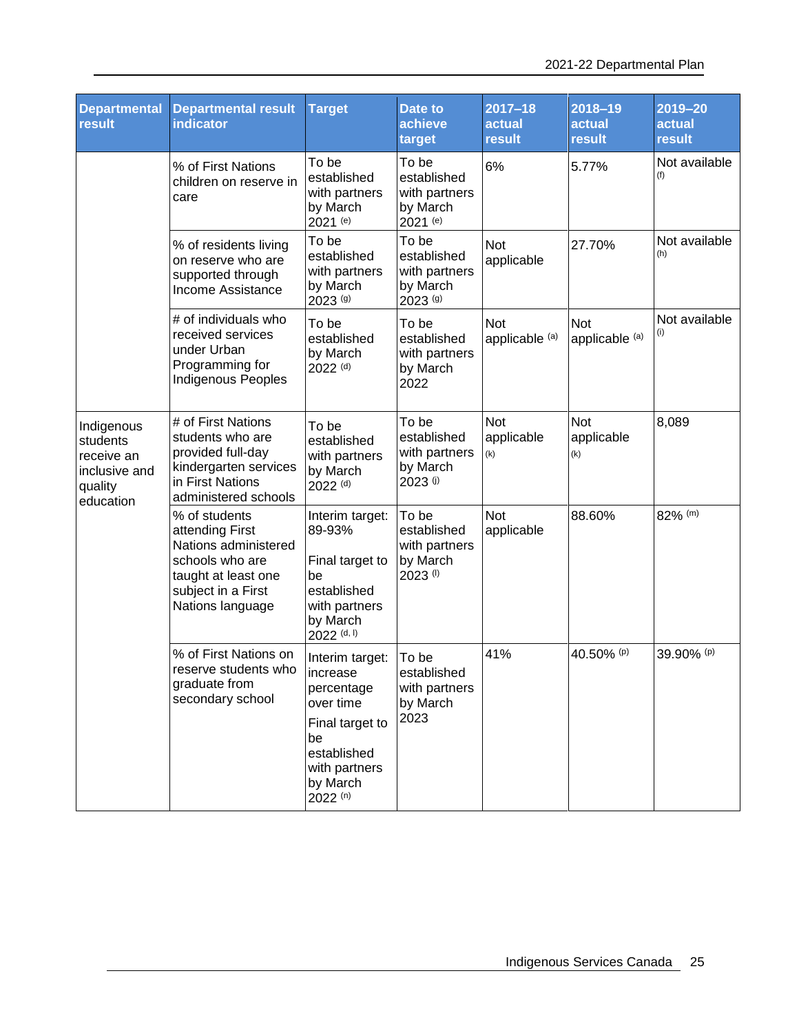| Departmental result | Departmental result indicator | Target | Date to achieve target | 2017–18 actual result | 2018–19 actual result | 2019–20 actual result |
| --- | --- | --- | --- | --- | --- | --- |
| | % of First Nations children on reserve in care | To be established with partners by March 2021 [(e)] | To be established with partners by March 2021 [(e)] | 6% | 5.77% | Not available [(f)] |
| | % of residents living on reserve who are supported through Income Assistance | To be established with partners by March 2023 [(g)] | To be established with partners by March 2023 [(g)] | Not applicable | 27.70% | Not available [(h)] |
| | # of individuals who received services under Urban Programming for Indigenous Peoples | To be established by March 2022 [(d)] | To be established with partners by March 2022 | Not applicable [(a)] | Not applicable [(a)] | Not available [(i)] |
| Indigenous students receive an inclusive and quality education | # of First Nations students who are provided full-day kindergarten services in First Nations administered schools | To be established with partners by March 2022 [(d)] | To be established with partners by March 2023 [(j)] | Not applicable [(k)] | Not applicable [(k)] | 8,089 |
| | % of students attending First Nations administered schools who are taught at least one subject in a First Nations language | Interim target: 89-93%<br><br>Final target to be established with partners by March 2022 [(d, l)] | To be established with partners by March 2023 [(l)] | Not applicable | 88.60% | 82% [(m)] |
| | % of First Nations on reserve students who graduate from secondary school | Interim target: increase percentage over time<br><br>Final target to be established with partners by March 2022 [(n)] | To be established with partners by March 2023 | 41% | 40.50% [(p)] | 39.90% [(p)] |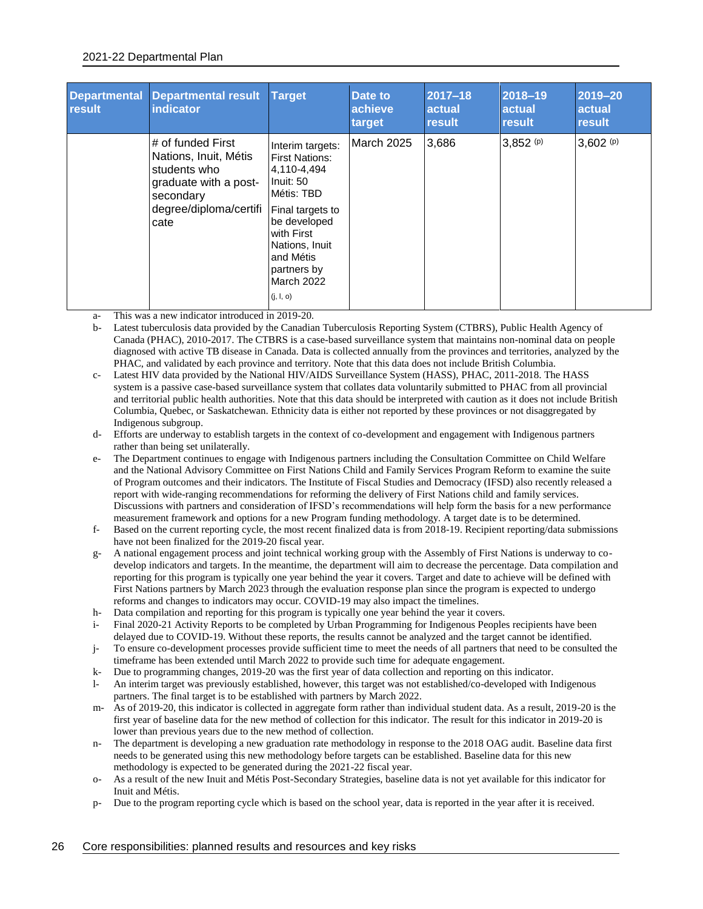| Departmental result | Departmental result indicator | Target | Date to achieve target | 2017–18 actual result | 2018–19 actual result | 2019–20 actual result |
|---|---|---|---|---|---|---|
| | # of funded First Nations, Inuit, Métis students who graduate with a post-secondary degree/diploma/certificate | Interim targets: First Nations: 4,110-4,494 Inuit: 50 Métis: TBD Final targets to be developed with First Nations, Inuit and Métis partners by March 2022 (j, l, o) | March 2025 | 3,686 | 3,852 (p) | 3,602 (p) |

a- This was a new indicator introduced in 2019-20.

b- Latest tuberculosis data provided by the Canadian Tuberculosis Reporting System (CTBRS), Public Health Agency of Canada (PHAC), 2010-2017. The CTBRS is a case-based surveillance system that maintains non-nominal data on people diagnosed with active TB disease in Canada. Data is collected annually from the provinces and territories, analyzed by the PHAC, and validated by each province and territory. Note that this data does not include British Columbia.

c- Latest HIV data provided by the National HIV/AIDS Surveillance System (HASS), PHAC, 2011-2018. The HASS system is a passive case-based surveillance system that collates data voluntarily submitted to PHAC from all provincial and territorial public health authorities. Note that this data should be interpreted with caution as it does not include British Columbia, Quebec, or Saskatchewan. Ethnicity data is either not reported by these provinces or not disaggregated by Indigenous subgroup.

d- Efforts are underway to establish targets in the context of co-development and engagement with Indigenous partners rather than being set unilaterally.

e- The Department continues to engage with Indigenous partners including the Consultation Committee on Child Welfare and the National Advisory Committee on First Nations Child and Family Services Program Reform to examine the suite of Program outcomes and their indicators. The Institute of Fiscal Studies and Democracy (IFSD) also recently released a report with wide-ranging recommendations for reforming the delivery of First Nations child and family services. Discussions with partners and consideration of IFSD's recommendations will help form the basis for a new performance measurement framework and options for a new Program funding methodology. A target date is to be determined.

f- Based on the current reporting cycle, the most recent finalized data is from 2018-19. Recipient reporting/data submissions have not been finalized for the 2019-20 fiscal year.

g- A national engagement process and joint technical working group with the Assembly of First Nations is underway to co-develop indicators and targets. In the meantime, the department will aim to decrease the percentage. Data compilation and reporting for this program is typically one year behind the year it covers. Target and date to achieve will be defined with First Nations partners by March 2023 through the evaluation response plan since the program is expected to undergo reforms and changes to indicators may occur. COVID-19 may also impact the timelines.

h- Data compilation and reporting for this program is typically one year behind the year it covers.

i- Final 2020-21 Activity Reports to be completed by Urban Programming for Indigenous Peoples recipients have been delayed due to COVID-19. Without these reports, the results cannot be analyzed and the target cannot be identified.

j- To ensure co-development processes provide sufficient time to meet the needs of all partners that need to be consulted the timeframe has been extended until March 2022 to provide such time for adequate engagement.

k- Due to programming changes, 2019-20 was the first year of data collection and reporting on this indicator.

l- An interim target was previously established, however, this target was not established/co-developed with Indigenous partners. The final target is to be established with partners by March 2022.

m- As of 2019-20, this indicator is collected in aggregate form rather than individual student data. As a result, 2019-20 is the first year of baseline data for the new method of collection for this indicator. The result for this indicator in 2019-20 is lower than previous years due to the new method of collection.

n- The department is developing a new graduation rate methodology in response to the 2018 OAG audit. Baseline data first needs to be generated using this new methodology before targets can be established. Baseline data for this new methodology is expected to be generated during the 2021-22 fiscal year.

o- As a result of the new Inuit and Métis Post-Secondary Strategies, baseline data is not yet available for this indicator for Inuit and Métis.

p- Due to the program reporting cycle which is based on the school year, data is reported in the year after it is received.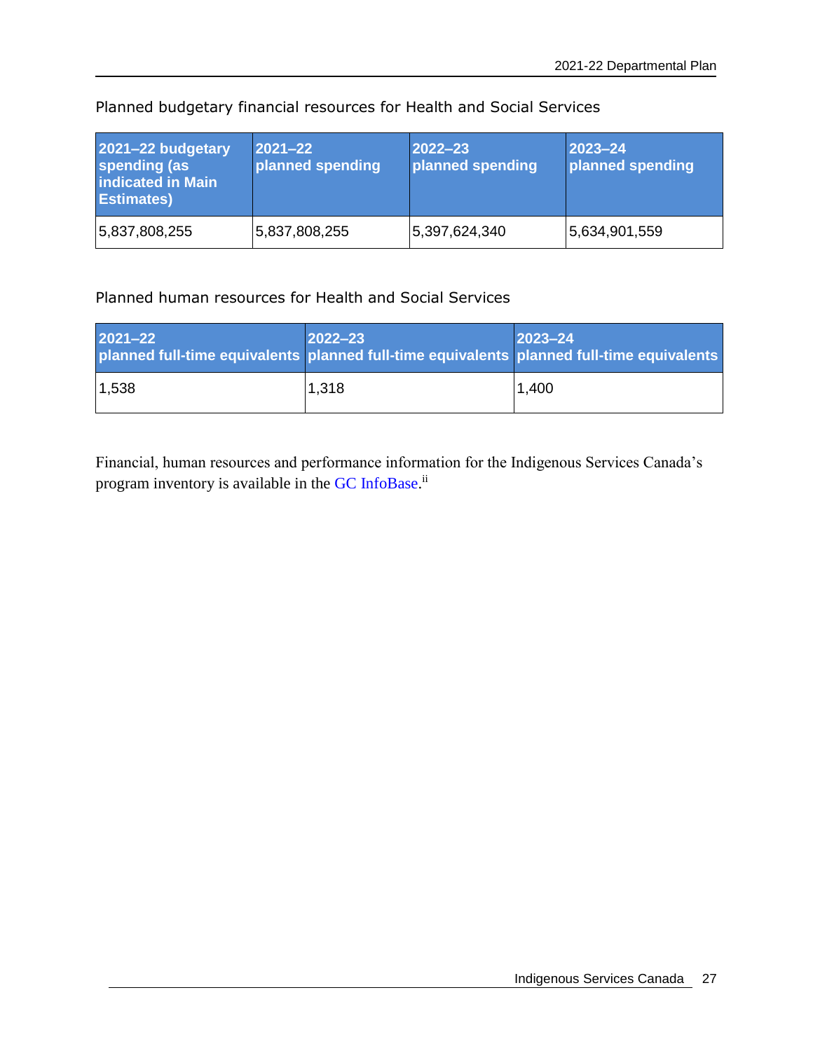Planned budgetary financial resources for Health and Social Services

| 2021–22 budgetary spending (as indicated in Main Estimates) | 2021–22 planned spending | 2022–23 planned spending | 2023–24 planned spending |
|---|---|---|---|
| 5,837,808,255 | 5,837,808,255 | 5,397,624,340 | 5,634,901,559 |

Planned human resources for Health and Social Services

| 2021–22 planned full-time equivalents | 2022–23 planned full-time equivalents | 2023–24 planned full-time equivalents |
|---|---|---|
| 1,538 | 1,318 | 1,400 |

Financial, human resources and performance information for the Indigenous Services Canada's program inventory is available in the GC InfoBase.[ii]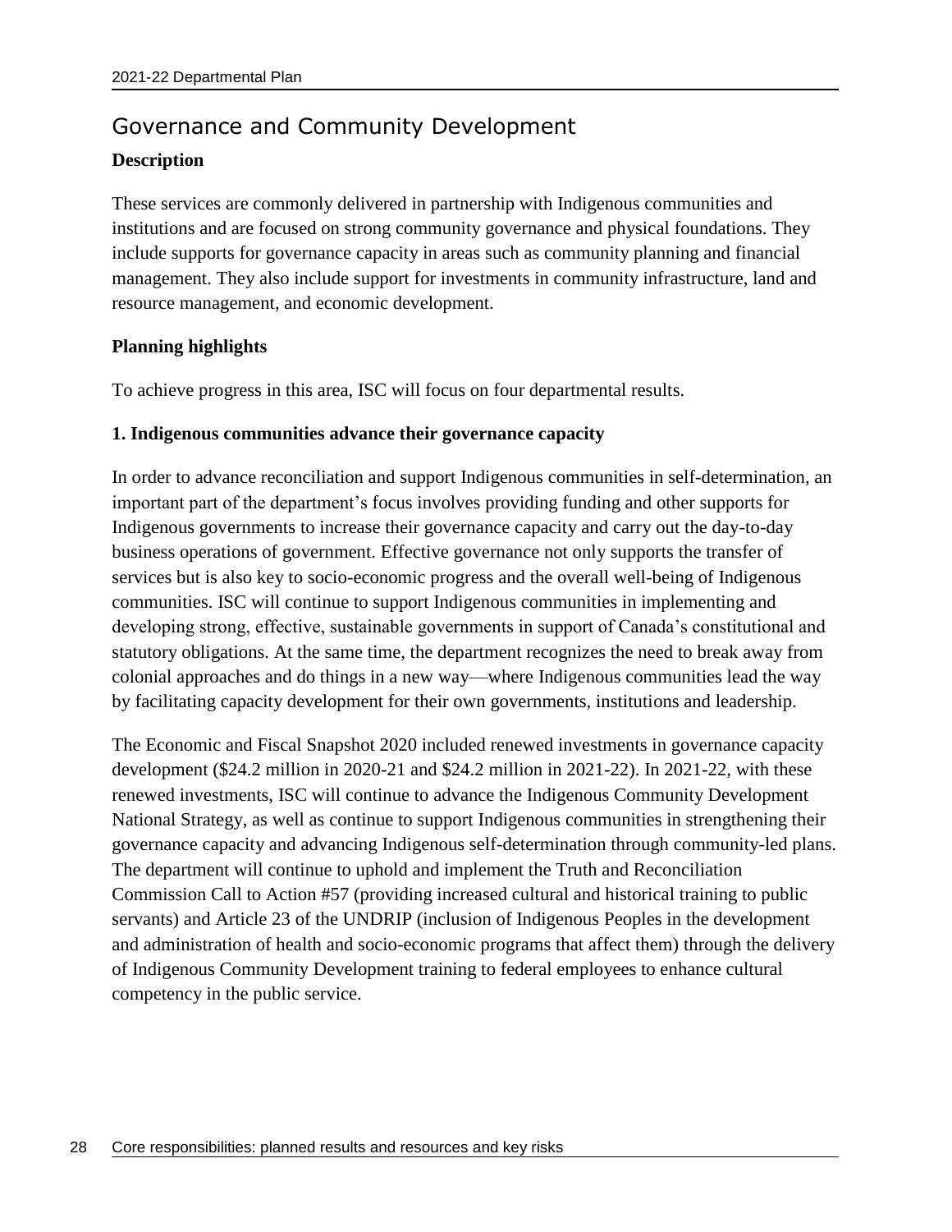## Governance and Community Development

### Description

These services are commonly delivered in partnership with Indigenous communities and institutions and are focused on strong community governance and physical foundations. They include supports for governance capacity in areas such as community planning and financial management. They also include support for investments in community infrastructure, land and resource management, and economic development.

### Planning highlights

To achieve progress in this area, ISC will focus on four departmental results.

#### 1. Indigenous communities advance their governance capacity

In order to advance reconciliation and support Indigenous communities in self-determination, an important part of the department's focus involves providing funding and other supports for Indigenous governments to increase their governance capacity and carry out the day-to-day business operations of government. Effective governance not only supports the transfer of services but is also key to socio-economic progress and the overall well-being of Indigenous communities. ISC will continue to support Indigenous communities in implementing and developing strong, effective, sustainable governments in support of Canada's constitutional and statutory obligations. At the same time, the department recognizes the need to break away from colonial approaches and do things in a new way—where Indigenous communities lead the way by facilitating capacity development for their own governments, institutions and leadership.

The Economic and Fiscal Snapshot 2020 included renewed investments in governance capacity development ($24.2 million in 2020-21 and $24.2 million in 2021-22). In 2021-22, with these renewed investments, ISC will continue to advance the Indigenous Community Development National Strategy, as well as continue to support Indigenous communities in strengthening their governance capacity and advancing Indigenous self-determination through community-led plans. The department will continue to uphold and implement the Truth and Reconciliation Commission Call to Action #57 (providing increased cultural and historical training to public servants) and Article 23 of the UNDRIP (inclusion of Indigenous Peoples in the development and administration of health and socio-economic programs that affect them) through the delivery of Indigenous Community Development training to federal employees to enhance cultural competency in the public service.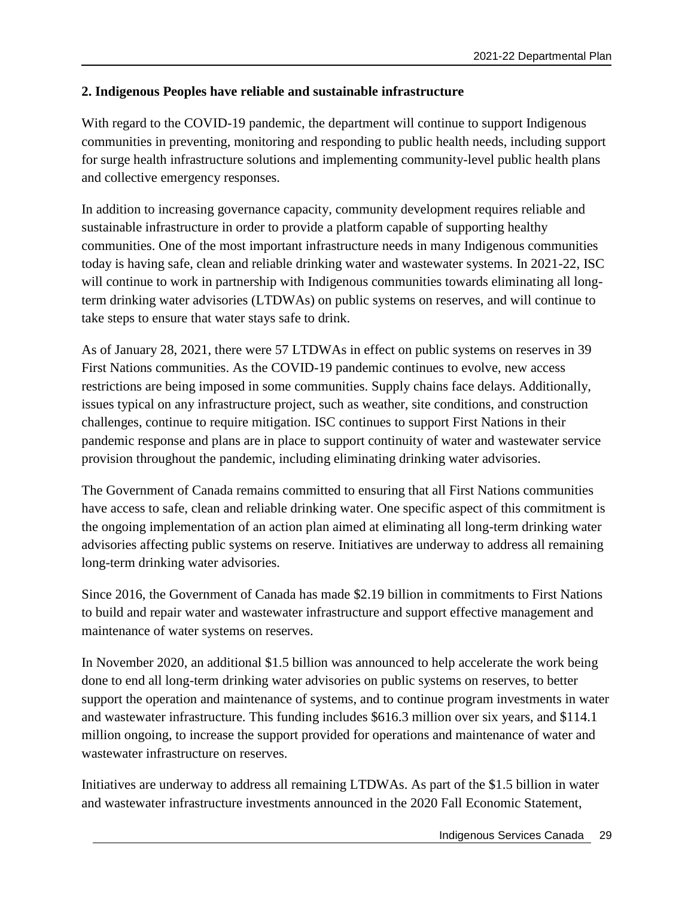### 2. Indigenous Peoples have reliable and sustainable infrastructure

With regard to the COVID-19 pandemic, the department will continue to support Indigenous communities in preventing, monitoring and responding to public health needs, including support for surge health infrastructure solutions and implementing community-level public health plans and collective emergency responses.

In addition to increasing governance capacity, community development requires reliable and sustainable infrastructure in order to provide a platform capable of supporting healthy communities. One of the most important infrastructure needs in many Indigenous communities today is having safe, clean and reliable drinking water and wastewater systems. In 2021-22, ISC will continue to work in partnership with Indigenous communities towards eliminating all long-term drinking water advisories (LTDWAs) on public systems on reserves, and will continue to take steps to ensure that water stays safe to drink.

As of January 28, 2021, there were 57 LTDWAs in effect on public systems on reserves in 39 First Nations communities. As the COVID-19 pandemic continues to evolve, new access restrictions are being imposed in some communities. Supply chains face delays. Additionally, issues typical on any infrastructure project, such as weather, site conditions, and construction challenges, continue to require mitigation. ISC continues to support First Nations in their pandemic response and plans are in place to support continuity of water and wastewater service provision throughout the pandemic, including eliminating drinking water advisories.

The Government of Canada remains committed to ensuring that all First Nations communities have access to safe, clean and reliable drinking water. One specific aspect of this commitment is the ongoing implementation of an action plan aimed at eliminating all long-term drinking water advisories affecting public systems on reserve. Initiatives are underway to address all remaining long-term drinking water advisories.

Since 2016, the Government of Canada has made $2.19 billion in commitments to First Nations to build and repair water and wastewater infrastructure and support effective management and maintenance of water systems on reserves.

In November 2020, an additional $1.5 billion was announced to help accelerate the work being done to end all long-term drinking water advisories on public systems on reserves, to better support the operation and maintenance of systems, and to continue program investments in water and wastewater infrastructure. This funding includes $616.3 million over six years, and $114.1 million ongoing, to increase the support provided for operations and maintenance of water and wastewater infrastructure on reserves.

Initiatives are underway to address all remaining LTDWAs. As part of the $1.5 billion in water and wastewater infrastructure investments announced in the 2020 Fall Economic Statement,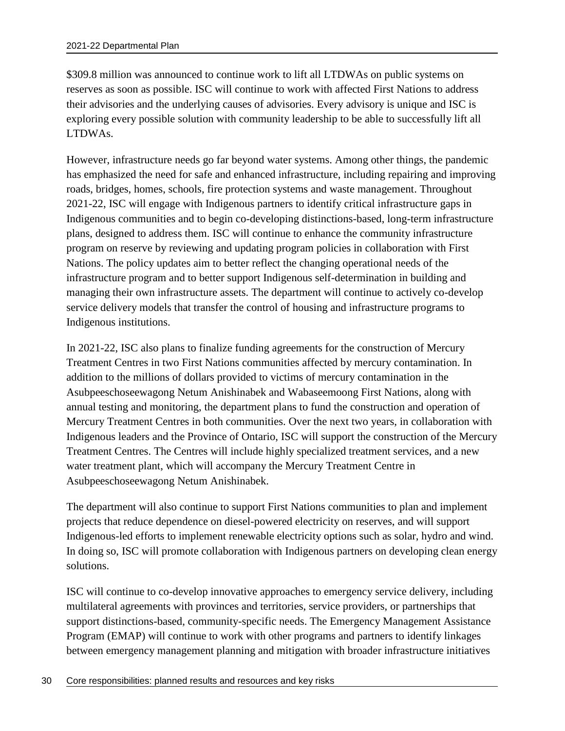$309.8 million was announced to continue work to lift all LTDWAs on public systems on reserves as soon as possible. ISC will continue to work with affected First Nations to address their advisories and the underlying causes of advisories. Every advisory is unique and ISC is exploring every possible solution with community leadership to be able to successfully lift all LTDWAs.

However, infrastructure needs go far beyond water systems. Among other things, the pandemic has emphasized the need for safe and enhanced infrastructure, including repairing and improving roads, bridges, homes, schools, fire protection systems and waste management. Throughout 2021-22, ISC will engage with Indigenous partners to identify critical infrastructure gaps in Indigenous communities and to begin co-developing distinctions-based, long-term infrastructure plans, designed to address them. ISC will continue to enhance the community infrastructure program on reserve by reviewing and updating program policies in collaboration with First Nations. The policy updates aim to better reflect the changing operational needs of the infrastructure program and to better support Indigenous self-determination in building and managing their own infrastructure assets. The department will continue to actively co-develop service delivery models that transfer the control of housing and infrastructure programs to Indigenous institutions.

In 2021-22, ISC also plans to finalize funding agreements for the construction of Mercury Treatment Centres in two First Nations communities affected by mercury contamination. In addition to the millions of dollars provided to victims of mercury contamination in the Asubpeeschoseewagong Netum Anishinabek and Wabaseemoong First Nations, along with annual testing and monitoring, the department plans to fund the construction and operation of Mercury Treatment Centres in both communities. Over the next two years, in collaboration with Indigenous leaders and the Province of Ontario, ISC will support the construction of the Mercury Treatment Centres. The Centres will include highly specialized treatment services, and a new water treatment plant, which will accompany the Mercury Treatment Centre in Asubpeeschoseewagong Netum Anishinabek.

The department will also continue to support First Nations communities to plan and implement projects that reduce dependence on diesel-powered electricity on reserves, and will support Indigenous-led efforts to implement renewable electricity options such as solar, hydro and wind. In doing so, ISC will promote collaboration with Indigenous partners on developing clean energy solutions.

ISC will continue to co-develop innovative approaches to emergency service delivery, including multilateral agreements with provinces and territories, service providers, or partnerships that support distinctions-based, community-specific needs. The Emergency Management Assistance Program (EMAP) will continue to work with other programs and partners to identify linkages between emergency management planning and mitigation with broader infrastructure initiatives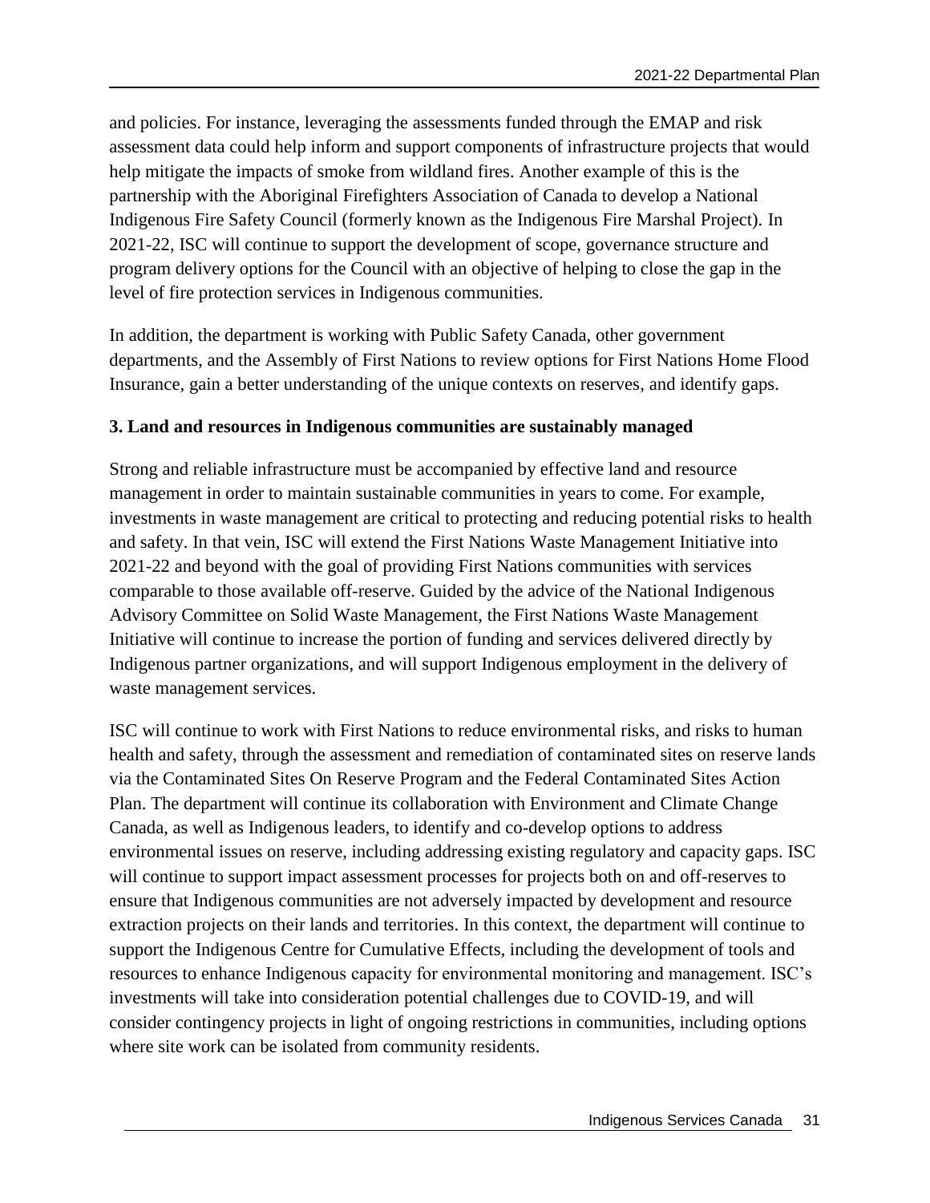and policies. For instance, leveraging the assessments funded through the EMAP and risk assessment data could help inform and support components of infrastructure projects that would help mitigate the impacts of smoke from wildland fires. Another example of this is the partnership with the Aboriginal Firefighters Association of Canada to develop a National Indigenous Fire Safety Council (formerly known as the Indigenous Fire Marshal Project). In 2021-22, ISC will continue to support the development of scope, governance structure and program delivery options for the Council with an objective of helping to close the gap in the level of fire protection services in Indigenous communities.

In addition, the department is working with Public Safety Canada, other government departments, and the Assembly of First Nations to review options for First Nations Home Flood Insurance, gain a better understanding of the unique contexts on reserves, and identify gaps.

**3. Land and resources in Indigenous communities are sustainably managed**

Strong and reliable infrastructure must be accompanied by effective land and resource management in order to maintain sustainable communities in years to come. For example, investments in waste management are critical to protecting and reducing potential risks to health and safety. In that vein, ISC will extend the First Nations Waste Management Initiative into 2021-22 and beyond with the goal of providing First Nations communities with services comparable to those available off-reserve. Guided by the advice of the National Indigenous Advisory Committee on Solid Waste Management, the First Nations Waste Management Initiative will continue to increase the portion of funding and services delivered directly by Indigenous partner organizations, and will support Indigenous employment in the delivery of waste management services.

ISC will continue to work with First Nations to reduce environmental risks, and risks to human health and safety, through the assessment and remediation of contaminated sites on reserve lands via the Contaminated Sites On Reserve Program and the Federal Contaminated Sites Action Plan. The department will continue its collaboration with Environment and Climate Change Canada, as well as Indigenous leaders, to identify and co-develop options to address environmental issues on reserve, including addressing existing regulatory and capacity gaps. ISC will continue to support impact assessment processes for projects both on and off-reserves to ensure that Indigenous communities are not adversely impacted by development and resource extraction projects on their lands and territories. In this context, the department will continue to support the Indigenous Centre for Cumulative Effects, including the development of tools and resources to enhance Indigenous capacity for environmental monitoring and management. ISC's investments will take into consideration potential challenges due to COVID-19, and will consider contingency projects in light of ongoing restrictions in communities, including options where site work can be isolated from community residents.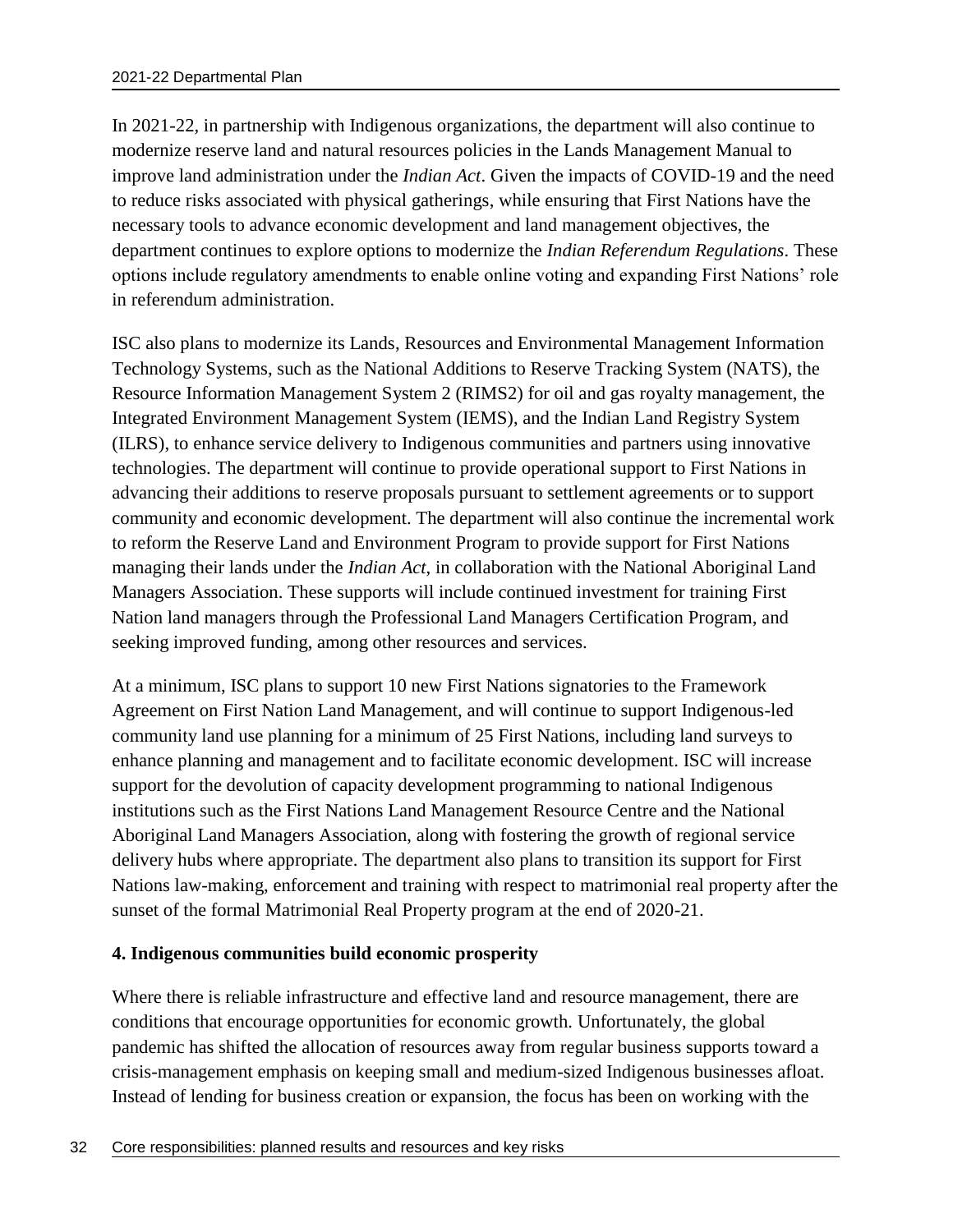In 2021-22, in partnership with Indigenous organizations, the department will also continue to modernize reserve land and natural resources policies in the Lands Management Manual to improve land administration under the *Indian Act*. Given the impacts of COVID-19 and the need to reduce risks associated with physical gatherings, while ensuring that First Nations have the necessary tools to advance economic development and land management objectives, the department continues to explore options to modernize the *Indian Referendum Regulations*. These options include regulatory amendments to enable online voting and expanding First Nations' role in referendum administration.

ISC also plans to modernize its Lands, Resources and Environmental Management Information Technology Systems, such as the National Additions to Reserve Tracking System (NATS), the Resource Information Management System 2 (RIMS2) for oil and gas royalty management, the Integrated Environment Management System (IEMS), and the Indian Land Registry System (ILRS), to enhance service delivery to Indigenous communities and partners using innovative technologies. The department will continue to provide operational support to First Nations in advancing their additions to reserve proposals pursuant to settlement agreements or to support community and economic development. The department will also continue the incremental work to reform the Reserve Land and Environment Program to provide support for First Nations managing their lands under the *Indian Act*, in collaboration with the National Aboriginal Land Managers Association. These supports will include continued investment for training First Nation land managers through the Professional Land Managers Certification Program, and seeking improved funding, among other resources and services.

At a minimum, ISC plans to support 10 new First Nations signatories to the Framework Agreement on First Nation Land Management, and will continue to support Indigenous-led community land use planning for a minimum of 25 First Nations, including land surveys to enhance planning and management and to facilitate economic development. ISC will increase support for the devolution of capacity development programming to national Indigenous institutions such as the First Nations Land Management Resource Centre and the National Aboriginal Land Managers Association, along with fostering the growth of regional service delivery hubs where appropriate. The department also plans to transition its support for First Nations law-making, enforcement and training with respect to matrimonial real property after the sunset of the formal Matrimonial Real Property program at the end of 2020-21.

### 4. Indigenous communities build economic prosperity

Where there is reliable infrastructure and effective land and resource management, there are conditions that encourage opportunities for economic growth. Unfortunately, the global pandemic has shifted the allocation of resources away from regular business supports toward a crisis-management emphasis on keeping small and medium-sized Indigenous businesses afloat. Instead of lending for business creation or expansion, the focus has been on working with the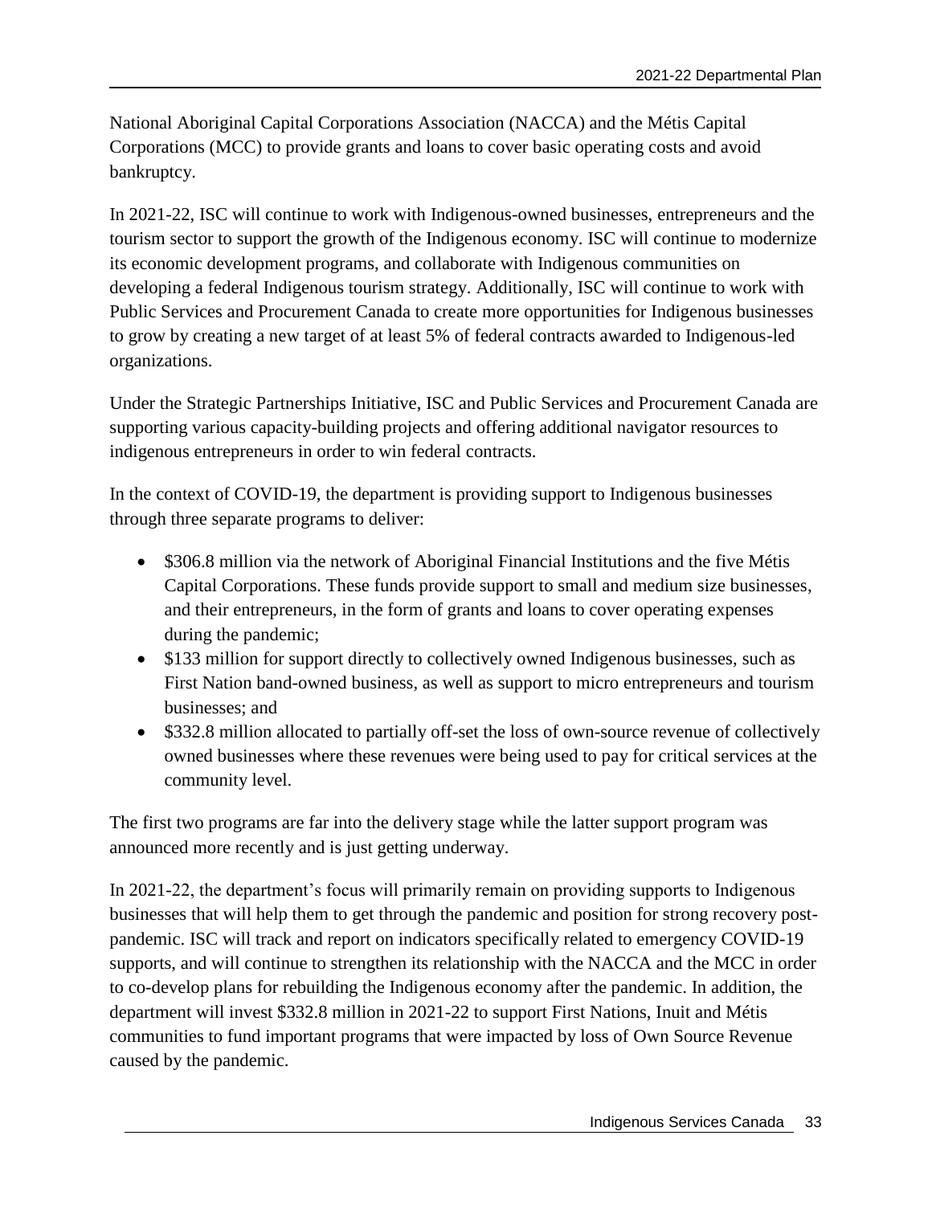National Aboriginal Capital Corporations Association (NACCA) and the Métis Capital Corporations (MCC) to provide grants and loans to cover basic operating costs and avoid bankruptcy.

In 2021-22, ISC will continue to work with Indigenous-owned businesses, entrepreneurs and the tourism sector to support the growth of the Indigenous economy. ISC will continue to modernize its economic development programs, and collaborate with Indigenous communities on developing a federal Indigenous tourism strategy. Additionally, ISC will continue to work with Public Services and Procurement Canada to create more opportunities for Indigenous businesses to grow by creating a new target of at least 5% of federal contracts awarded to Indigenous-led organizations.

Under the Strategic Partnerships Initiative, ISC and Public Services and Procurement Canada are supporting various capacity-building projects and offering additional navigator resources to indigenous entrepreneurs in order to win federal contracts.

In the context of COVID-19, the department is providing support to Indigenous businesses through three separate programs to deliver:

- $306.8 million via the network of Aboriginal Financial Institutions and the five Métis Capital Corporations. These funds provide support to small and medium size businesses, and their entrepreneurs, in the form of grants and loans to cover operating expenses during the pandemic;
- $133 million for support directly to collectively owned Indigenous businesses, such as First Nation band-owned business, as well as support to micro entrepreneurs and tourism businesses; and
- $332.8 million allocated to partially off-set the loss of own-source revenue of collectively owned businesses where these revenues were being used to pay for critical services at the community level.

The first two programs are far into the delivery stage while the latter support program was announced more recently and is just getting underway.

In 2021-22, the department's focus will primarily remain on providing supports to Indigenous businesses that will help them to get through the pandemic and position for strong recovery post-pandemic. ISC will track and report on indicators specifically related to emergency COVID-19 supports, and will continue to strengthen its relationship with the NACCA and the MCC in order to co-develop plans for rebuilding the Indigenous economy after the pandemic. In addition, the department will invest $332.8 million in 2021-22 to support First Nations, Inuit and Métis communities to fund important programs that were impacted by loss of Own Source Revenue caused by the pandemic.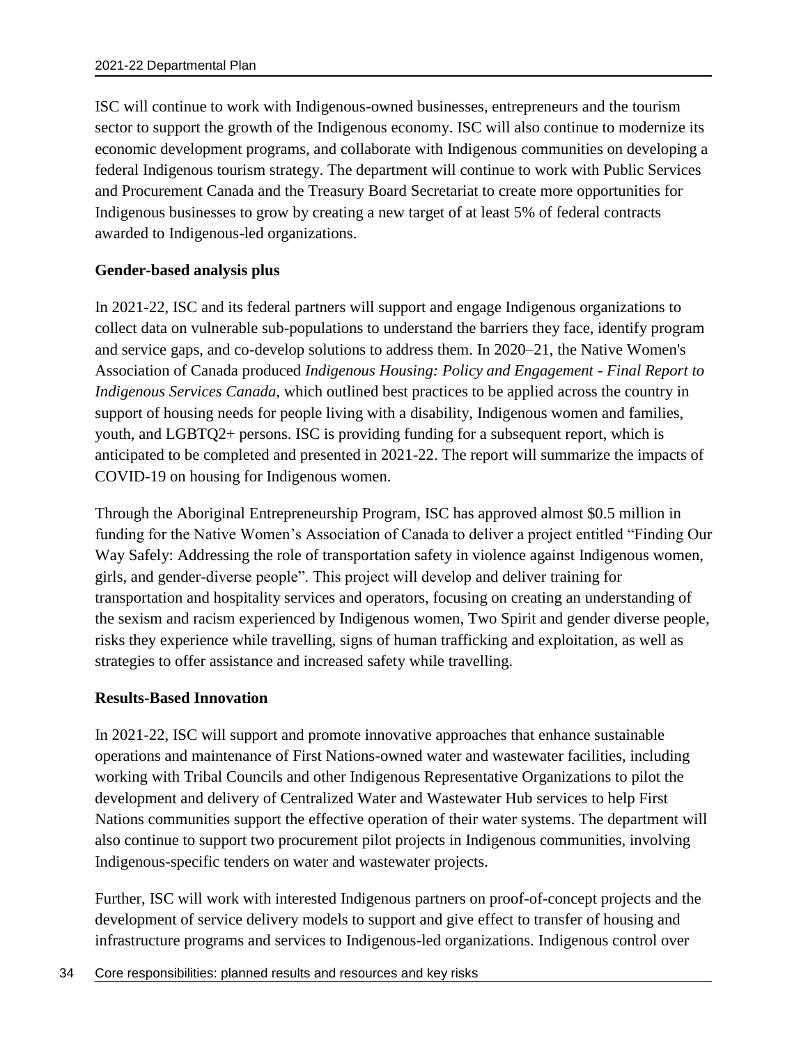ISC will continue to work with Indigenous-owned businesses, entrepreneurs and the tourism sector to support the growth of the Indigenous economy. ISC will also continue to modernize its economic development programs, and collaborate with Indigenous communities on developing a federal Indigenous tourism strategy. The department will continue to work with Public Services and Procurement Canada and the Treasury Board Secretariat to create more opportunities for Indigenous businesses to grow by creating a new target of at least 5% of federal contracts awarded to Indigenous-led organizations.

**Gender-based analysis plus**

In 2021-22, ISC and its federal partners will support and engage Indigenous organizations to collect data on vulnerable sub-populations to understand the barriers they face, identify program and service gaps, and co-develop solutions to address them. In 2020–21, the Native Women's Association of Canada produced *Indigenous Housing: Policy and Engagement - Final Report to Indigenous Services Canada*, which outlined best practices to be applied across the country in support of housing needs for people living with a disability, Indigenous women and families, youth, and LGBTQ2+ persons. ISC is providing funding for a subsequent report, which is anticipated to be completed and presented in 2021-22. The report will summarize the impacts of COVID-19 on housing for Indigenous women.

Through the Aboriginal Entrepreneurship Program, ISC has approved almost $0.5 million in funding for the Native Women's Association of Canada to deliver a project entitled "Finding Our Way Safely: Addressing the role of transportation safety in violence against Indigenous women, girls, and gender-diverse people". This project will develop and deliver training for transportation and hospitality services and operators, focusing on creating an understanding of the sexism and racism experienced by Indigenous women, Two Spirit and gender diverse people, risks they experience while travelling, signs of human trafficking and exploitation, as well as strategies to offer assistance and increased safety while travelling.

**Results-Based Innovation**

In 2021-22, ISC will support and promote innovative approaches that enhance sustainable operations and maintenance of First Nations-owned water and wastewater facilities, including working with Tribal Councils and other Indigenous Representative Organizations to pilot the development and delivery of Centralized Water and Wastewater Hub services to help First Nations communities support the effective operation of their water systems. The department will also continue to support two procurement pilot projects in Indigenous communities, involving Indigenous-specific tenders on water and wastewater projects.

Further, ISC will work with interested Indigenous partners on proof-of-concept projects and the development of service delivery models to support and give effect to transfer of housing and infrastructure programs and services to Indigenous-led organizations. Indigenous control over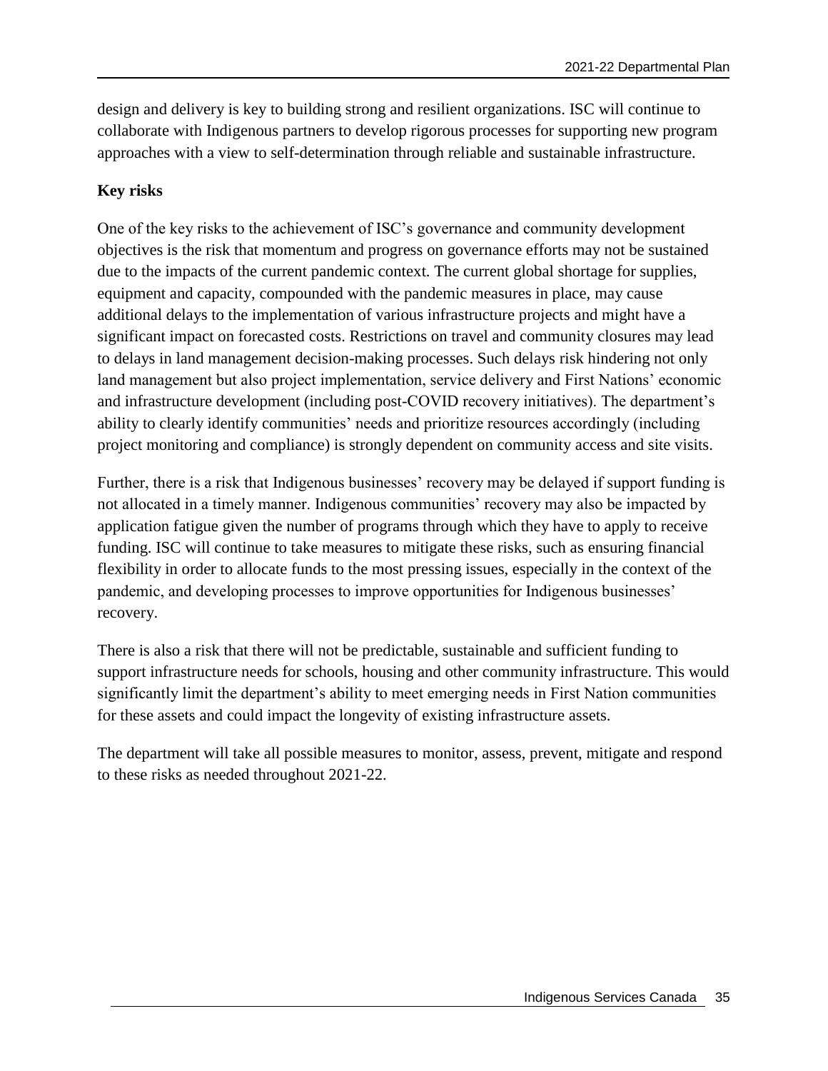design and delivery is key to building strong and resilient organizations. ISC will continue to collaborate with Indigenous partners to develop rigorous processes for supporting new program approaches with a view to self-determination through reliable and sustainable infrastructure.

**Key risks**

One of the key risks to the achievement of ISC's governance and community development objectives is the risk that momentum and progress on governance efforts may not be sustained due to the impacts of the current pandemic context. The current global shortage for supplies, equipment and capacity, compounded with the pandemic measures in place, may cause additional delays to the implementation of various infrastructure projects and might have a significant impact on forecasted costs. Restrictions on travel and community closures may lead to delays in land management decision-making processes. Such delays risk hindering not only land management but also project implementation, service delivery and First Nations' economic and infrastructure development (including post-COVID recovery initiatives). The department's ability to clearly identify communities' needs and prioritize resources accordingly (including project monitoring and compliance) is strongly dependent on community access and site visits.

Further, there is a risk that Indigenous businesses' recovery may be delayed if support funding is not allocated in a timely manner. Indigenous communities' recovery may also be impacted by application fatigue given the number of programs through which they have to apply to receive funding. ISC will continue to take measures to mitigate these risks, such as ensuring financial flexibility in order to allocate funds to the most pressing issues, especially in the context of the pandemic, and developing processes to improve opportunities for Indigenous businesses' recovery.

There is also a risk that there will not be predictable, sustainable and sufficient funding to support infrastructure needs for schools, housing and other community infrastructure. This would significantly limit the department's ability to meet emerging needs in First Nation communities for these assets and could impact the longevity of existing infrastructure assets.

The department will take all possible measures to monitor, assess, prevent, mitigate and respond to these risks as needed throughout 2021-22.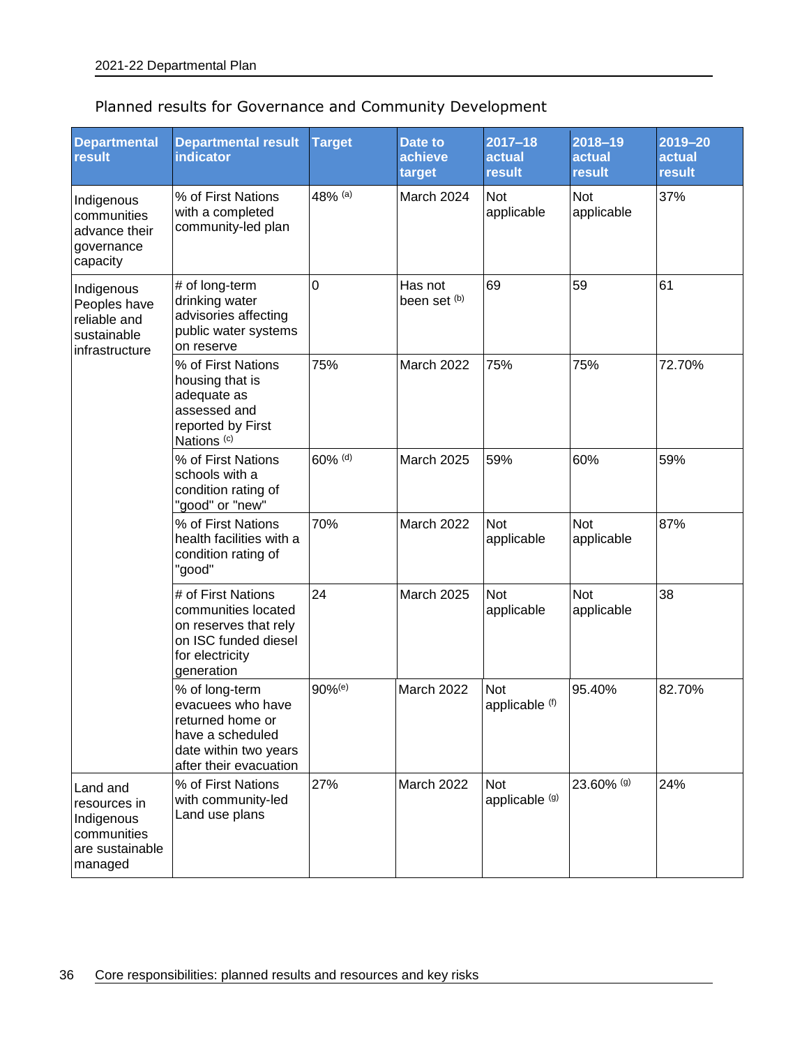## Planned results for Governance and Community Development

| Departmental result | Departmental result indicator | Target | Date to achieve target | 2017–18 actual result | 2018–19 actual result | 2019–20 actual result |
|---|---|---|---|---|---|---|
| Indigenous communities advance their governance capacity | % of First Nations with a completed community-led plan | 48% [(a)] | March 2024 | Not applicable | Not applicable | 37% |
| Indigenous Peoples have reliable and sustainable infrastructure | # of long-term drinking water advisories affecting public water systems on reserve | 0 | Has not been set [(b)] | 69 | 59 | 61 |
| | % of First Nations housing that is adequate as assessed and reported by First Nations [(c)] | 75% | March 2022 | 75% | 75% | 72.70% |
| | % of First Nations schools with a condition rating of "good" or "new" | 60% [(d)] | March 2025 | 59% | 60% | 59% |
| | % of First Nations health facilities with a condition rating of "good" | 70% | March 2022 | Not applicable | Not applicable | 87% |
| | # of First Nations communities located on reserves that rely on ISC funded diesel for electricity generation | 24 | March 2025 | Not applicable | Not applicable | 38 |
| | % of long-term evacuees who have returned home or have a scheduled date within two years after their evacuation | 90%[(e)] | March 2022 | Not applicable [(f)] | 95.40% | 82.70% |
| Land and resources in Indigenous communities are sustainable managed | % of First Nations with community-led Land use plans | 27% | March 2022 | Not applicable [(g)] | 23.60% [(g)] | 24% |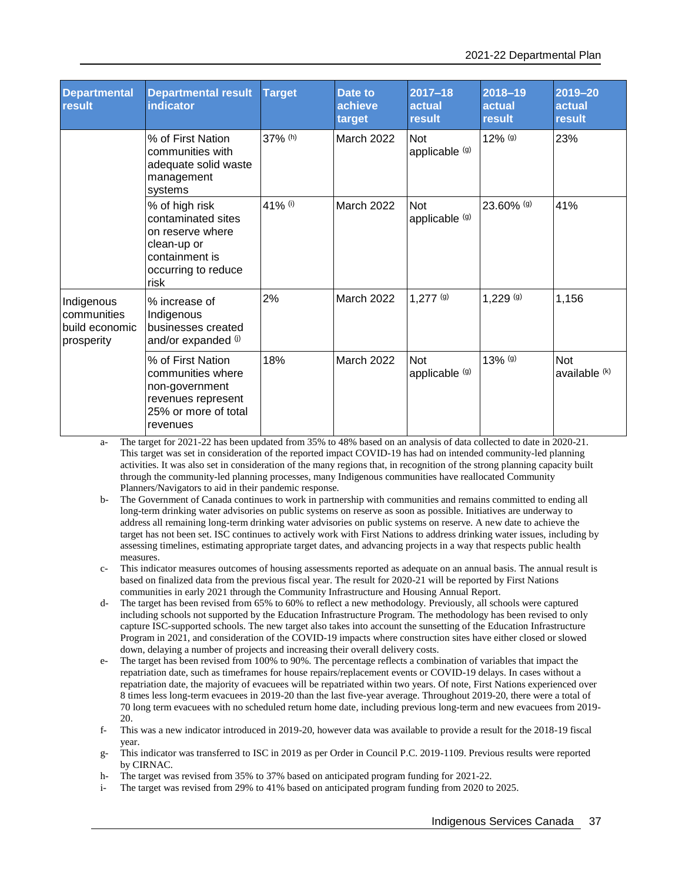| Departmental result | Departmental result indicator | Target | Date to achieve target | 2017–18 actual result | 2018–19 actual result | 2019–20 actual result |
|---|---|---|---|---|---|---|
| | % of First Nation communities with adequate solid waste management systems | 37% [h] | March 2022 | Not applicable [g] | 12% [g] | 23% |
| | % of high risk contaminated sites on reserve where clean-up or containment is occurring to reduce risk | 41% [i] | March 2022 | Not applicable [g] | 23.60% [g] | 41% |
| Indigenous communities build economic prosperity | % increase of Indigenous businesses created and/or expanded [j] | 2% | March 2022 | 1,277 [g] | 1,229 [g] | 1,156 |
| | % of First Nation communities where non-government revenues represent 25% or more of total revenues | 18% | March 2022 | Not applicable [g] | 13% [g] | Not available [k] |

a- The target for 2021-22 has been updated from 35% to 48% based on an analysis of data collected to date in 2020-21. This target was set in consideration of the reported impact COVID-19 has had on intended community-led planning activities. It was also set in consideration of the many regions that, in recognition of the strong planning capacity built through the community-led planning processes, many Indigenous communities have reallocated Community Planners/Navigators to aid in their pandemic response.

b- The Government of Canada continues to work in partnership with communities and remains committed to ending all long-term drinking water advisories on public systems on reserve as soon as possible. Initiatives are underway to address all remaining long-term drinking water advisories on public systems on reserve. A new date to achieve the target has not been set. ISC continues to actively work with First Nations to address drinking water issues, including by assessing timelines, estimating appropriate target dates, and advancing projects in a way that respects public health measures.

c- This indicator measures outcomes of housing assessments reported as adequate on an annual basis. The annual result is based on finalized data from the previous fiscal year. The result for 2020-21 will be reported by First Nations communities in early 2021 through the Community Infrastructure and Housing Annual Report.

d- The target has been revised from 65% to 60% to reflect a new methodology. Previously, all schools were captured including schools not supported by the Education Infrastructure Program. The methodology has been revised to only capture ISC-supported schools. The new target also takes into account the sunsetting of the Education Infrastructure Program in 2021, and consideration of the COVID-19 impacts where construction sites have either closed or slowed down, delaying a number of projects and increasing their overall delivery costs.

e- The target has been revised from 100% to 90%. The percentage reflects a combination of variables that impact the repatriation date, such as timeframes for house repairs/replacement events or COVID-19 delays. In cases without a repatriation date, the majority of evacuees will be repatriated within two years. Of note, First Nations experienced over 8 times less long-term evacuees in 2019-20 than the last five-year average. Throughout 2019-20, there were a total of 70 long term evacuees with no scheduled return home date, including previous long-term and new evacuees from 2019-20.

f- This was a new indicator introduced in 2019-20, however data was available to provide a result for the 2018-19 fiscal year.

g- This indicator was transferred to ISC in 2019 as per Order in Council P.C. 2019-1109. Previous results were reported by CIRNAC.

h- The target was revised from 35% to 37% based on anticipated program funding for 2021-22.

i- The target was revised from 29% to 41% based on anticipated program funding from 2020 to 2025.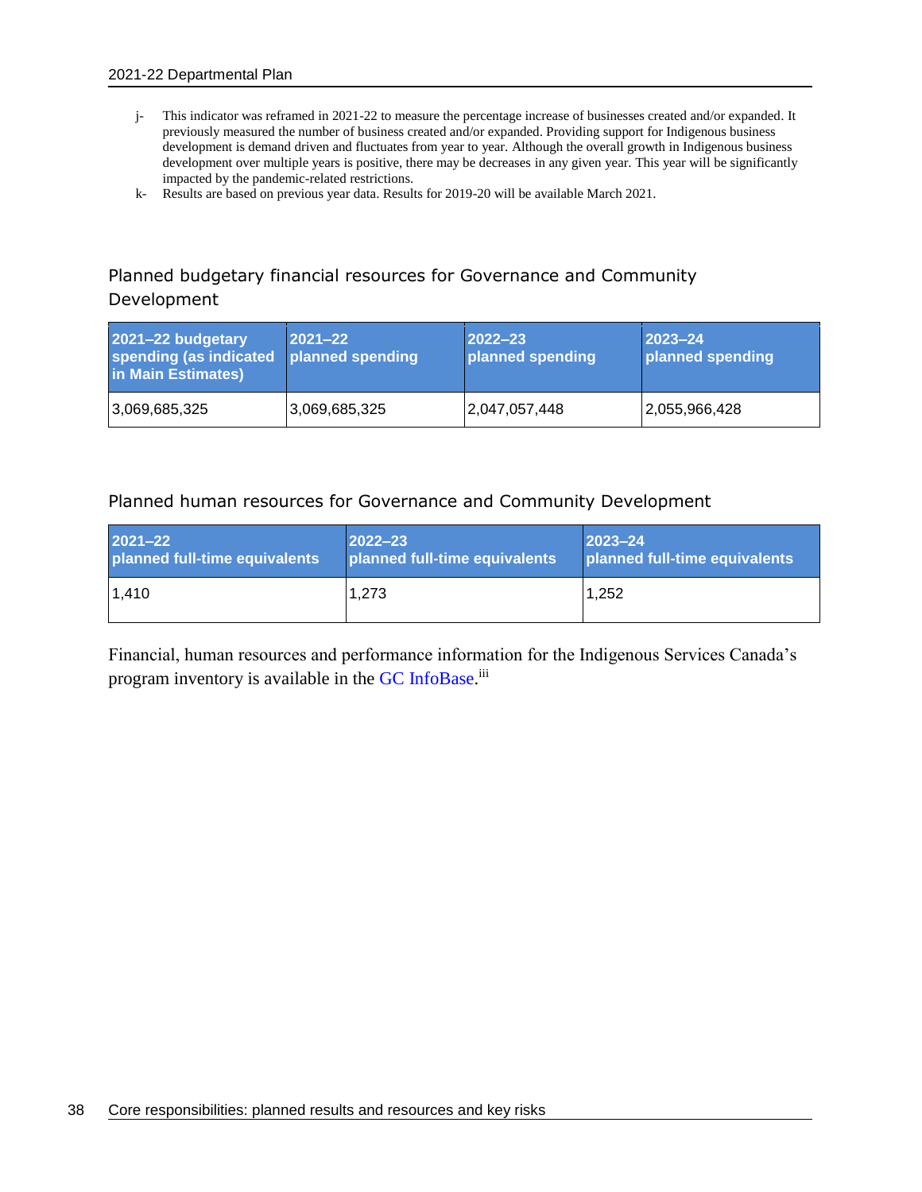j- This indicator was reframed in 2021-22 to measure the percentage increase of businesses created and/or expanded. It previously measured the number of business created and/or expanded. Providing support for Indigenous business development is demand driven and fluctuates from year to year. Although the overall growth in Indigenous business development over multiple years is positive, there may be decreases in any given year. This year will be significantly impacted by the pandemic-related restrictions.

k- Results are based on previous year data. Results for 2019-20 will be available March 2021.

### Planned budgetary financial resources for Governance and Community Development

| 2021–22 budgetary spending (as indicated in Main Estimates) | 2021–22 planned spending | 2022–23 planned spending | 2023–24 planned spending |
|---|---|---|---|
| 3,069,685,325 | 3,069,685,325 | 2,047,057,448 | 2,055,966,428 |

### Planned human resources for Governance and Community Development

| 2021–22 planned full-time equivalents | 2022–23 planned full-time equivalents | 2023–24 planned full-time equivalents |
|---|---|---|
| 1,410 | 1,273 | 1,252 |

Financial, human resources and performance information for the Indigenous Services Canada's program inventory is available in the GC InfoBase.[iii]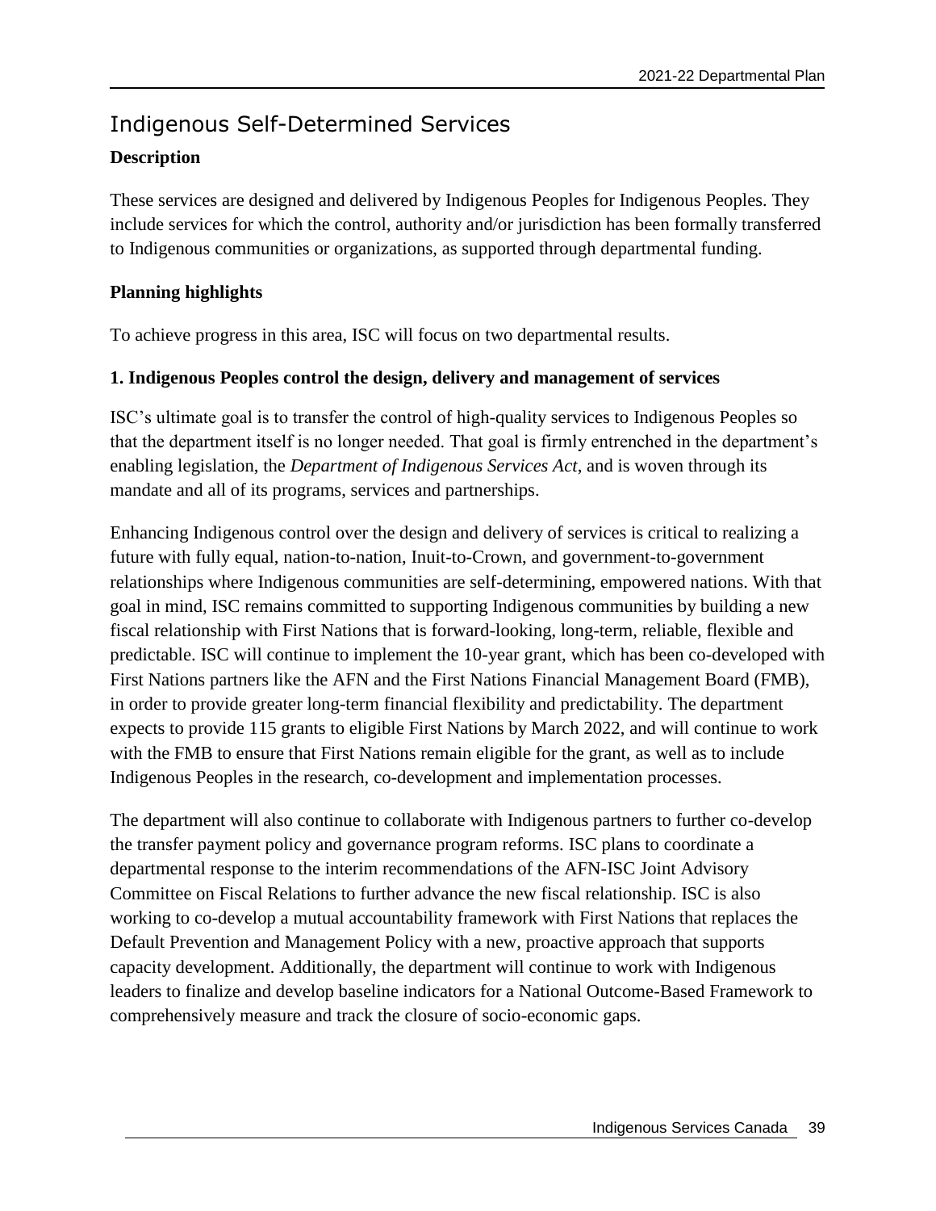## Indigenous Self-Determined Services

**Description**

These services are designed and delivered by Indigenous Peoples for Indigenous Peoples. They include services for which the control, authority and/or jurisdiction has been formally transferred to Indigenous communities or organizations, as supported through departmental funding.

**Planning highlights**

To achieve progress in this area, ISC will focus on two departmental results.

**1. Indigenous Peoples control the design, delivery and management of services**

ISC's ultimate goal is to transfer the control of high-quality services to Indigenous Peoples so that the department itself is no longer needed. That goal is firmly entrenched in the department's enabling legislation, the *Department of Indigenous Services Act*, and is woven through its mandate and all of its programs, services and partnerships.

Enhancing Indigenous control over the design and delivery of services is critical to realizing a future with fully equal, nation-to-nation, Inuit-to-Crown, and government-to-government relationships where Indigenous communities are self-determining, empowered nations. With that goal in mind, ISC remains committed to supporting Indigenous communities by building a new fiscal relationship with First Nations that is forward-looking, long-term, reliable, flexible and predictable. ISC will continue to implement the 10-year grant, which has been co-developed with First Nations partners like the AFN and the First Nations Financial Management Board (FMB), in order to provide greater long-term financial flexibility and predictability. The department expects to provide 115 grants to eligible First Nations by March 2022, and will continue to work with the FMB to ensure that First Nations remain eligible for the grant, as well as to include Indigenous Peoples in the research, co-development and implementation processes.

The department will also continue to collaborate with Indigenous partners to further co-develop the transfer payment policy and governance program reforms. ISC plans to coordinate a departmental response to the interim recommendations of the AFN-ISC Joint Advisory Committee on Fiscal Relations to further advance the new fiscal relationship. ISC is also working to co-develop a mutual accountability framework with First Nations that replaces the Default Prevention and Management Policy with a new, proactive approach that supports capacity development. Additionally, the department will continue to work with Indigenous leaders to finalize and develop baseline indicators for a National Outcome-Based Framework to comprehensively measure and track the closure of socio-economic gaps.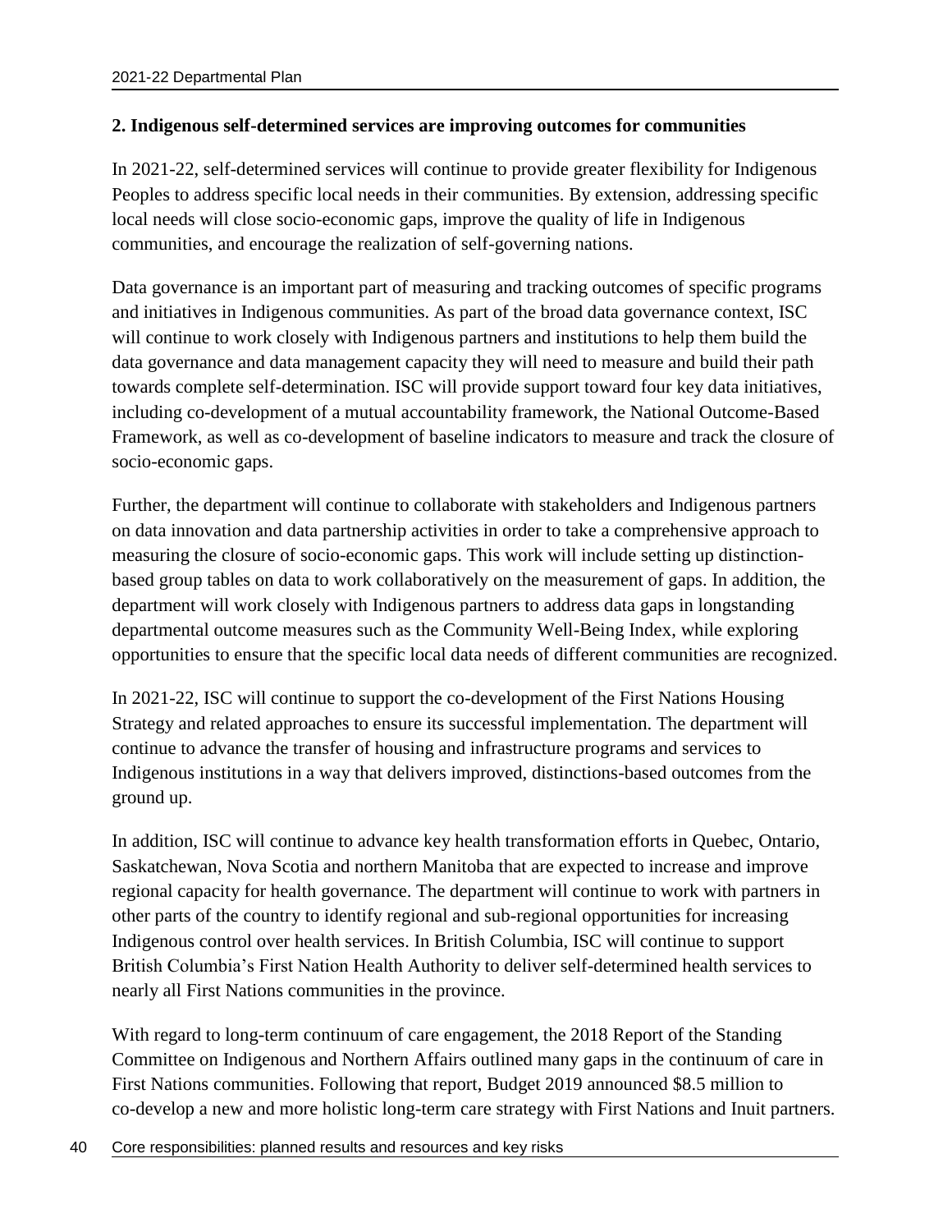**2. Indigenous self-determined services are improving outcomes for communities**

In 2021-22, self-determined services will continue to provide greater flexibility for Indigenous Peoples to address specific local needs in their communities. By extension, addressing specific local needs will close socio-economic gaps, improve the quality of life in Indigenous communities, and encourage the realization of self-governing nations.

Data governance is an important part of measuring and tracking outcomes of specific programs and initiatives in Indigenous communities. As part of the broad data governance context, ISC will continue to work closely with Indigenous partners and institutions to help them build the data governance and data management capacity they will need to measure and build their path towards complete self-determination. ISC will provide support toward four key data initiatives, including co-development of a mutual accountability framework, the National Outcome-Based Framework, as well as co-development of baseline indicators to measure and track the closure of socio-economic gaps.

Further, the department will continue to collaborate with stakeholders and Indigenous partners on data innovation and data partnership activities in order to take a comprehensive approach to measuring the closure of socio-economic gaps. This work will include setting up distinction-based group tables on data to work collaboratively on the measurement of gaps. In addition, the department will work closely with Indigenous partners to address data gaps in longstanding departmental outcome measures such as the Community Well-Being Index, while exploring opportunities to ensure that the specific local data needs of different communities are recognized.

In 2021-22, ISC will continue to support the co-development of the First Nations Housing Strategy and related approaches to ensure its successful implementation. The department will continue to advance the transfer of housing and infrastructure programs and services to Indigenous institutions in a way that delivers improved, distinctions-based outcomes from the ground up.

In addition, ISC will continue to advance key health transformation efforts in Quebec, Ontario, Saskatchewan, Nova Scotia and northern Manitoba that are expected to increase and improve regional capacity for health governance. The department will continue to work with partners in other parts of the country to identify regional and sub-regional opportunities for increasing Indigenous control over health services. In British Columbia, ISC will continue to support British Columbia's First Nation Health Authority to deliver self-determined health services to nearly all First Nations communities in the province.

With regard to long-term continuum of care engagement, the 2018 Report of the Standing Committee on Indigenous and Northern Affairs outlined many gaps in the continuum of care in First Nations communities. Following that report, Budget 2019 announced $8.5 million to co-develop a new and more holistic long-term care strategy with First Nations and Inuit partners.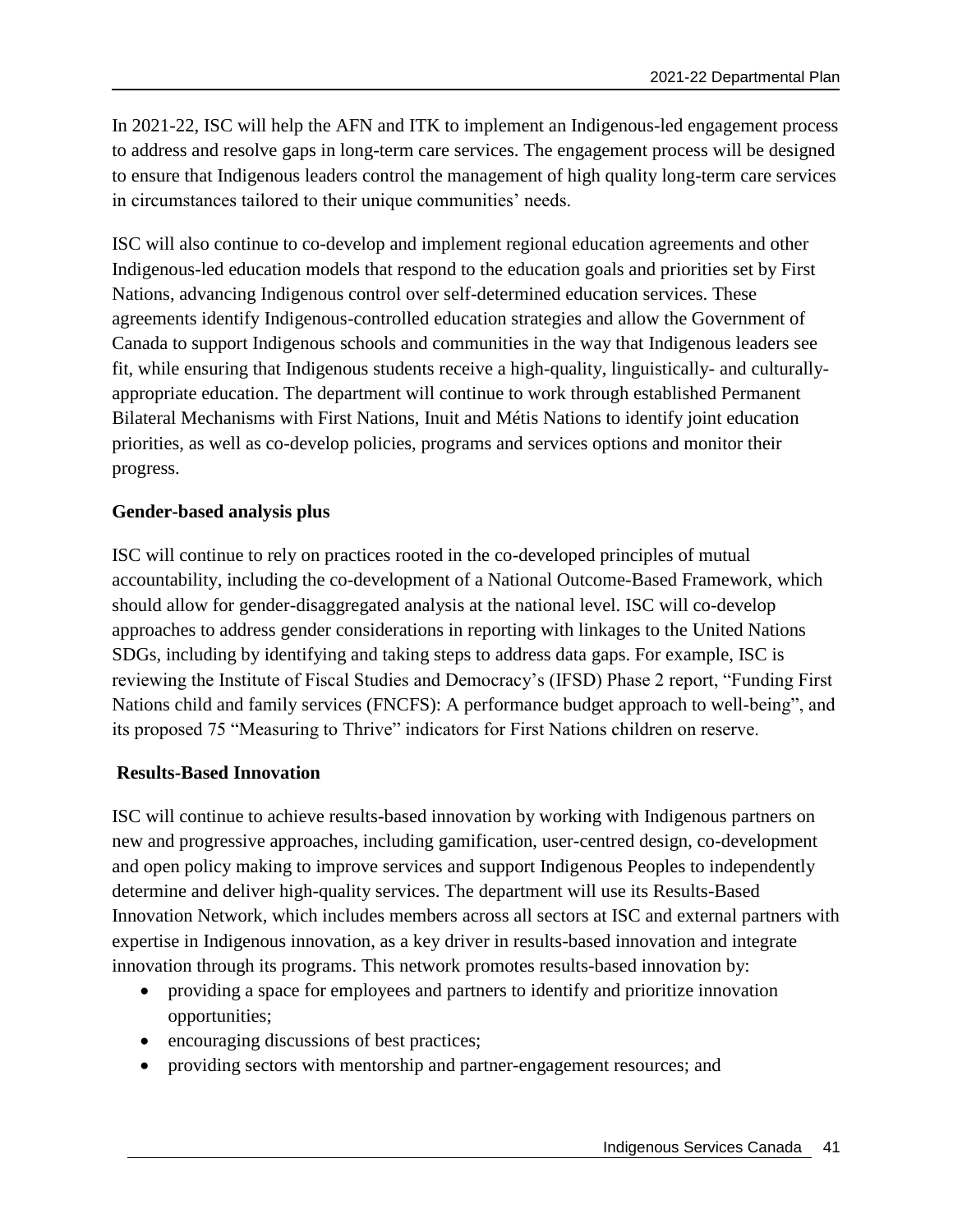In 2021-22, ISC will help the AFN and ITK to implement an Indigenous-led engagement process to address and resolve gaps in long-term care services. The engagement process will be designed to ensure that Indigenous leaders control the management of high quality long-term care services in circumstances tailored to their unique communities' needs.

ISC will also continue to co-develop and implement regional education agreements and other Indigenous-led education models that respond to the education goals and priorities set by First Nations, advancing Indigenous control over self-determined education services. These agreements identify Indigenous-controlled education strategies and allow the Government of Canada to support Indigenous schools and communities in the way that Indigenous leaders see fit, while ensuring that Indigenous students receive a high-quality, linguistically- and culturally-appropriate education. The department will continue to work through established Permanent Bilateral Mechanisms with First Nations, Inuit and Métis Nations to identify joint education priorities, as well as co-develop policies, programs and services options and monitor their progress.

**Gender-based analysis plus**

ISC will continue to rely on practices rooted in the co-developed principles of mutual accountability, including the co-development of a National Outcome-Based Framework, which should allow for gender-disaggregated analysis at the national level. ISC will co-develop approaches to address gender considerations in reporting with linkages to the United Nations SDGs, including by identifying and taking steps to address data gaps. For example, ISC is reviewing the Institute of Fiscal Studies and Democracy's (IFSD) Phase 2 report, "Funding First Nations child and family services (FNCFS): A performance budget approach to well-being", and its proposed 75 "Measuring to Thrive" indicators for First Nations children on reserve.

**Results-Based Innovation**

ISC will continue to achieve results-based innovation by working with Indigenous partners on new and progressive approaches, including gamification, user-centred design, co-development and open policy making to improve services and support Indigenous Peoples to independently determine and deliver high-quality services. The department will use its Results-Based Innovation Network, which includes members across all sectors at ISC and external partners with expertise in Indigenous innovation, as a key driver in results-based innovation and integrate innovation through its programs. This network promotes results-based innovation by:

- providing a space for employees and partners to identify and prioritize innovation opportunities;
- encouraging discussions of best practices;
- providing sectors with mentorship and partner-engagement resources; and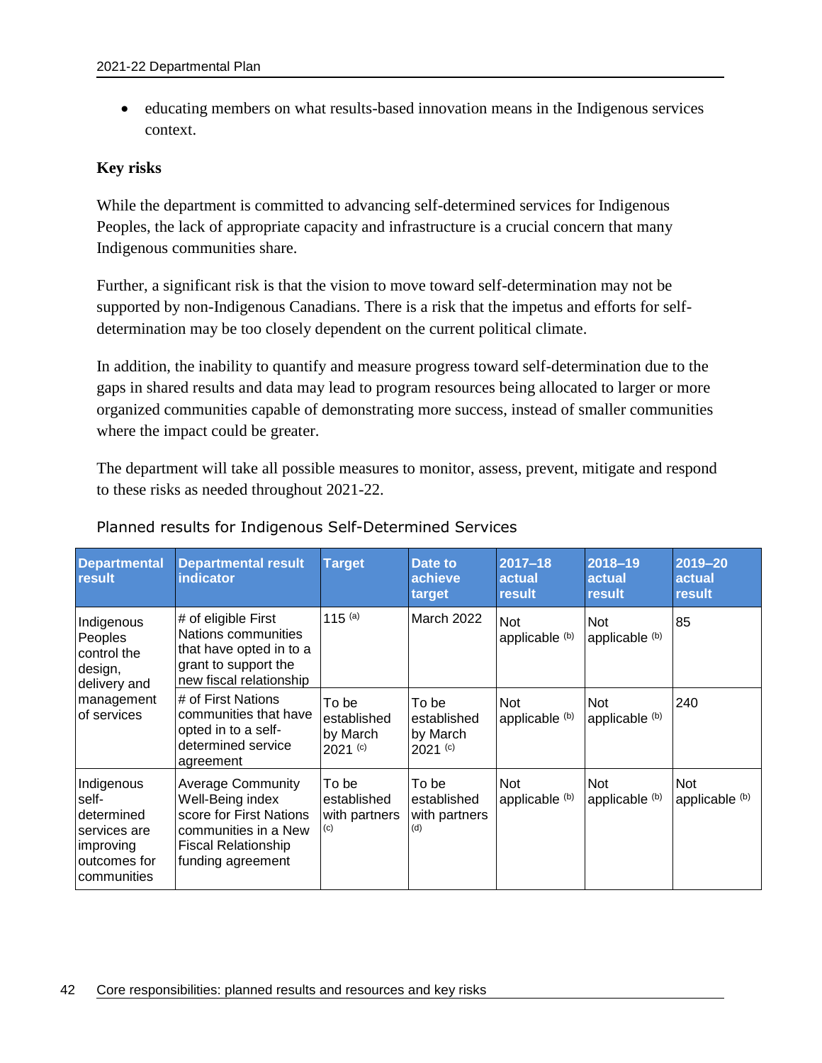- educating members on what results-based innovation means in the Indigenous services context.

**Key risks**

While the department is committed to advancing self-determined services for Indigenous Peoples, the lack of appropriate capacity and infrastructure is a crucial concern that many Indigenous communities share.

Further, a significant risk is that the vision to move toward self-determination may not be supported by non-Indigenous Canadians. There is a risk that the impetus and efforts for self-determination may be too closely dependent on the current political climate.

In addition, the inability to quantify and measure progress toward self-determination due to the gaps in shared results and data may lead to program resources being allocated to larger or more organized communities capable of demonstrating more success, instead of smaller communities where the impact could be greater.

The department will take all possible measures to monitor, assess, prevent, mitigate and respond to these risks as needed throughout 2021-22.

Planned results for Indigenous Self-Determined Services

| Departmental result | Departmental result indicator | Target | Date to achieve target | 2017–18 actual result | 2018–19 actual result | 2019–20 actual result |
|---|---|---|---|---|---|---|
| Indigenous Peoples control the design, delivery and management of services | # of eligible First Nations communities that have opted in to a grant to support the new fiscal relationship | 115 [(a)] | March 2022 | Not applicable [(b)] | Not applicable [(b)] | 85 |
| | # of First Nations communities that have opted in to a self-determined service agreement | To be established by March 2021 [(c)] | To be established by March 2021 [(c)] | Not applicable [(b)] | Not applicable [(b)] | 240 |
| Indigenous self-determined services are improving outcomes for communities | Average Community Well-Being index score for First Nations communities in a New Fiscal Relationship funding agreement | To be established with partners [(c)] | To be established with partners [(d)] | Not applicable [(b)] | Not applicable [(b)] | Not applicable [(b)] |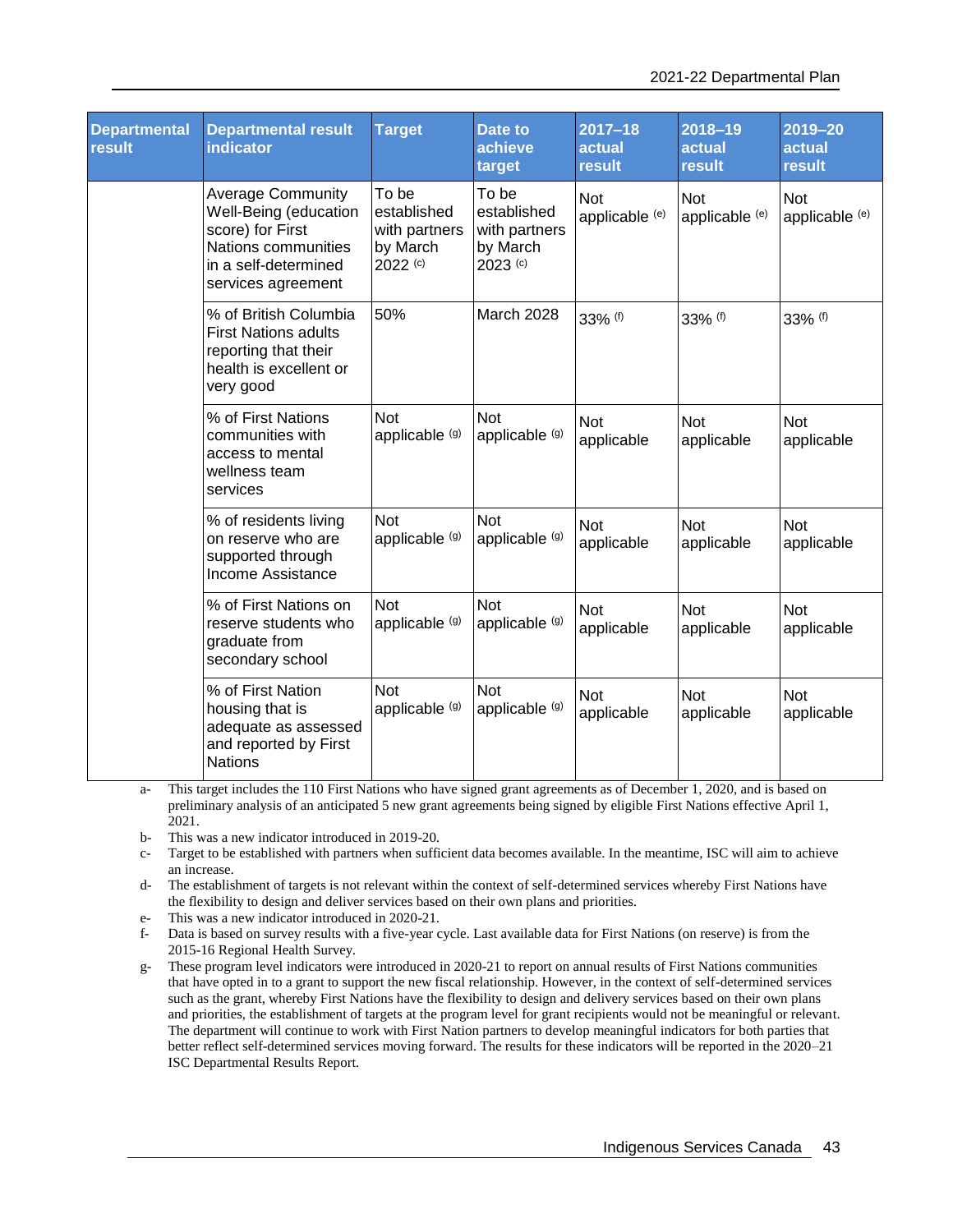| Departmental result | Departmental result indicator | Target | Date to achieve target | 2017–18 actual result | 2018–19 actual result | 2019–20 actual result |
|---|---|---|---|---|---|---|
| | Average Community Well-Being (education score) for First Nations communities in a self-determined services agreement | To be established with partners by March 2022 [(c)] | To be established with partners by March 2023 [(c)] | Not applicable [(e)] | Not applicable [(e)] | Not applicable [(e)] |
| | % of British Columbia First Nations adults reporting that their health is excellent or very good | 50% | March 2028 | 33% [(f)] | 33% [(f)] | 33% [(f)] |
| | % of First Nations communities with access to mental wellness team services | Not applicable [(g)] | Not applicable [(g)] | Not applicable | Not applicable | Not applicable |
| | % of residents living on reserve who are supported through Income Assistance | Not applicable [(g)] | Not applicable [(g)] | Not applicable | Not applicable | Not applicable |
| | % of First Nations on reserve students who graduate from secondary school | Not applicable [(g)] | Not applicable [(g)] | Not applicable | Not applicable | Not applicable |
| | % of First Nation housing that is adequate as assessed and reported by First Nations | Not applicable [(g)] | Not applicable [(g)] | Not applicable | Not applicable | Not applicable |

a- This target includes the 110 First Nations who have signed grant agreements as of December 1, 2020, and is based on preliminary analysis of an anticipated 5 new grant agreements being signed by eligible First Nations effective April 1, 2021.

b- This was a new indicator introduced in 2019-20.

c- Target to be established with partners when sufficient data becomes available. In the meantime, ISC will aim to achieve an increase.

d- The establishment of targets is not relevant within the context of self-determined services whereby First Nations have the flexibility to design and deliver services based on their own plans and priorities.

e- This was a new indicator introduced in 2020-21.

f- Data is based on survey results with a five-year cycle. Last available data for First Nations (on reserve) is from the 2015-16 Regional Health Survey.

g- These program level indicators were introduced in 2020-21 to report on annual results of First Nations communities that have opted in to a grant to support the new fiscal relationship. However, in the context of self-determined services such as the grant, whereby First Nations have the flexibility to design and delivery services based on their own plans and priorities, the establishment of targets at the program level for grant recipients would not be meaningful or relevant. The department will continue to work with First Nation partners to develop meaningful indicators for both parties that better reflect self-determined services moving forward. The results for these indicators will be reported in the 2020–21 ISC Departmental Results Report.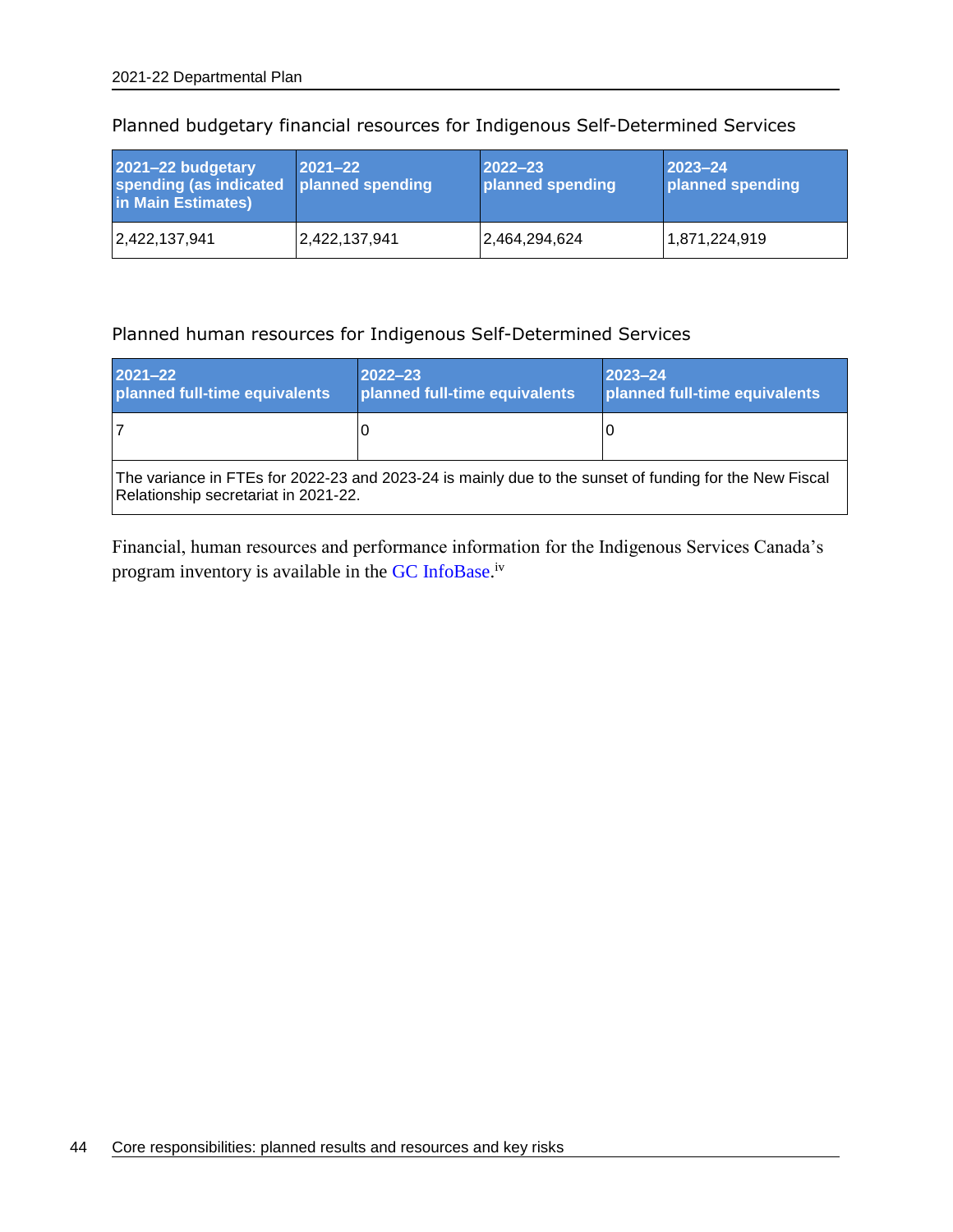Planned budgetary financial resources for Indigenous Self-Determined Services

| 2021–22 budgetary spending (as indicated in Main Estimates) | 2021–22 planned spending | 2022–23 planned spending | 2023–24 planned spending |
|---|---|---|---|
| 2,422,137,941 | 2,422,137,941 | 2,464,294,624 | 1,871,224,919 |

Planned human resources for Indigenous Self-Determined Services

| 2021–22 planned full-time equivalents | 2022–23 planned full-time equivalents | 2023–24 planned full-time equivalents |
|---|---|---|
| 7 | 0 | 0 |
| The variance in FTEs for 2022-23 and 2023-24 is mainly due to the sunset of funding for the New Fiscal Relationship secretariat in 2021-22. | | |

Financial, human resources and performance information for the Indigenous Services Canada's program inventory is available in the GC InfoBase.[iv]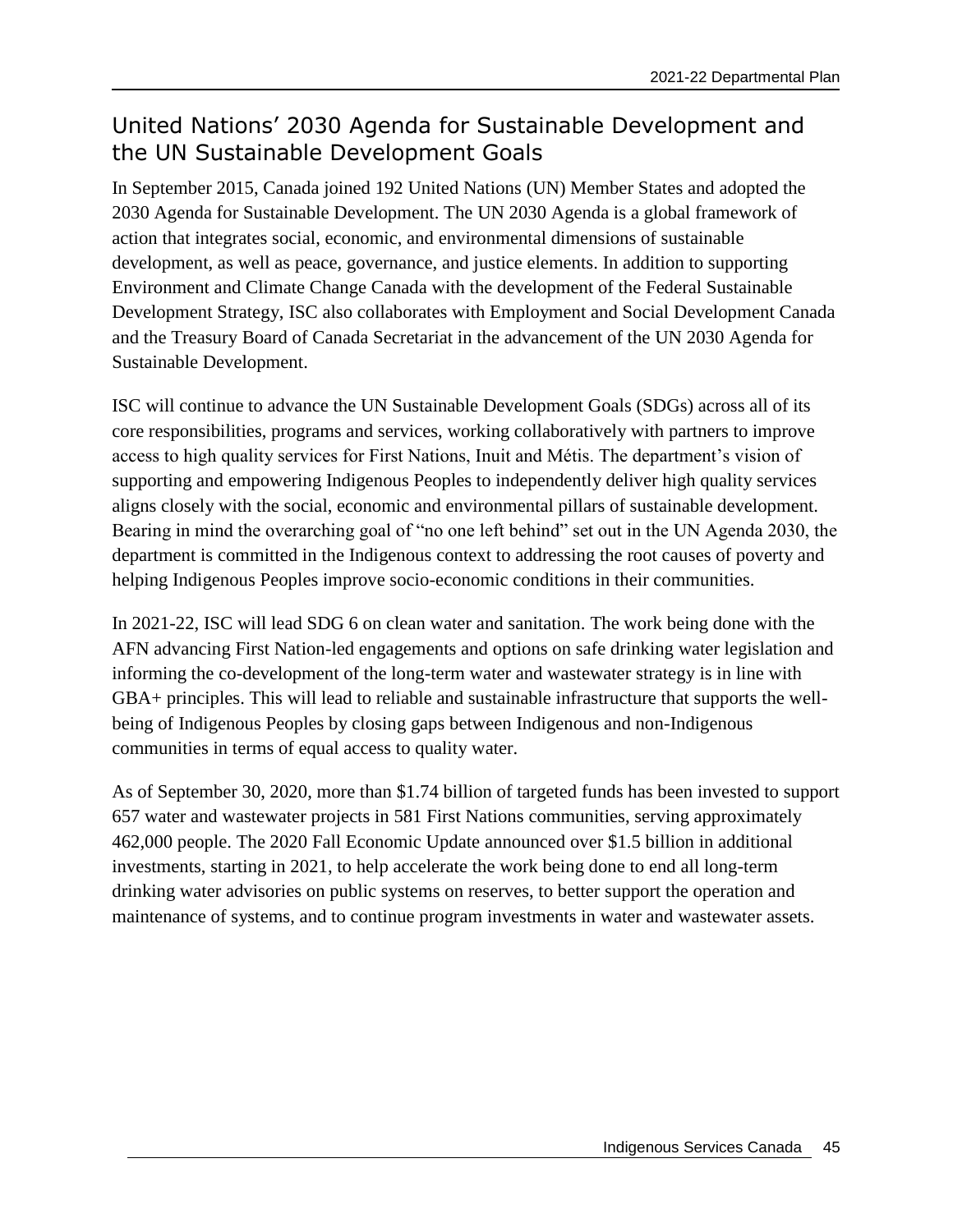## United Nations' 2030 Agenda for Sustainable Development and the UN Sustainable Development Goals

In September 2015, Canada joined 192 United Nations (UN) Member States and adopted the 2030 Agenda for Sustainable Development. The UN 2030 Agenda is a global framework of action that integrates social, economic, and environmental dimensions of sustainable development, as well as peace, governance, and justice elements. In addition to supporting Environment and Climate Change Canada with the development of the Federal Sustainable Development Strategy, ISC also collaborates with Employment and Social Development Canada and the Treasury Board of Canada Secretariat in the advancement of the UN 2030 Agenda for Sustainable Development.

ISC will continue to advance the UN Sustainable Development Goals (SDGs) across all of its core responsibilities, programs and services, working collaboratively with partners to improve access to high quality services for First Nations, Inuit and Métis. The department's vision of supporting and empowering Indigenous Peoples to independently deliver high quality services aligns closely with the social, economic and environmental pillars of sustainable development. Bearing in mind the overarching goal of "no one left behind" set out in the UN Agenda 2030, the department is committed in the Indigenous context to addressing the root causes of poverty and helping Indigenous Peoples improve socio-economic conditions in their communities.

In 2021-22, ISC will lead SDG 6 on clean water and sanitation. The work being done with the AFN advancing First Nation-led engagements and options on safe drinking water legislation and informing the co-development of the long-term water and wastewater strategy is in line with GBA+ principles. This will lead to reliable and sustainable infrastructure that supports the well-being of Indigenous Peoples by closing gaps between Indigenous and non-Indigenous communities in terms of equal access to quality water.

As of September 30, 2020, more than $1.74 billion of targeted funds has been invested to support 657 water and wastewater projects in 581 First Nations communities, serving approximately 462,000 people. The 2020 Fall Economic Update announced over $1.5 billion in additional investments, starting in 2021, to help accelerate the work being done to end all long-term drinking water advisories on public systems on reserves, to better support the operation and maintenance of systems, and to continue program investments in water and wastewater assets.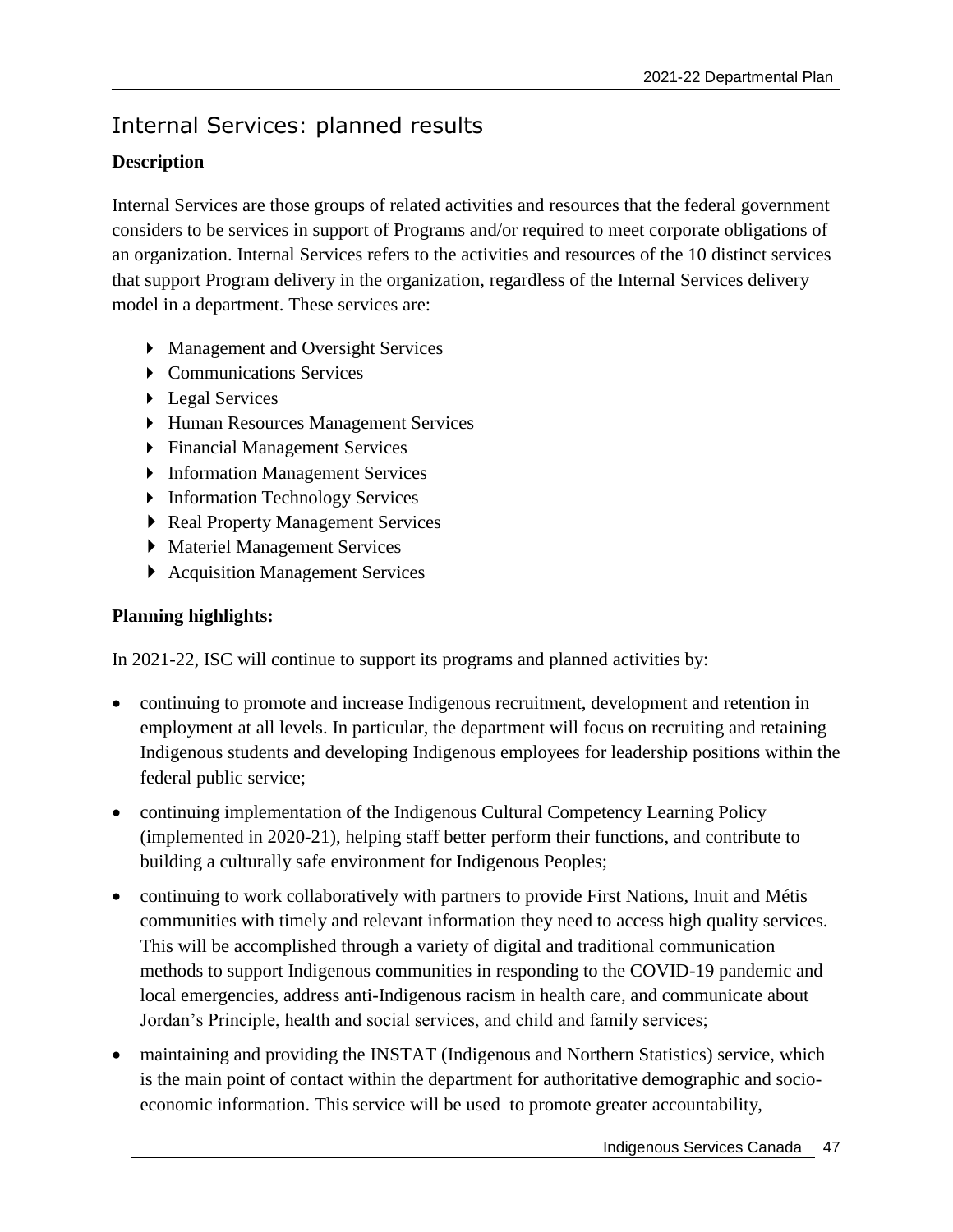## Internal Services: planned results

**Description**

Internal Services are those groups of related activities and resources that the federal government considers to be services in support of Programs and/or required to meet corporate obligations of an organization. Internal Services refers to the activities and resources of the 10 distinct services that support Program delivery in the organization, regardless of the Internal Services delivery model in a department. These services are:

- Management and Oversight Services
- Communications Services
- Legal Services
- Human Resources Management Services
- Financial Management Services
- Information Management Services
- Information Technology Services
- Real Property Management Services
- Materiel Management Services
- Acquisition Management Services

**Planning highlights:**

In 2021-22, ISC will continue to support its programs and planned activities by:

- continuing to promote and increase Indigenous recruitment, development and retention in employment at all levels. In particular, the department will focus on recruiting and retaining Indigenous students and developing Indigenous employees for leadership positions within the federal public service;
- continuing implementation of the Indigenous Cultural Competency Learning Policy (implemented in 2020-21), helping staff better perform their functions, and contribute to building a culturally safe environment for Indigenous Peoples;
- continuing to work collaboratively with partners to provide First Nations, Inuit and Métis communities with timely and relevant information they need to access high quality services. This will be accomplished through a variety of digital and traditional communication methods to support Indigenous communities in responding to the COVID-19 pandemic and local emergencies, address anti-Indigenous racism in health care, and communicate about Jordan's Principle, health and social services, and child and family services;
- maintaining and providing the INSTAT (Indigenous and Northern Statistics) service, which is the main point of contact within the department for authoritative demographic and socio-economic information. This service will be used to promote greater accountability,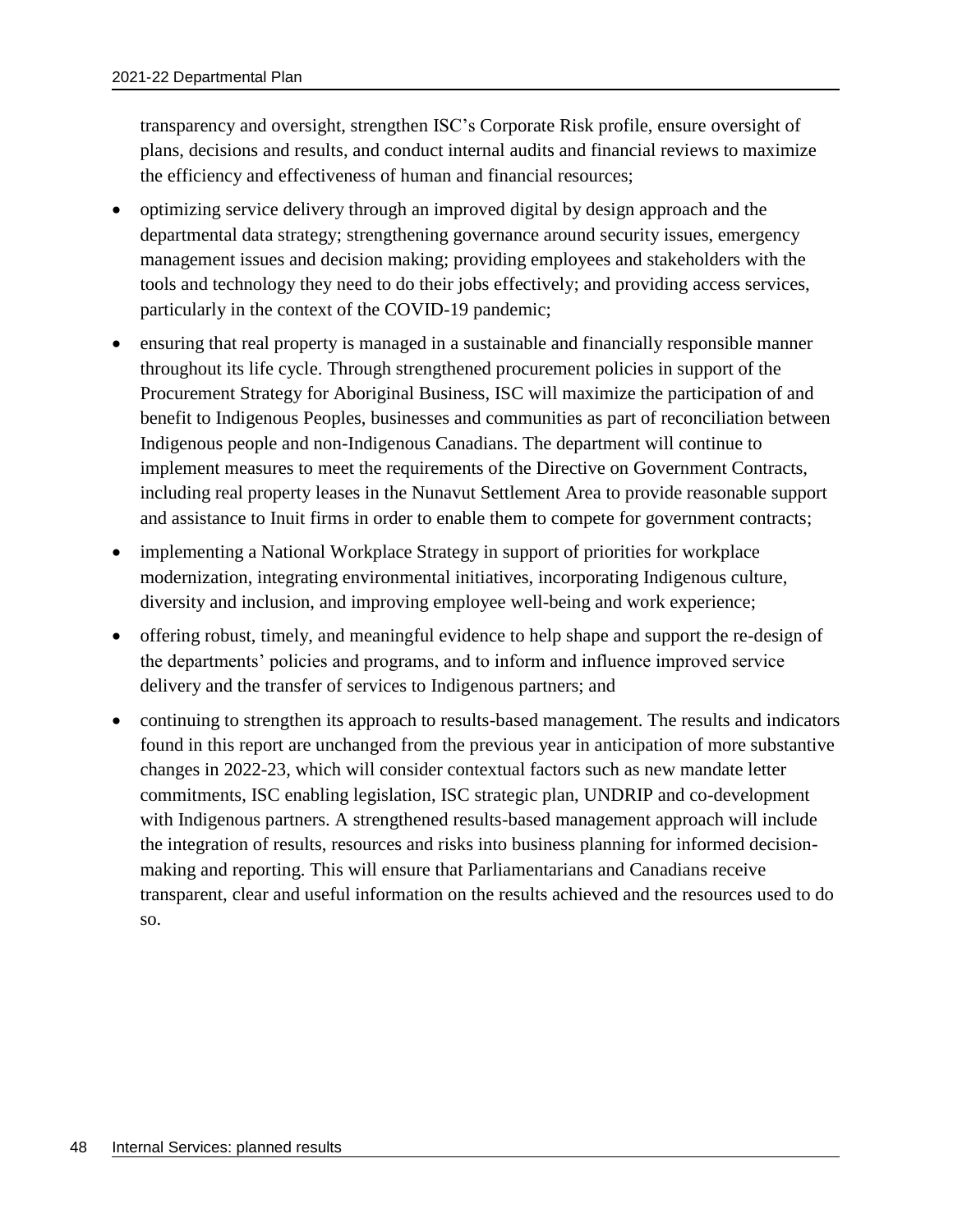transparency and oversight, strengthen ISC's Corporate Risk profile, ensure oversight of plans, decisions and results, and conduct internal audits and financial reviews to maximize the efficiency and effectiveness of human and financial resources;

- optimizing service delivery through an improved digital by design approach and the departmental data strategy; strengthening governance around security issues, emergency management issues and decision making; providing employees and stakeholders with the tools and technology they need to do their jobs effectively; and providing access services, particularly in the context of the COVID-19 pandemic;
- ensuring that real property is managed in a sustainable and financially responsible manner throughout its life cycle. Through strengthened procurement policies in support of the Procurement Strategy for Aboriginal Business, ISC will maximize the participation of and benefit to Indigenous Peoples, businesses and communities as part of reconciliation between Indigenous people and non-Indigenous Canadians. The department will continue to implement measures to meet the requirements of the Directive on Government Contracts, including real property leases in the Nunavut Settlement Area to provide reasonable support and assistance to Inuit firms in order to enable them to compete for government contracts;
- implementing a National Workplace Strategy in support of priorities for workplace modernization, integrating environmental initiatives, incorporating Indigenous culture, diversity and inclusion, and improving employee well-being and work experience;
- offering robust, timely, and meaningful evidence to help shape and support the re-design of the departments' policies and programs, and to inform and influence improved service delivery and the transfer of services to Indigenous partners; and
- continuing to strengthen its approach to results-based management. The results and indicators found in this report are unchanged from the previous year in anticipation of more substantive changes in 2022-23, which will consider contextual factors such as new mandate letter commitments, ISC enabling legislation, ISC strategic plan, UNDRIP and co-development with Indigenous partners. A strengthened results-based management approach will include the integration of results, resources and risks into business planning for informed decision-making and reporting. This will ensure that Parliamentarians and Canadians receive transparent, clear and useful information on the results achieved and the resources used to do so.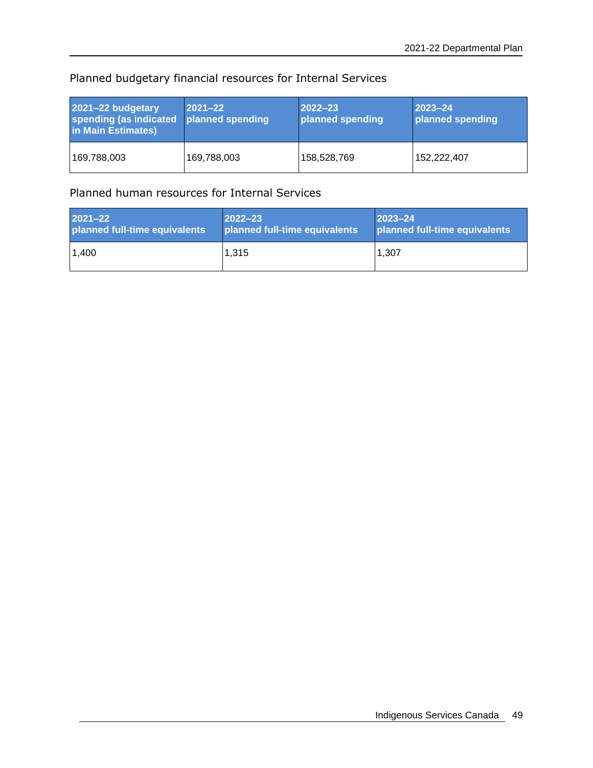Planned budgetary financial resources for Internal Services

| 2021–22 budgetary spending (as indicated in Main Estimates) | 2021–22 planned spending | 2022–23 planned spending | 2023–24 planned spending |
|---|---|---|---|
| 169,788,003 | 169,788,003 | 158,528,769 | 152,222,407 |

Planned human resources for Internal Services

| 2021–22 planned full-time equivalents | 2022–23 planned full-time equivalents | 2023–24 planned full-time equivalents |
|---|---|---|
| 1,400 | 1,315 | 1,307 |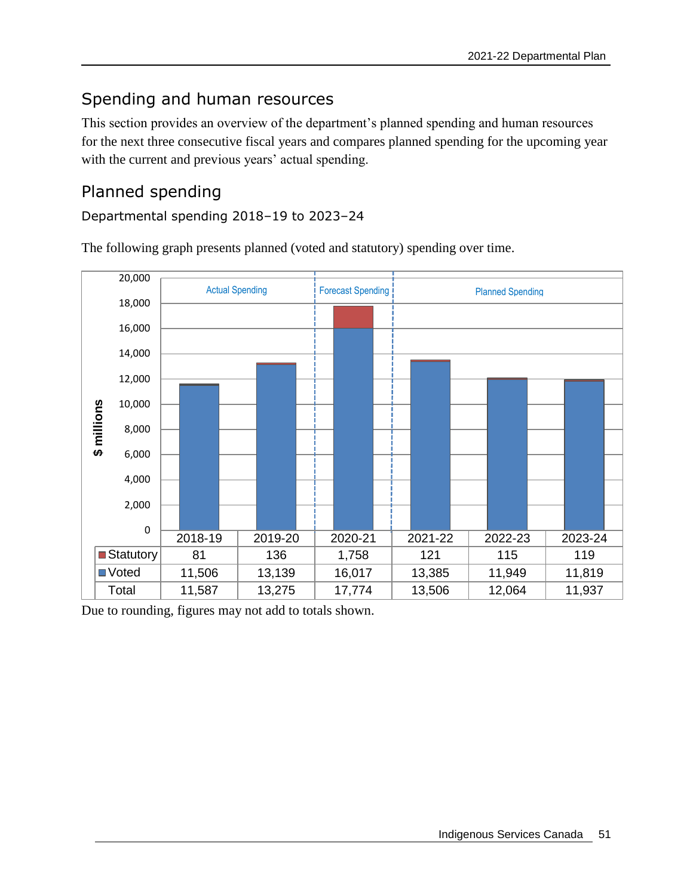## Spending and human resources

This section provides an overview of the department's planned spending and human resources for the next three consecutive fiscal years and compares planned spending for the upcoming year with the current and previous years' actual spending.

## Planned spending

### Departmental spending 2018–19 to 2023–24

The following graph presents planned (voted and statutory) spending over time.

| | Actual Spending | | Forecast Spending | Planned Spending | | |
|---|---|---|---|---|---|---|
| | 2018-19 | 2019-20 | 2020-21 | 2021-22 | 2022-23 | 2023-24 |
| Statutory | 81 | 136 | 1,758 | 121 | 115 | 119 |
| Voted | 11,506 | 13,139 | 16,017 | 13,385 | 11,949 | 11,819 |
| Total | 11,587 | 13,275 | 17,774 | 13,506 | 12,064 | 11,937 |

Due to rounding, figures may not add to totals shown.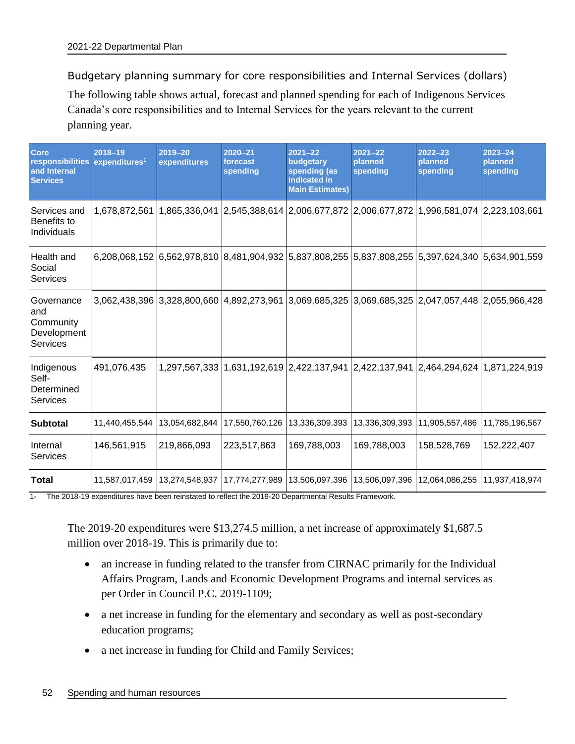### Budgetary planning summary for core responsibilities and Internal Services (dollars)

The following table shows actual, forecast and planned spending for each of Indigenous Services Canada's core responsibilities and to Internal Services for the years relevant to the current planning year.

| Core responsibilities and Internal Services | 2018–19 expenditures[1] | 2019–20 expenditures | 2020–21 forecast spending | 2021–22 budgetary spending (as indicated in Main Estimates) | 2021–22 planned spending | 2022–23 planned spending | 2023–24 planned spending |
|---|---|---|---|---|---|---|---|
| Services and Benefits to Individuals | 1,678,872,561 | 1,865,336,041 | 2,545,388,614 | 2,006,677,872 | 2,006,677,872 | 1,996,581,074 | 2,223,103,661 |
| Health and Social Services | 6,208,068,152 | 6,562,978,810 | 8,481,904,932 | 5,837,808,255 | 5,837,808,255 | 5,397,624,340 | 5,634,901,559 |
| Governance and Community Development Services | 3,062,438,396 | 3,328,800,660 | 4,892,273,961 | 3,069,685,325 | 3,069,685,325 | 2,047,057,448 | 2,055,966,428 |
| Indigenous Self-Determined Services | 491,076,435 | 1,297,567,333 | 1,631,192,619 | 2,422,137,941 | 2,422,137,941 | 2,464,294,624 | 1,871,224,919 |
| **Subtotal** | 11,440,455,544 | 13,054,682,844 | 17,550,760,126 | 13,336,309,393 | 13,336,309,393 | 11,905,557,486 | 11,785,196,567 |
| Internal Services | 146,561,915 | 219,866,093 | 223,517,863 | 169,788,003 | 169,788,003 | 158,528,769 | 152,222,407 |
| **Total** | 11,587,017,459 | 13,274,548,937 | 17,774,277,989 | 13,506,097,396 | 13,506,097,396 | 12,064,086,255 | 11,937,418,974 |

1- The 2018-19 expenditures have been reinstated to reflect the 2019-20 Departmental Results Framework.

The 2019-20 expenditures were $13,274.5 million, a net increase of approximately $1,687.5 million over 2018-19. This is primarily due to:

- an increase in funding related to the transfer from CIRNAC primarily for the Individual Affairs Program, Lands and Economic Development Programs and internal services as per Order in Council P.C. 2019-1109;
- a net increase in funding for the elementary and secondary as well as post-secondary education programs;
- a net increase in funding for Child and Family Services;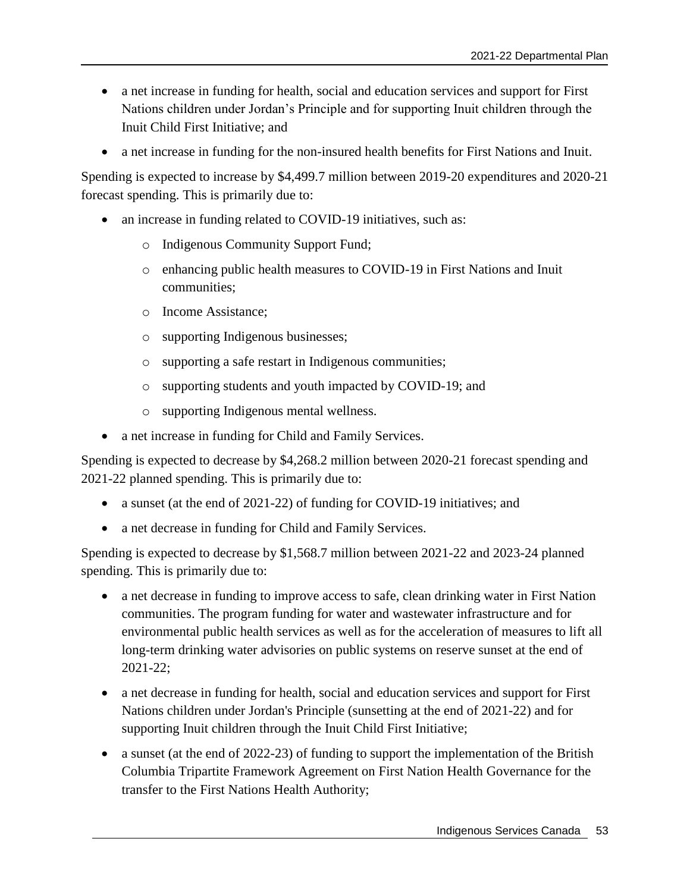- a net increase in funding for health, social and education services and support for First Nations children under Jordan's Principle and for supporting Inuit children through the Inuit Child First Initiative; and
- a net increase in funding for the non-insured health benefits for First Nations and Inuit.

Spending is expected to increase by $4,499.7 million between 2019-20 expenditures and 2020-21 forecast spending. This is primarily due to:

- an increase in funding related to COVID-19 initiatives, such as:
  - Indigenous Community Support Fund;
  - enhancing public health measures to COVID-19 in First Nations and Inuit communities;
  - Income Assistance;
  - supporting Indigenous businesses;
  - supporting a safe restart in Indigenous communities;
  - supporting students and youth impacted by COVID-19; and
  - supporting Indigenous mental wellness.
- a net increase in funding for Child and Family Services.

Spending is expected to decrease by $4,268.2 million between 2020-21 forecast spending and 2021-22 planned spending. This is primarily due to:

- a sunset (at the end of 2021-22) of funding for COVID-19 initiatives; and
- a net decrease in funding for Child and Family Services.

Spending is expected to decrease by $1,568.7 million between 2021-22 and 2023-24 planned spending. This is primarily due to:

- a net decrease in funding to improve access to safe, clean drinking water in First Nation communities. The program funding for water and wastewater infrastructure and for environmental public health services as well as for the acceleration of measures to lift all long-term drinking water advisories on public systems on reserve sunset at the end of 2021-22;
- a net decrease in funding for health, social and education services and support for First Nations children under Jordan's Principle (sunsetting at the end of 2021-22) and for supporting Inuit children through the Inuit Child First Initiative;
- a sunset (at the end of 2022-23) of funding to support the implementation of the British Columbia Tripartite Framework Agreement on First Nation Health Governance for the transfer to the First Nations Health Authority;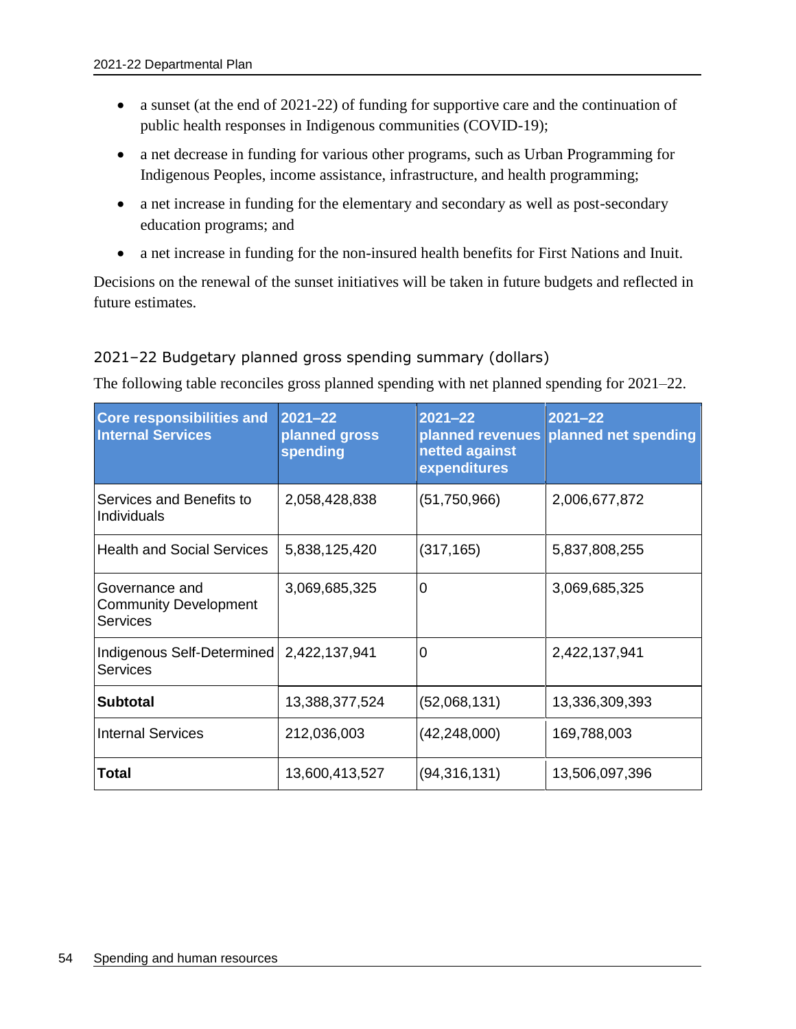- a sunset (at the end of 2021-22) of funding for supportive care and the continuation of public health responses in Indigenous communities (COVID-19);
- a net decrease in funding for various other programs, such as Urban Programming for Indigenous Peoples, income assistance, infrastructure, and health programming;
- a net increase in funding for the elementary and secondary as well as post-secondary education programs; and
- a net increase in funding for the non-insured health benefits for First Nations and Inuit.

Decisions on the renewal of the sunset initiatives will be taken in future budgets and reflected in future estimates.

### 2021–22 Budgetary planned gross spending summary (dollars)

The following table reconciles gross planned spending with net planned spending for 2021–22.

| Core responsibilities and Internal Services | 2021–22 planned gross spending | 2021–22 planned revenues netted against expenditures | 2021–22 planned net spending |
|---|---|---|---|
| Services and Benefits to Individuals | 2,058,428,838 | (51,750,966) | 2,006,677,872 |
| Health and Social Services | 5,838,125,420 | (317,165) | 5,837,808,255 |
| Governance and Community Development Services | 3,069,685,325 | 0 | 3,069,685,325 |
| Indigenous Self-Determined Services | 2,422,137,941 | 0 | 2,422,137,941 |
| **Subtotal** | 13,388,377,524 | (52,068,131) | 13,336,309,393 |
| Internal Services | 212,036,003 | (42,248,000) | 169,788,003 |
| **Total** | 13,600,413,527 | (94,316,131) | 13,506,097,396 |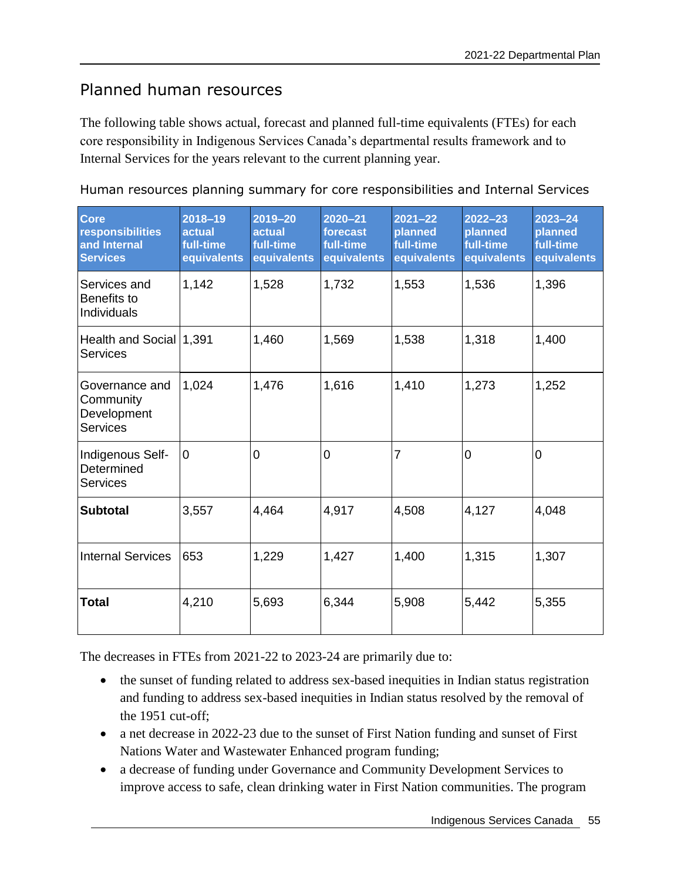## Planned human resources

The following table shows actual, forecast and planned full-time equivalents (FTEs) for each core responsibility in Indigenous Services Canada's departmental results framework and to Internal Services for the years relevant to the current planning year.

Human resources planning summary for core responsibilities and Internal Services

| Core responsibilities and Internal Services | 2018–19 actual full-time equivalents | 2019–20 actual full-time equivalents | 2020–21 forecast full-time equivalents | 2021–22 planned full-time equivalents | 2022–23 planned full-time equivalents | 2023–24 planned full-time equivalents |
|---|---|---|---|---|---|---|
| Services and Benefits to Individuals | 1,142 | 1,528 | 1,732 | 1,553 | 1,536 | 1,396 |
| Health and Social Services | 1,391 | 1,460 | 1,569 | 1,538 | 1,318 | 1,400 |
| Governance and Community Development Services | 1,024 | 1,476 | 1,616 | 1,410 | 1,273 | 1,252 |
| Indigenous Self-Determined Services | 0 | 0 | 0 | 7 | 0 | 0 |
| **Subtotal** | 3,557 | 4,464 | 4,917 | 4,508 | 4,127 | 4,048 |
| Internal Services | 653 | 1,229 | 1,427 | 1,400 | 1,315 | 1,307 |
| **Total** | 4,210 | 5,693 | 6,344 | 5,908 | 5,442 | 5,355 |

The decreases in FTEs from 2021-22 to 2023-24 are primarily due to:

- the sunset of funding related to address sex-based inequities in Indian status registration and funding to address sex-based inequities in Indian status resolved by the removal of the 1951 cut-off;
- a net decrease in 2022-23 due to the sunset of First Nation funding and sunset of First Nations Water and Wastewater Enhanced program funding;
- a decrease of funding under Governance and Community Development Services to improve access to safe, clean drinking water in First Nation communities. The program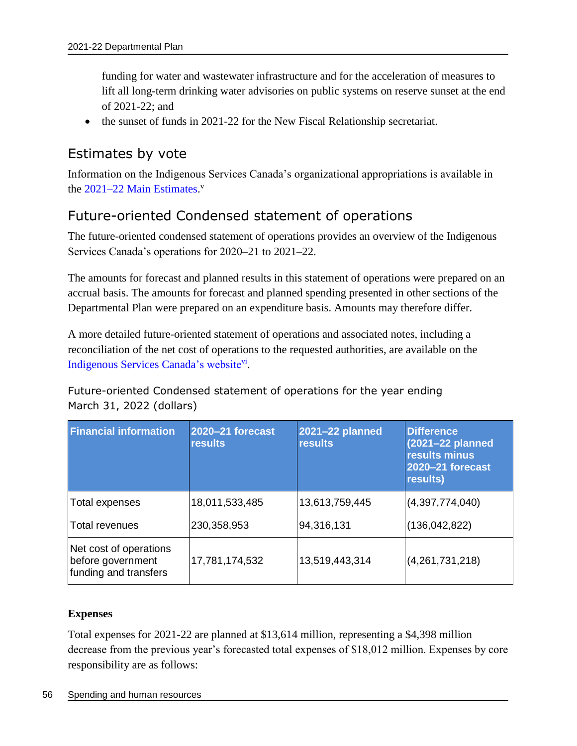funding for water and wastewater infrastructure and for the acceleration of measures to lift all long-term drinking water advisories on public systems on reserve sunset at the end of 2021-22; and

- the sunset of funds in 2021-22 for the New Fiscal Relationship secretariat.

## Estimates by vote

Information on the Indigenous Services Canada's organizational appropriations is available in the 2021–22 Main Estimates.[v]

## Future-oriented Condensed statement of operations

The future-oriented condensed statement of operations provides an overview of the Indigenous Services Canada's operations for 2020–21 to 2021–22.

The amounts for forecast and planned results in this statement of operations were prepared on an accrual basis. The amounts for forecast and planned spending presented in other sections of the Departmental Plan were prepared on an expenditure basis. Amounts may therefore differ.

A more detailed future-oriented statement of operations and associated notes, including a reconciliation of the net cost of operations to the requested authorities, are available on the Indigenous Services Canada's website[vi].

### Future-oriented Condensed statement of operations for the year ending March 31, 2022 (dollars)

| Financial information | 2020–21 forecast results | 2021–22 planned results | Difference (2021–22 planned results minus 2020–21 forecast results) |
|---|---|---|---|
| Total expenses | 18,011,533,485 | 13,613,759,445 | (4,397,774,040) |
| Total revenues | 230,358,953 | 94,316,131 | (136,042,822) |
| Net cost of operations before government funding and transfers | 17,781,174,532 | 13,519,443,314 | (4,261,731,218) |

**Expenses**

Total expenses for 2021-22 are planned at $13,614 million, representing a $4,398 million decrease from the previous year's forecasted total expenses of $18,012 million. Expenses by core responsibility are as follows: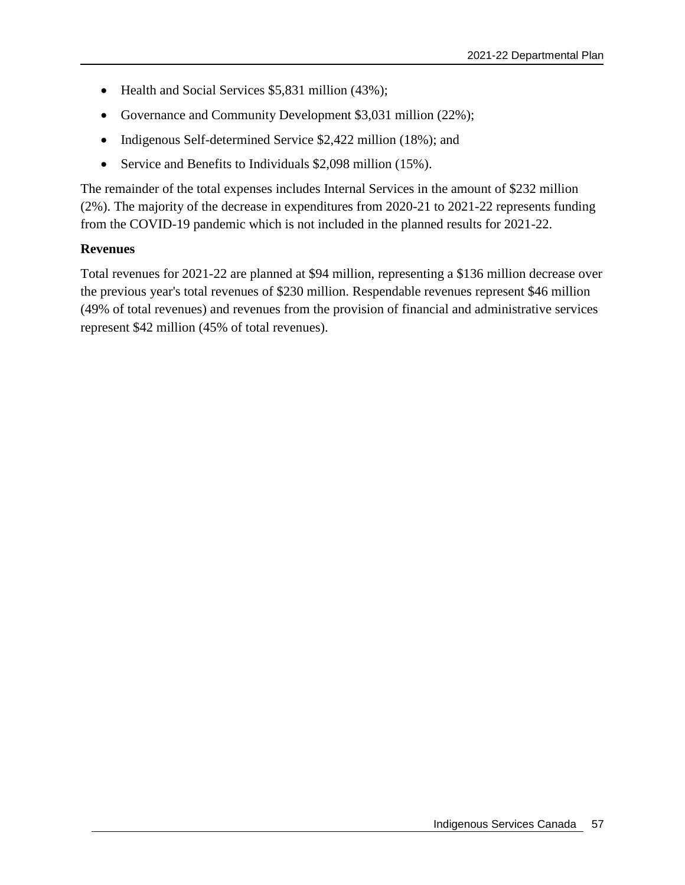- Health and Social Services $5,831 million (43%);
- Governance and Community Development $3,031 million (22%);
- Indigenous Self-determined Service $2,422 million (18%); and
- Service and Benefits to Individuals $2,098 million (15%).

The remainder of the total expenses includes Internal Services in the amount of $232 million (2%). The majority of the decrease in expenditures from 2020-21 to 2021-22 represents funding from the COVID-19 pandemic which is not included in the planned results for 2021-22.

**Revenues**

Total revenues for 2021-22 are planned at $94 million, representing a $136 million decrease over the previous year's total revenues of $230 million. Respendable revenues represent $46 million (49% of total revenues) and revenues from the provision of financial and administrative services represent $42 million (45% of total revenues).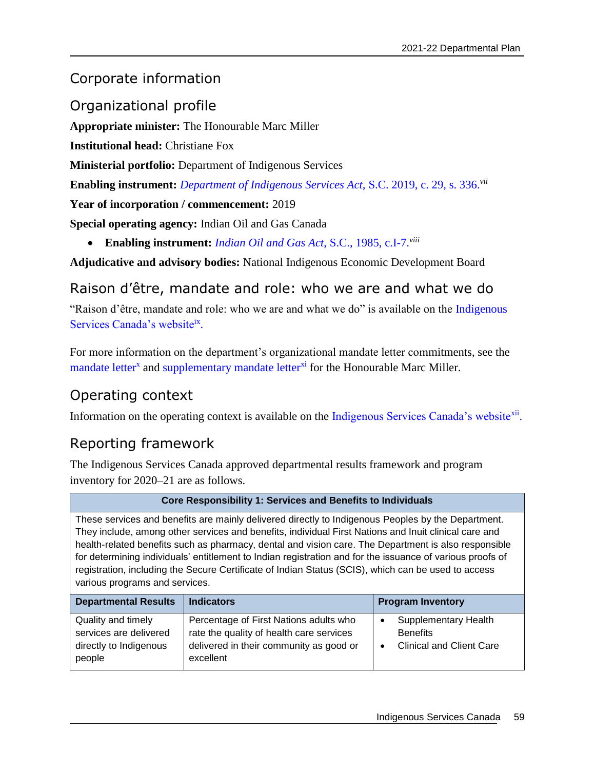# Corporate information

## Organizational profile

**Appropriate minister:** The Honourable Marc Miller

**Institutional head:** Christiane Fox

**Ministerial portfolio:** Department of Indigenous Services

**Enabling instrument:** *Department of Indigenous Services Act*, S.C. 2019, c. 29, s. 336.[vii]

**Year of incorporation / commencement:** 2019

**Special operating agency:** Indian Oil and Gas Canada

- **Enabling instrument:** *Indian Oil and Gas Act*, S.C., 1985, c.I-7.[viii]

**Adjudicative and advisory bodies:** National Indigenous Economic Development Board

## Raison d'être, mandate and role: who we are and what we do

"Raison d'être, mandate and role: who we are and what we do" is available on the Indigenous Services Canada's website[ix].

For more information on the department's organizational mandate letter commitments, see the mandate letter[x] and supplementary mandate letter[xi] for the Honourable Marc Miller.

## Operating context

Information on the operating context is available on the Indigenous Services Canada's website[xii].

## Reporting framework

The Indigenous Services Canada approved departmental results framework and program inventory for 2020–21 are as follows.

| Core Responsibility 1: Services and Benefits to Individuals | | |
|---|---|---|
| These services and benefits are mainly delivered directly to Indigenous Peoples by the Department. They include, among other services and benefits, individual First Nations and Inuit clinical care and health-related benefits such as pharmacy, dental and vision care. The Department is also responsible for determining individuals' entitlement to Indian registration and for the issuance of various proofs of registration, including the Secure Certificate of Indian Status (SCIS), which can be used to access various programs and services. | | |
| **Departmental Results** | **Indicators** | **Program Inventory** |
| Quality and timely services are delivered directly to Indigenous people | Percentage of First Nations adults who rate the quality of health care services delivered in their community as good or excellent | • Supplementary Health Benefits<br>• Clinical and Client Care |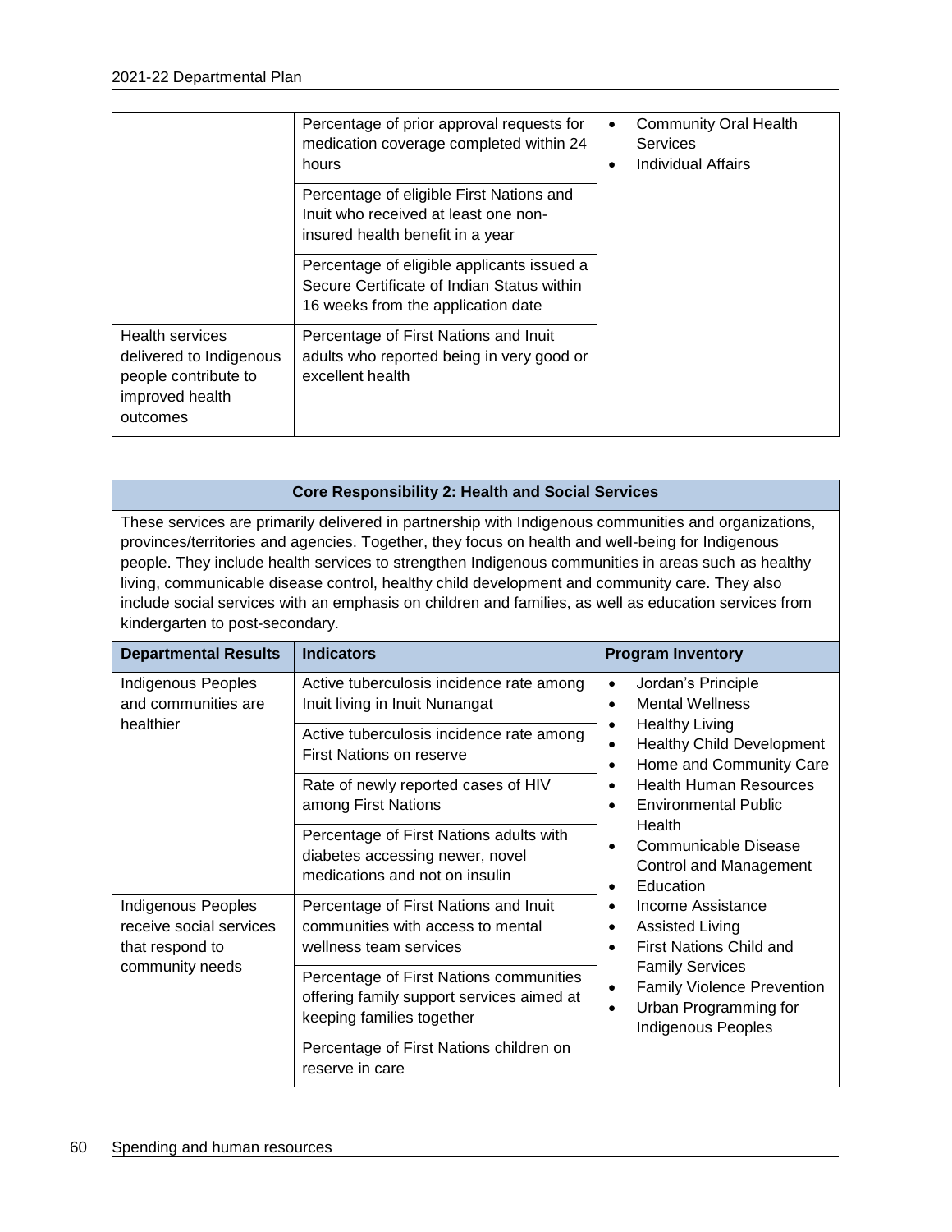| | | |
|---|---|---|
| | Percentage of prior approval requests for medication coverage completed within 24 hours | • Community Oral Health Services<br>• Individual Affairs |
| | Percentage of eligible First Nations and Inuit who received at least one non-insured health benefit in a year | |
| | Percentage of eligible applicants issued a Secure Certificate of Indian Status within 16 weeks from the application date | |
| Health services delivered to Indigenous people contribute to improved health outcomes | Percentage of First Nations and Inuit adults who reported being in very good or excellent health | |

**Core Responsibility 2: Health and Social Services**

These services are primarily delivered in partnership with Indigenous communities and organizations, provinces/territories and agencies. Together, they focus on health and well-being for Indigenous people. They include health services to strengthen Indigenous communities in areas such as healthy living, communicable disease control, healthy child development and community care. They also include social services with an emphasis on children and families, as well as education services from kindergarten to post-secondary.

| Departmental Results | Indicators | Program Inventory |
|---|---|---|
| Indigenous Peoples and communities are healthier | Active tuberculosis incidence rate among Inuit living in Inuit Nunangat | • Jordan's Principle<br>• Mental Wellness<br>• Healthy Living<br>• Healthy Child Development<br>• Home and Community Care<br>• Health Human Resources<br>• Environmental Public Health<br>• Communicable Disease Control and Management<br>• Education<br>• Income Assistance<br>• Assisted Living<br>• First Nations Child and Family Services<br>• Family Violence Prevention<br>• Urban Programming for Indigenous Peoples |
| | Active tuberculosis incidence rate among First Nations on reserve | |
| | Rate of newly reported cases of HIV among First Nations | |
| | Percentage of First Nations adults with diabetes accessing newer, novel medications and not on insulin | |
| Indigenous Peoples receive social services that respond to community needs | Percentage of First Nations and Inuit communities with access to mental wellness team services | |
| | Percentage of First Nations communities offering family support services aimed at keeping families together | |
| | Percentage of First Nations children on reserve in care | |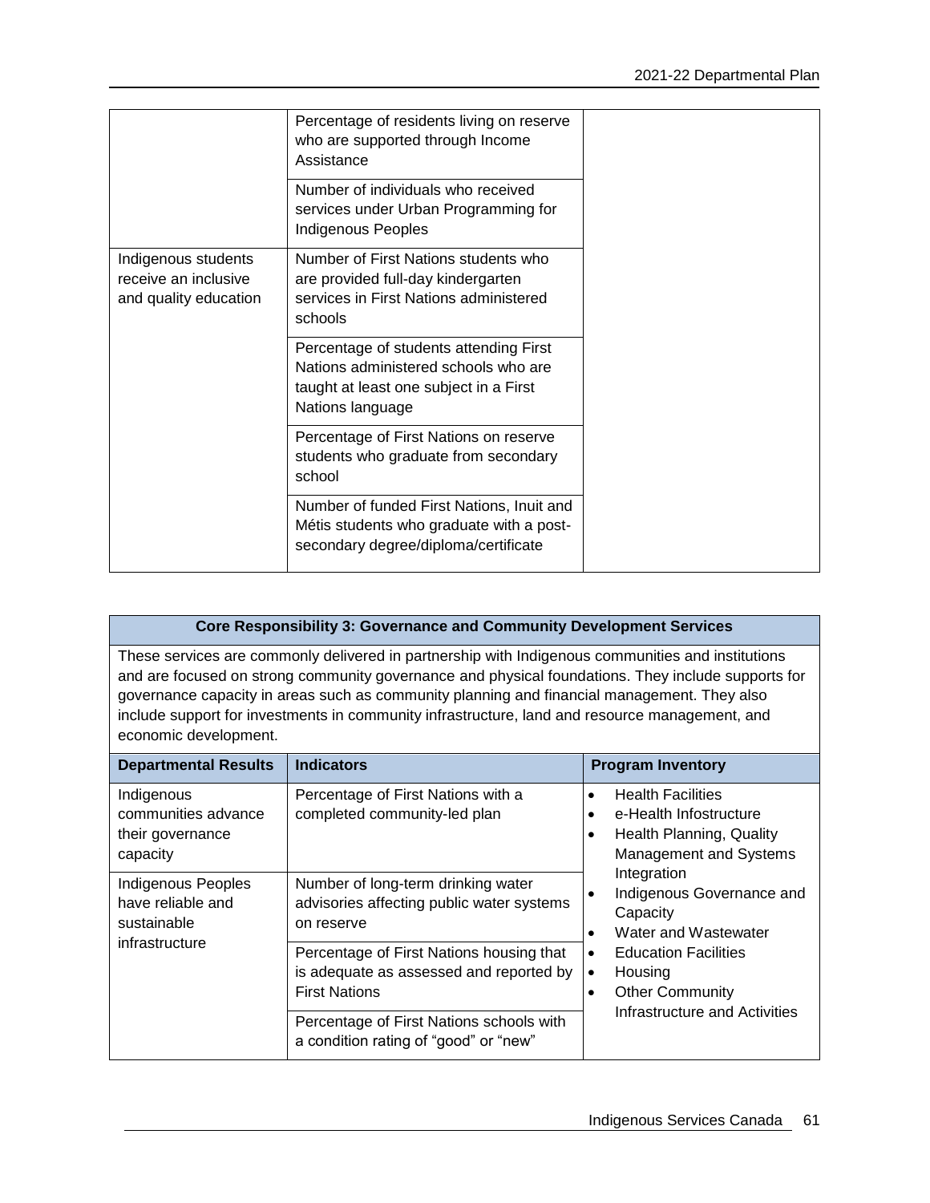| | | |
|---|---|---|
| | Percentage of residents living on reserve who are supported through Income Assistance | |
| | Number of individuals who received services under Urban Programming for Indigenous Peoples | |
| Indigenous students receive an inclusive and quality education | Number of First Nations students who are provided full-day kindergarten services in First Nations administered schools | |
| | Percentage of students attending First Nations administered schools who are taught at least one subject in a First Nations language | |
| | Percentage of First Nations on reserve students who graduate from secondary school | |
| | Number of funded First Nations, Inuit and Métis students who graduate with a post-secondary degree/diploma/certificate | |

**Core Responsibility 3: Governance and Community Development Services**

These services are commonly delivered in partnership with Indigenous communities and institutions and are focused on strong community governance and physical foundations. They include supports for governance capacity in areas such as community planning and financial management. They also include support for investments in community infrastructure, land and resource management, and economic development.

| Departmental Results | Indicators | Program Inventory |
|---|---|---|
| Indigenous communities advance their governance capacity | Percentage of First Nations with a completed community-led plan | • Health Facilities<br>• e-Health Infostructure<br>• Health Planning, Quality Management and Systems Integration<br>• Indigenous Governance and Capacity<br>• Water and Wastewater<br>• Education Facilities<br>• Housing<br>• Other Community Infrastructure and Activities |
| Indigenous Peoples have reliable and sustainable infrastructure | Number of long-term drinking water advisories affecting public water systems on reserve | |
| | Percentage of First Nations housing that is adequate as assessed and reported by First Nations | |
| | Percentage of First Nations schools with a condition rating of "good" or "new" | |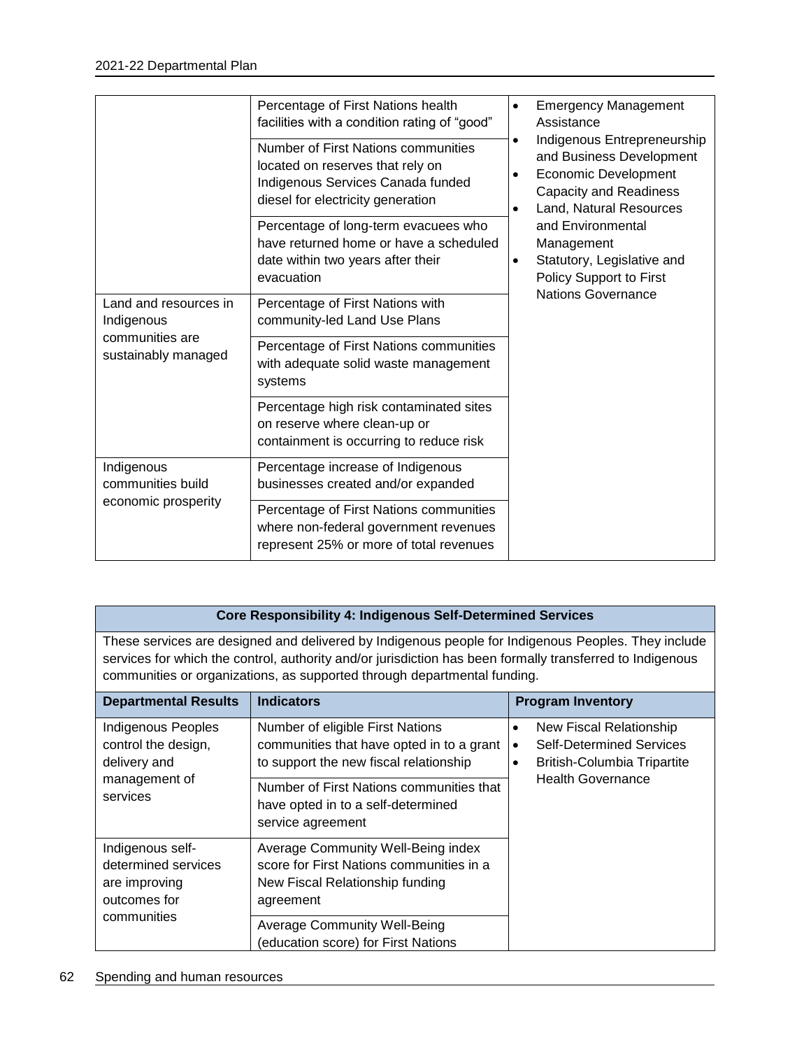| | | |
|---|---|---|
| | Percentage of First Nations health facilities with a condition rating of "good" | • Emergency Management Assistance<br>• Indigenous Entrepreneurship and Business Development<br>• Economic Development Capacity and Readiness<br>• Land, Natural Resources and Environmental Management<br>• Statutory, Legislative and Policy Support to First Nations Governance |
| | Number of First Nations communities located on reserves that rely on Indigenous Services Canada funded diesel for electricity generation | |
| | Percentage of long-term evacuees who have returned home or have a scheduled date within two years after their evacuation | |
| Land and resources in Indigenous communities are sustainably managed | Percentage of First Nations with community-led Land Use Plans | |
| | Percentage of First Nations communities with adequate solid waste management systems | |
| | Percentage high risk contaminated sites on reserve where clean-up or containment is occurring to reduce risk | |
| Indigenous communities build economic prosperity | Percentage increase of Indigenous businesses created and/or expanded | |
| | Percentage of First Nations communities where non-federal government revenues represent 25% or more of total revenues | |

**Core Responsibility 4: Indigenous Self-Determined Services**

These services are designed and delivered by Indigenous people for Indigenous Peoples. They include services for which the control, authority and/or jurisdiction has been formally transferred to Indigenous communities or organizations, as supported through departmental funding.

| Departmental Results | Indicators | Program Inventory |
|---|---|---|
| Indigenous Peoples control the design, delivery and management of services | Number of eligible First Nations communities that have opted in to a grant to support the new fiscal relationship | • New Fiscal Relationship<br>• Self-Determined Services<br>• British-Columbia Tripartite Health Governance |
| | Number of First Nations communities that have opted in to a self-determined service agreement | |
| Indigenous self-determined services are improving outcomes for communities | Average Community Well-Being index score for First Nations communities in a New Fiscal Relationship funding agreement | |
| | Average Community Well-Being (education score) for First Nations | |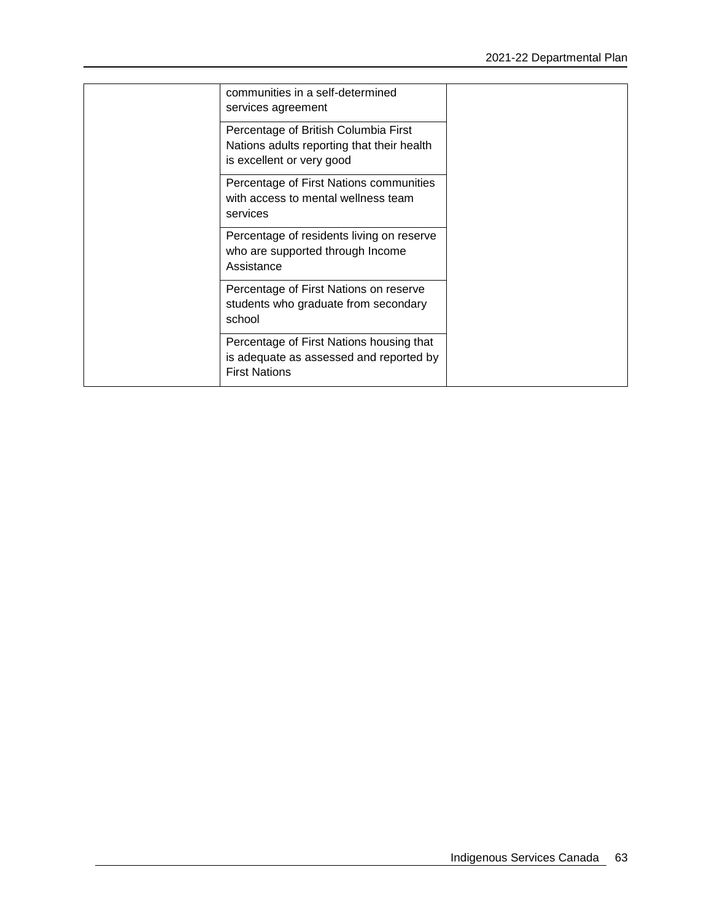|  |  |  |
| --- | --- | --- |
|  | communities in a self-determined services agreement |  |
|  | Percentage of British Columbia First Nations adults reporting that their health is excellent or very good |  |
|  | Percentage of First Nations communities with access to mental wellness team services |  |
|  | Percentage of residents living on reserve who are supported through Income Assistance |  |
|  | Percentage of First Nations on reserve students who graduate from secondary school |  |
|  | Percentage of First Nations housing that is adequate as assessed and reported by First Nations |  |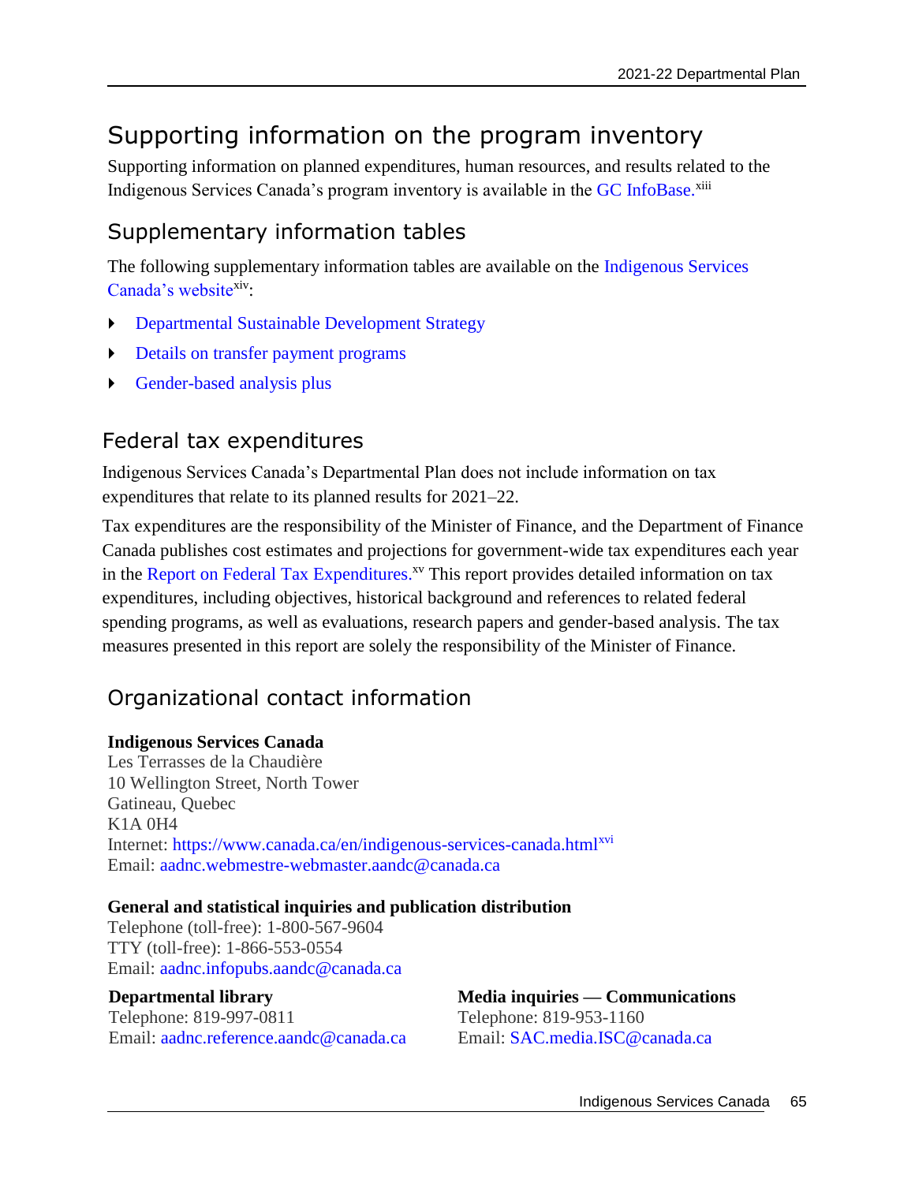## Supporting information on the program inventory

Supporting information on planned expenditures, human resources, and results related to the Indigenous Services Canada's program inventory is available in the GC InfoBase.[xiii]

## Supplementary information tables

The following supplementary information tables are available on the Indigenous Services Canada's website[xiv]:

- Departmental Sustainable Development Strategy
- Details on transfer payment programs
- Gender-based analysis plus

## Federal tax expenditures

Indigenous Services Canada's Departmental Plan does not include information on tax expenditures that relate to its planned results for 2021–22.

Tax expenditures are the responsibility of the Minister of Finance, and the Department of Finance Canada publishes cost estimates and projections for government-wide tax expenditures each year in the Report on Federal Tax Expenditures.[xv] This report provides detailed information on tax expenditures, including objectives, historical background and references to related federal spending programs, as well as evaluations, research papers and gender-based analysis. The tax measures presented in this report are solely the responsibility of the Minister of Finance.

## Organizational contact information

**Indigenous Services Canada**
Les Terrasses de la Chaudière
10 Wellington Street, North Tower
Gatineau, Quebec
K1A 0H4
Internet: https://www.canada.ca/en/indigenous-services-canada.html[xvi]
Email: aadnc.webmestre-webmaster.aandc@canada.ca

**General and statistical inquiries and publication distribution**
Telephone (toll-free): 1-800-567-9604
TTY (toll-free): 1-866-553-0554
Email: aadnc.infopubs.aandc@canada.ca

**Departmental library**
Telephone: 819-997-0811
Email: aadnc.reference.aandc@canada.ca

**Media inquiries — Communications**
Telephone: 819-953-1160
Email: SAC.media.ISC@canada.ca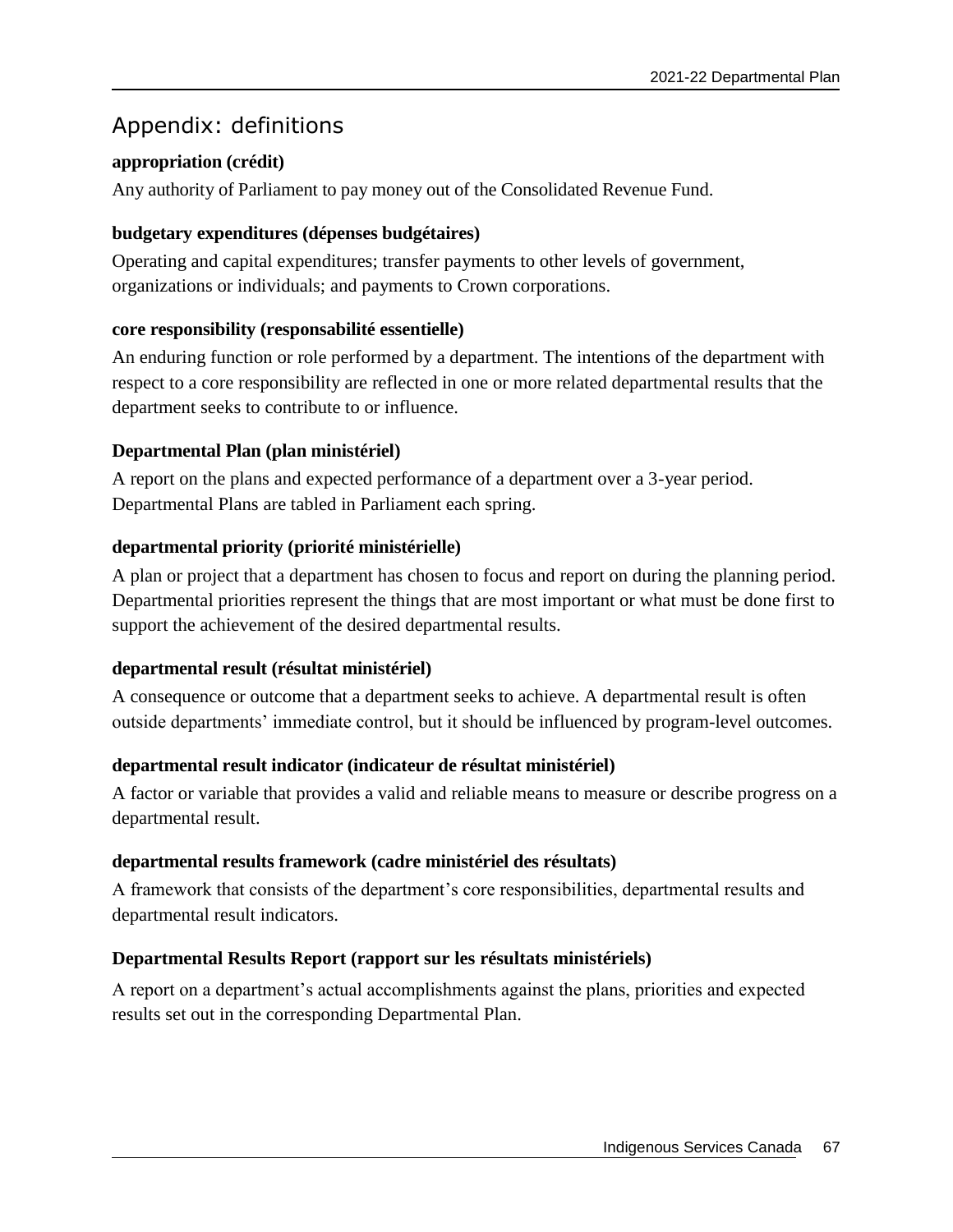## Appendix: definitions

**appropriation (crédit)**

Any authority of Parliament to pay money out of the Consolidated Revenue Fund.

**budgetary expenditures (dépenses budgétaires)**

Operating and capital expenditures; transfer payments to other levels of government, organizations or individuals; and payments to Crown corporations.

**core responsibility (responsabilité essentielle)**

An enduring function or role performed by a department. The intentions of the department with respect to a core responsibility are reflected in one or more related departmental results that the department seeks to contribute to or influence.

**Departmental Plan (plan ministériel)**

A report on the plans and expected performance of a department over a 3-year period. Departmental Plans are tabled in Parliament each spring.

**departmental priority (priorité ministérielle)**

A plan or project that a department has chosen to focus and report on during the planning period. Departmental priorities represent the things that are most important or what must be done first to support the achievement of the desired departmental results.

**departmental result (résultat ministériel)**

A consequence or outcome that a department seeks to achieve. A departmental result is often outside departments' immediate control, but it should be influenced by program-level outcomes.

**departmental result indicator (indicateur de résultat ministériel)**

A factor or variable that provides a valid and reliable means to measure or describe progress on a departmental result.

**departmental results framework (cadre ministériel des résultats)**

A framework that consists of the department's core responsibilities, departmental results and departmental result indicators.

**Departmental Results Report (rapport sur les résultats ministériels)**

A report on a department's actual accomplishments against the plans, priorities and expected results set out in the corresponding Departmental Plan.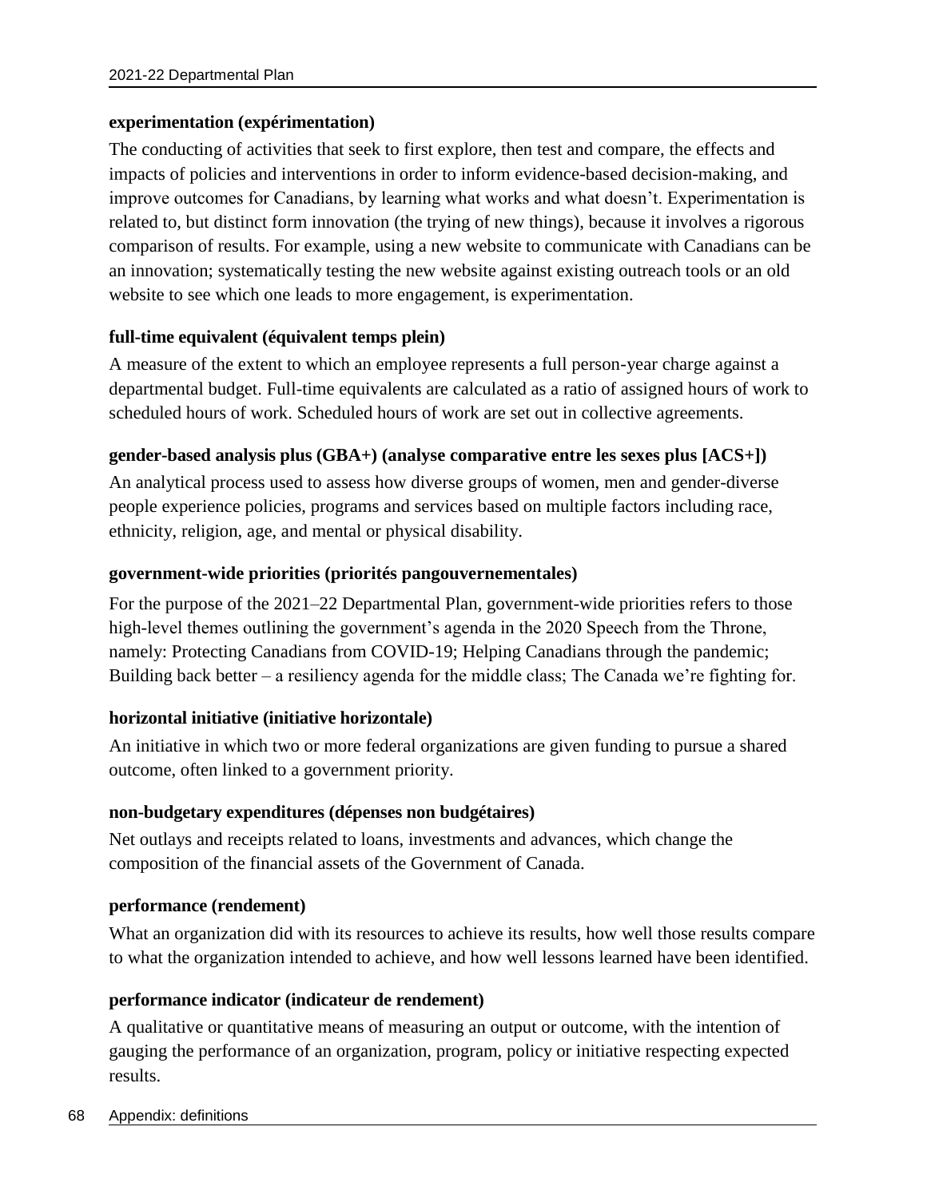**experimentation (expérimentation)**

The conducting of activities that seek to first explore, then test and compare, the effects and impacts of policies and interventions in order to inform evidence-based decision-making, and improve outcomes for Canadians, by learning what works and what doesn't. Experimentation is related to, but distinct form innovation (the trying of new things), because it involves a rigorous comparison of results. For example, using a new website to communicate with Canadians can be an innovation; systematically testing the new website against existing outreach tools or an old website to see which one leads to more engagement, is experimentation.

**full-time equivalent (équivalent temps plein)**

A measure of the extent to which an employee represents a full person-year charge against a departmental budget. Full-time equivalents are calculated as a ratio of assigned hours of work to scheduled hours of work. Scheduled hours of work are set out in collective agreements.

**gender-based analysis plus (GBA+) (analyse comparative entre les sexes plus [ACS+])**

An analytical process used to assess how diverse groups of women, men and gender-diverse people experience policies, programs and services based on multiple factors including race, ethnicity, religion, age, and mental or physical disability.

**government-wide priorities (priorités pangouvernementales)**

For the purpose of the 2021–22 Departmental Plan, government-wide priorities refers to those high-level themes outlining the government's agenda in the 2020 Speech from the Throne, namely: Protecting Canadians from COVID-19; Helping Canadians through the pandemic; Building back better – a resiliency agenda for the middle class; The Canada we're fighting for.

**horizontal initiative (initiative horizontale)**

An initiative in which two or more federal organizations are given funding to pursue a shared outcome, often linked to a government priority.

**non-budgetary expenditures (dépenses non budgétaires)**

Net outlays and receipts related to loans, investments and advances, which change the composition of the financial assets of the Government of Canada.

**performance (rendement)**

What an organization did with its resources to achieve its results, how well those results compare to what the organization intended to achieve, and how well lessons learned have been identified.

**performance indicator (indicateur de rendement)**

A qualitative or quantitative means of measuring an output or outcome, with the intention of gauging the performance of an organization, program, policy or initiative respecting expected results.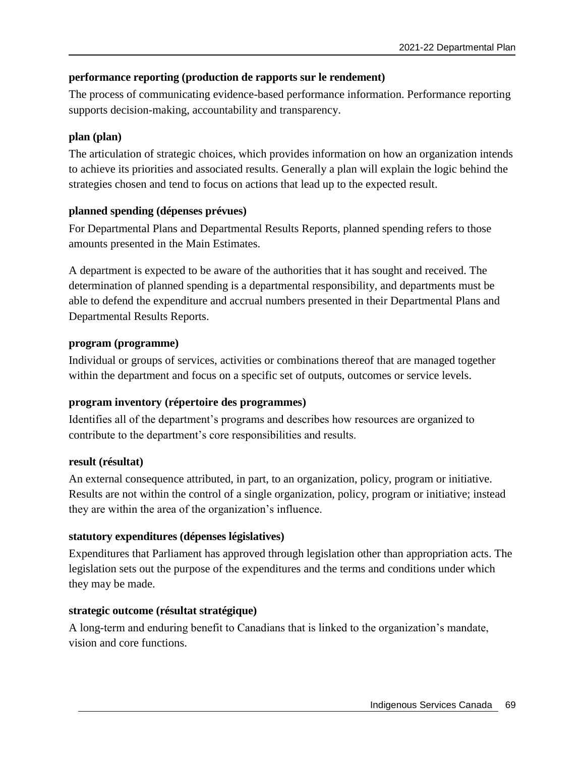**performance reporting (production de rapports sur le rendement)**

The process of communicating evidence-based performance information. Performance reporting supports decision-making, accountability and transparency.

**plan (plan)**

The articulation of strategic choices, which provides information on how an organization intends to achieve its priorities and associated results. Generally a plan will explain the logic behind the strategies chosen and tend to focus on actions that lead up to the expected result.

**planned spending (dépenses prévues)**

For Departmental Plans and Departmental Results Reports, planned spending refers to those amounts presented in the Main Estimates.

A department is expected to be aware of the authorities that it has sought and received. The determination of planned spending is a departmental responsibility, and departments must be able to defend the expenditure and accrual numbers presented in their Departmental Plans and Departmental Results Reports.

**program (programme)**

Individual or groups of services, activities or combinations thereof that are managed together within the department and focus on a specific set of outputs, outcomes or service levels.

**program inventory (répertoire des programmes)**

Identifies all of the department's programs and describes how resources are organized to contribute to the department's core responsibilities and results.

**result (résultat)**

An external consequence attributed, in part, to an organization, policy, program or initiative. Results are not within the control of a single organization, policy, program or initiative; instead they are within the area of the organization's influence.

**statutory expenditures (dépenses législatives)**

Expenditures that Parliament has approved through legislation other than appropriation acts. The legislation sets out the purpose of the expenditures and the terms and conditions under which they may be made.

**strategic outcome (résultat stratégique)**

A long-term and enduring benefit to Canadians that is linked to the organization's mandate, vision and core functions.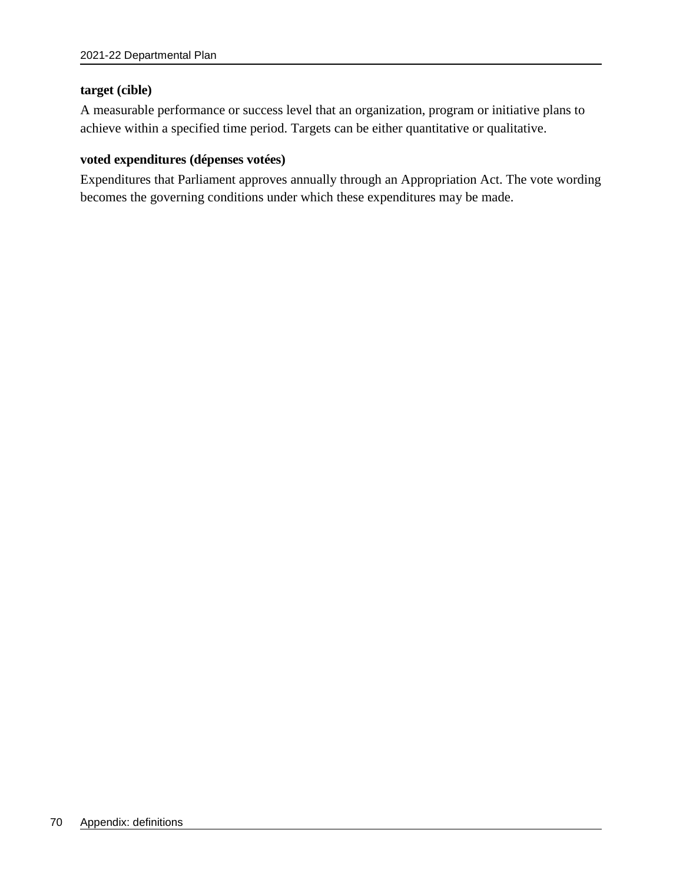**target (cible)**

A measurable performance or success level that an organization, program or initiative plans to achieve within a specified time period. Targets can be either quantitative or qualitative.

**voted expenditures (dépenses votées)**

Expenditures that Parliament approves annually through an Appropriation Act. The vote wording becomes the governing conditions under which these expenditures may be made.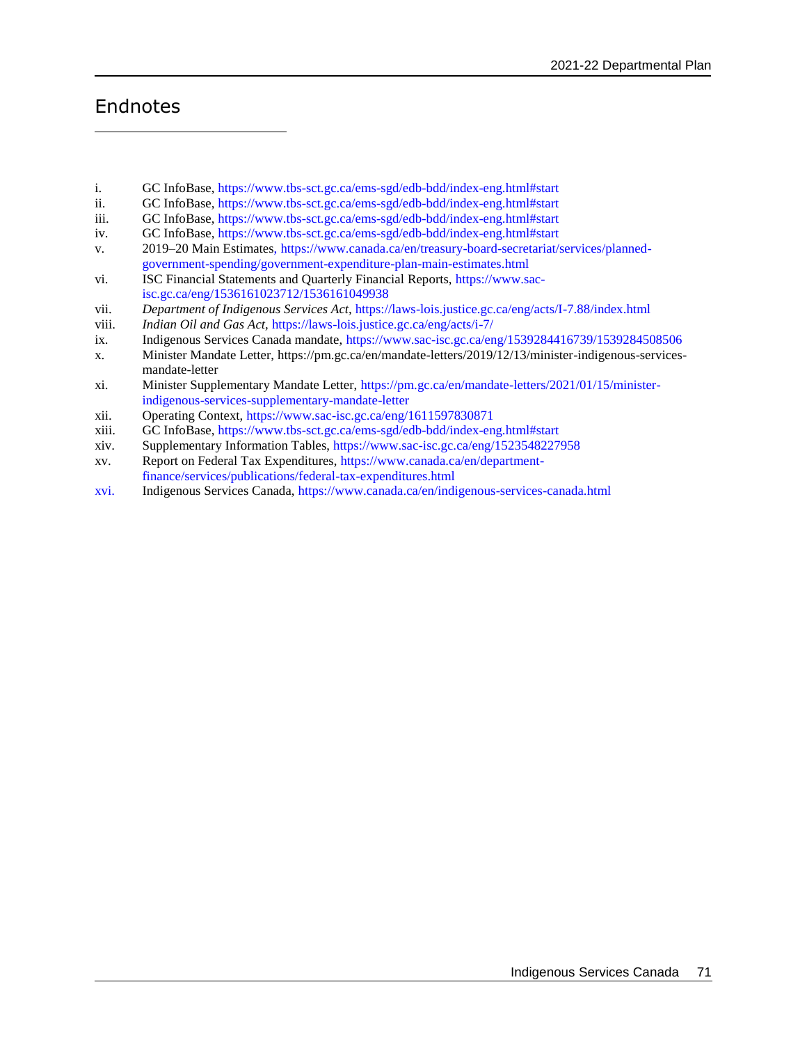# Endnotes

i. GC InfoBase, https://www.tbs-sct.gc.ca/ems-sgd/edb-bdd/index-eng.html#start
ii. GC InfoBase, https://www.tbs-sct.gc.ca/ems-sgd/edb-bdd/index-eng.html#start
iii. GC InfoBase, https://www.tbs-sct.gc.ca/ems-sgd/edb-bdd/index-eng.html#start
iv. GC InfoBase, https://www.tbs-sct.gc.ca/ems-sgd/edb-bdd/index-eng.html#start
v. 2019–20 Main Estimates, https://www.canada.ca/en/treasury-board-secretariat/services/planned-government-spending/government-expenditure-plan-main-estimates.html
vi. ISC Financial Statements and Quarterly Financial Reports, https://www.sac-isc.gc.ca/eng/1536161023712/1536161049938
vii. *Department of Indigenous Services Act*, https://laws-lois.justice.gc.ca/eng/acts/I-7.88/index.html
viii. *Indian Oil and Gas Act*, https://laws-lois.justice.gc.ca/eng/acts/i-7/
ix. Indigenous Services Canada mandate, https://www.sac-isc.gc.ca/eng/1539284416739/1539284508506
x. Minister Mandate Letter, https://pm.gc.ca/en/mandate-letters/2019/12/13/minister-indigenous-services-mandate-letter
xi. Minister Supplementary Mandate Letter, https://pm.gc.ca/en/mandate-letters/2021/01/15/minister-indigenous-services-supplementary-mandate-letter
xii. Operating Context, https://www.sac-isc.gc.ca/eng/1611597830871
xiii. GC InfoBase, https://www.tbs-sct.gc.ca/ems-sgd/edb-bdd/index-eng.html#start
xiv. Supplementary Information Tables, https://www.sac-isc.gc.ca/eng/1523548227958
xv. Report on Federal Tax Expenditures, https://www.canada.ca/en/department-finance/services/publications/federal-tax-expenditures.html
xvi. Indigenous Services Canada, https://www.canada.ca/en/indigenous-services-canada.html